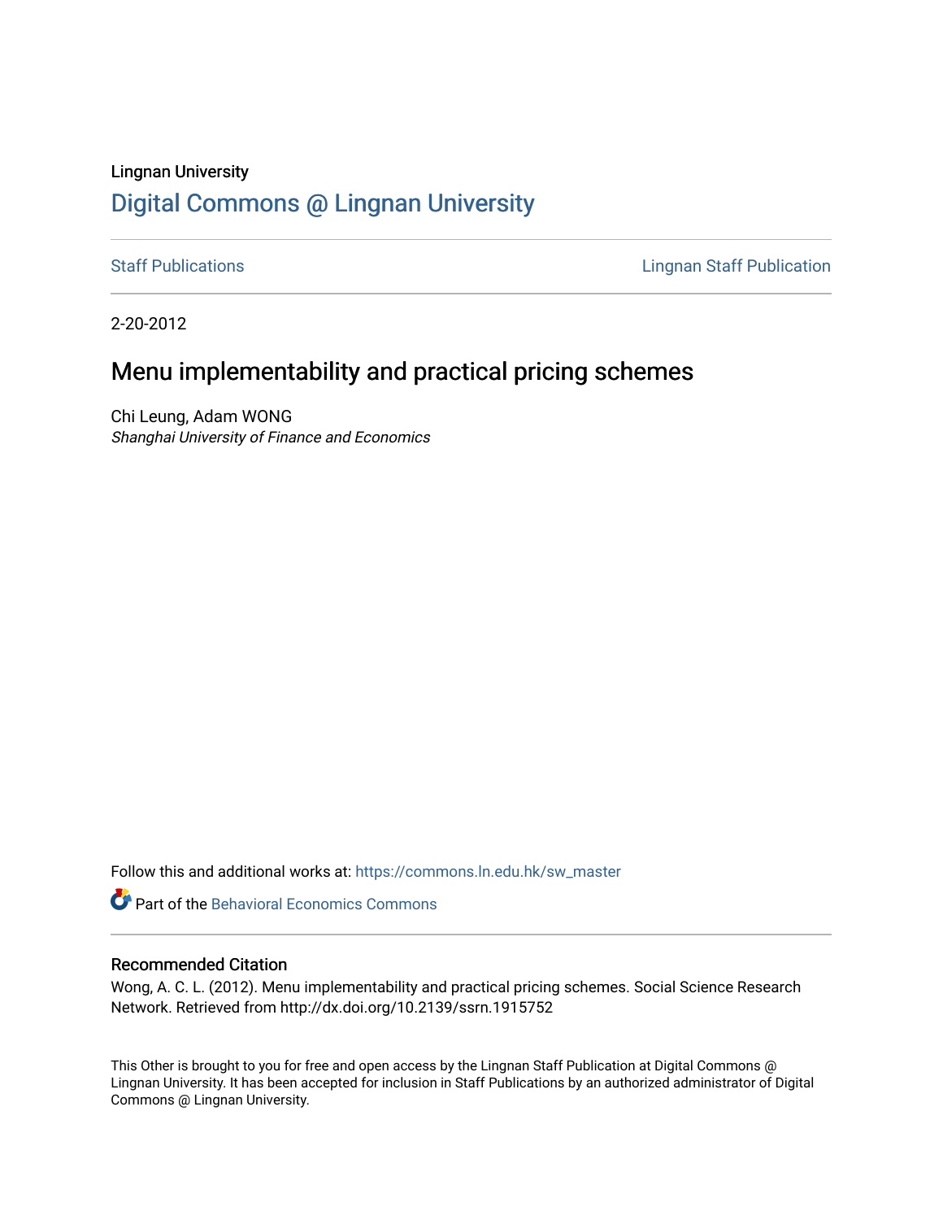Lingnan University

# Digital Commons @ Lingnan University

Staff Publications | Lingnan Staff Publication

2-20-2012

## Menu implementability and practical pricing schemes

Chi Leung, Adam WONG
*Shanghai University of Finance and Economics*

Follow this and additional works at: https://commons.ln.edu.hk/sw_master

Part of the Behavioral Economics Commons

### Recommended Citation

Wong, A. C. L. (2012). Menu implementability and practical pricing schemes. Social Science Research Network. Retrieved from http://dx.doi.org/10.2139/ssrn.1915752

This Other is brought to you for free and open access by the Lingnan Staff Publication at Digital Commons @ Lingnan University. It has been accepted for inclusion in Staff Publications by an authorized administrator of Digital Commons @ Lingnan University.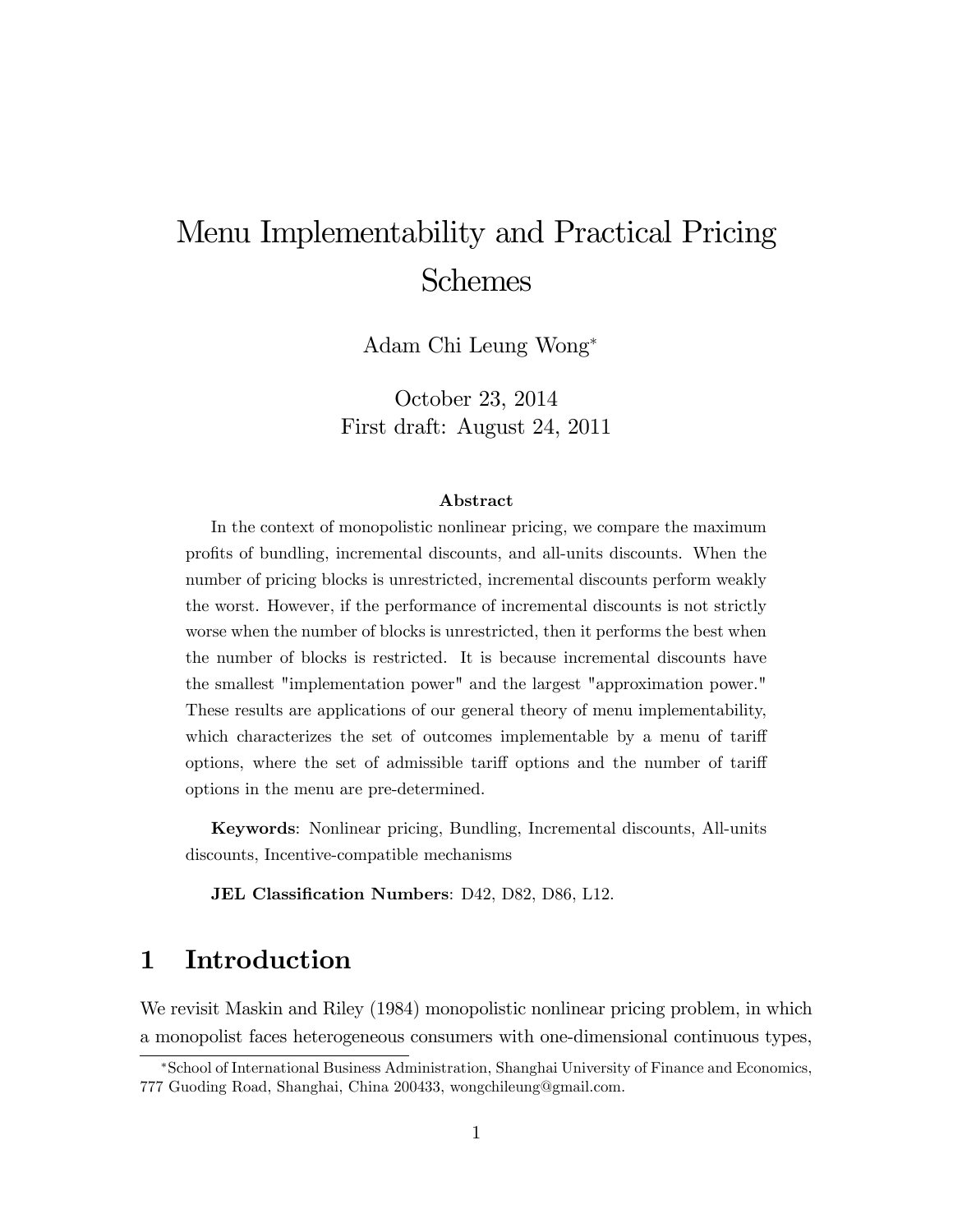# Menu Implementability and Practical Pricing Schemes

Adam Chi Leung Wong*

October 23, 2014
First draft: August 24, 2011

**Abstract**

In the context of monopolistic nonlinear pricing, we compare the maximum profits of bundling, incremental discounts, and all-units discounts. When the number of pricing blocks is unrestricted, incremental discounts perform weakly the worst. However, if the performance of incremental discounts is not strictly worse when the number of blocks is unrestricted, then it performs the best when the number of blocks is restricted. It is because incremental discounts have the smallest "implementation power" and the largest "approximation power." These results are applications of our general theory of menu implementability, which characterizes the set of outcomes implementable by a menu of tariff options, where the set of admissible tariff options and the number of tariff options in the menu are pre-determined.

**Keywords**: Nonlinear pricing, Bundling, Incremental discounts, All-units discounts, Incentive-compatible mechanisms

**JEL Classification Numbers**: D42, D82, D86, L12.

## 1 Introduction

We revisit Maskin and Riley (1984) monopolistic nonlinear pricing problem, in which a monopolist faces heterogeneous consumers with one-dimensional continuous types,

*School of International Business Administration, Shanghai University of Finance and Economics, 777 Guoding Road, Shanghai, China 200433, wongchileung@gmail.com.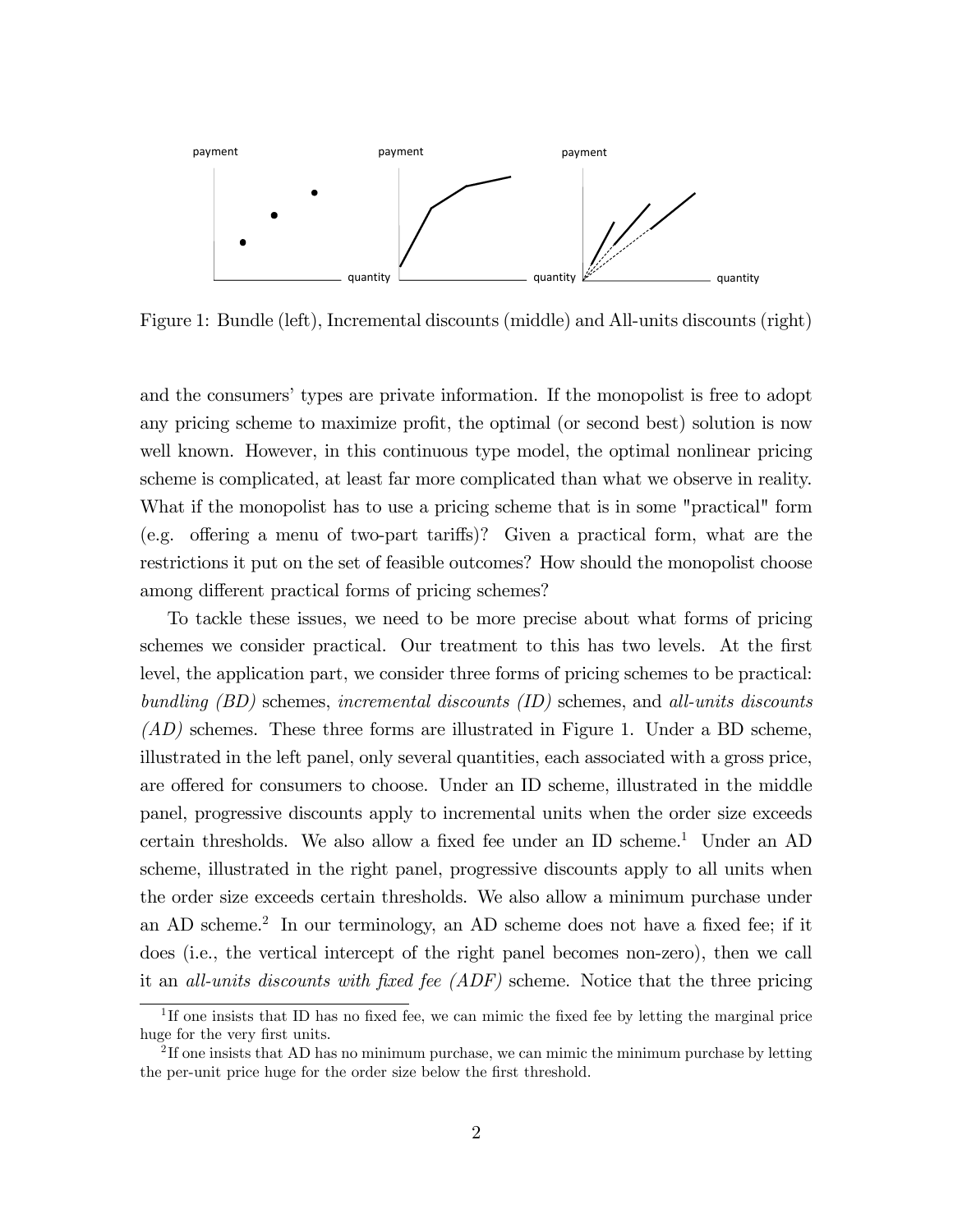payment

quantity

payment

quantity

payment

quantity

Figure 1: Bundle (left), Incremental discounts (middle) and All-units discounts (right)

and the consumers' types are private information. If the monopolist is free to adopt any pricing scheme to maximize profit, the optimal (or second best) solution is now well known. However, in this continuous type model, the optimal nonlinear pricing scheme is complicated, at least far more complicated than what we observe in reality. What if the monopolist has to use a pricing scheme that is in some "practical" form (e.g. offering a menu of two-part tariffs)? Given a practical form, what are the restrictions it put on the set of feasible outcomes? How should the monopolist choose among different practical forms of pricing schemes?

To tackle these issues, we need to be more precise about what forms of pricing schemes we consider practical. Our treatment to this has two levels. At the first level, the application part, we consider three forms of pricing schemes to be practical: *bundling (BD)* schemes, *incremental discounts (ID)* schemes, and *all-units discounts (AD)* schemes. These three forms are illustrated in Figure 1. Under a BD scheme, illustrated in the left panel, only several quantities, each associated with a gross price, are offered for consumers to choose. Under an ID scheme, illustrated in the middle panel, progressive discounts apply to incremental units when the order size exceeds certain thresholds. We also allow a fixed fee under an ID scheme.[1] Under an AD scheme, illustrated in the right panel, progressive discounts apply to all units when the order size exceeds certain thresholds. We also allow a minimum purchase under an AD scheme.[2] In our terminology, an AD scheme does not have a fixed fee; if it does (i.e., the vertical intercept of the right panel becomes non-zero), then we call it an *all-units discounts with fixed fee (ADF)* scheme. Notice that the three pricing

[1] If one insists that ID has no fixed fee, we can mimic the fixed fee by letting the marginal price huge for the very first units.

[2] If one insists that AD has no minimum purchase, we can mimic the minimum purchase by letting the per-unit price huge for the order size below the first threshold.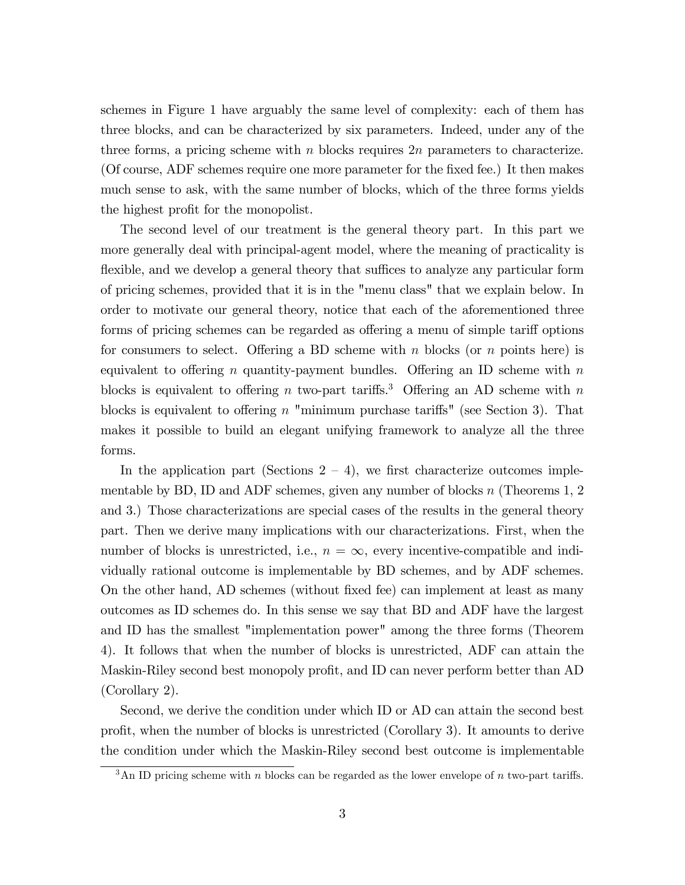schemes in Figure 1 have arguably the same level of complexity: each of them has three blocks, and can be characterized by six parameters. Indeed, under any of the three forms, a pricing scheme with $n$ blocks requires $2n$ parameters to characterize. (Of course, ADF schemes require one more parameter for the fixed fee.) It then makes much sense to ask, with the same number of blocks, which of the three forms yields the highest profit for the monopolist.

The second level of our treatment is the general theory part. In this part we more generally deal with principal-agent model, where the meaning of practicality is flexible, and we develop a general theory that suffices to analyze any particular form of pricing schemes, provided that it is in the "menu class" that we explain below. In order to motivate our general theory, notice that each of the aforementioned three forms of pricing schemes can be regarded as offering a menu of simple tariff options for consumers to select. Offering a BD scheme with $n$ blocks (or $n$ points here) is equivalent to offering $n$ quantity-payment bundles. Offering an ID scheme with $n$ blocks is equivalent to offering $n$ two-part tariffs.[3] Offering an AD scheme with $n$ blocks is equivalent to offering $n$ "minimum purchase tariffs" (see Section 3). That makes it possible to build an elegant unifying framework to analyze all the three forms.

In the application part (Sections 2 – 4), we first characterize outcomes implementable by BD, ID and ADF schemes, given any number of blocks $n$ (Theorems 1, 2 and 3.) Those characterizations are special cases of the results in the general theory part. Then we derive many implications with our characterizations. First, when the number of blocks is unrestricted, i.e., $n = \infty$, every incentive-compatible and individually rational outcome is implementable by BD schemes, and by ADF schemes. On the other hand, AD schemes (without fixed fee) can implement at least as many outcomes as ID schemes do. In this sense we say that BD and ADF have the largest and ID has the smallest "implementation power" among the three forms (Theorem 4). It follows that when the number of blocks is unrestricted, ADF can attain the Maskin-Riley second best monopoly profit, and ID can never perform better than AD (Corollary 2).

Second, we derive the condition under which ID or AD can attain the second best profit, when the number of blocks is unrestricted (Corollary 3). It amounts to derive the condition under which the Maskin-Riley second best outcome is implementable

[3] An ID pricing scheme with $n$ blocks can be regarded as the lower envelope of $n$ two-part tariffs.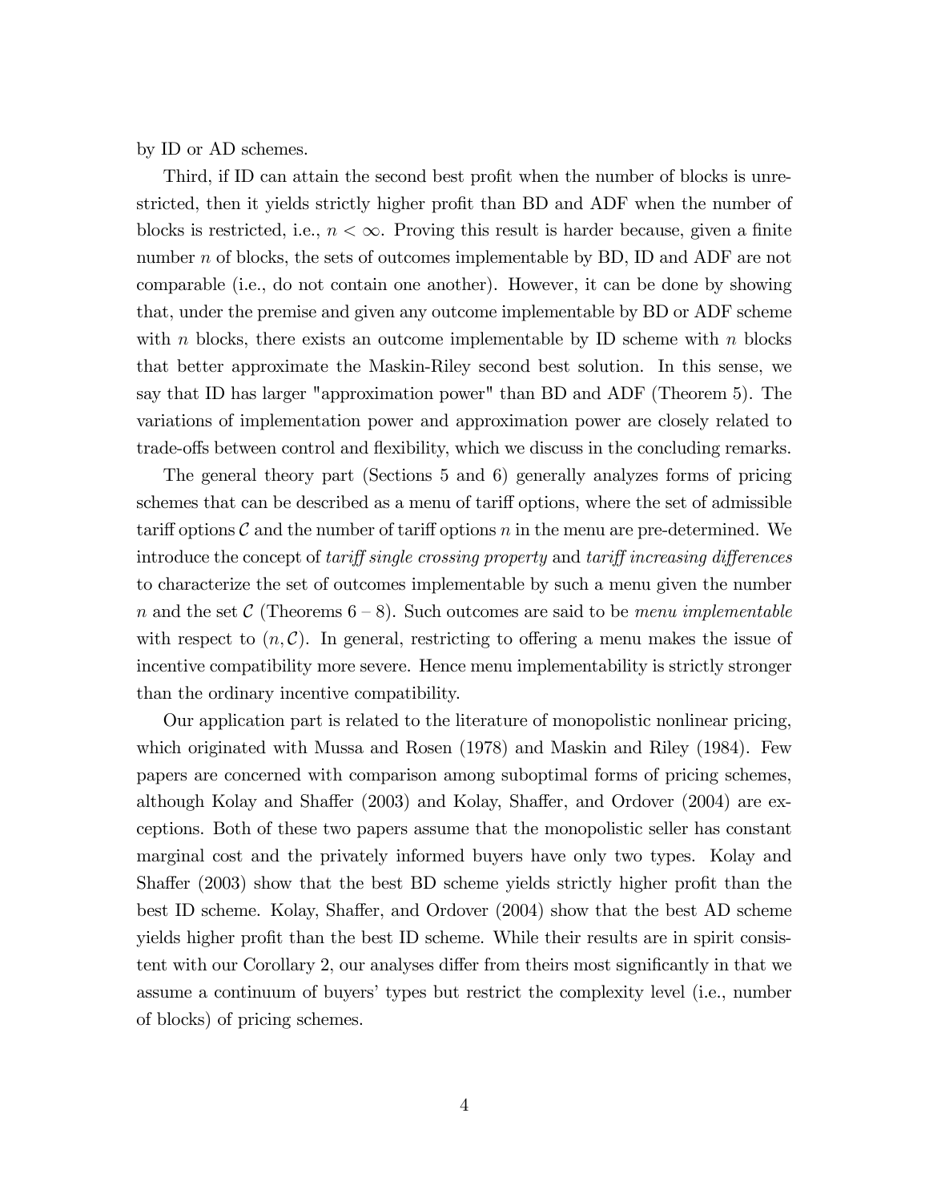by ID or AD schemes.

Third, if ID can attain the second best profit when the number of blocks is unrestricted, then it yields strictly higher profit than BD and ADF when the number of blocks is restricted, i.e., $n < \infty$. Proving this result is harder because, given a finite number $n$ of blocks, the sets of outcomes implementable by BD, ID and ADF are not comparable (i.e., do not contain one another). However, it can be done by showing that, under the premise and given any outcome implementable by BD or ADF scheme with $n$ blocks, there exists an outcome implementable by ID scheme with $n$ blocks that better approximate the Maskin-Riley second best solution. In this sense, we say that ID has larger "approximation power" than BD and ADF (Theorem 5). The variations of implementation power and approximation power are closely related to trade-offs between control and flexibility, which we discuss in the concluding remarks.

The general theory part (Sections 5 and 6) generally analyzes forms of pricing schemes that can be described as a menu of tariff options, where the set of admissible tariff options $\mathcal{C}$ and the number of tariff options $n$ in the menu are pre-determined. We introduce the concept of *tariff single crossing property* and *tariff increasing differences* to characterize the set of outcomes implementable by such a menu given the number $n$ and the set $\mathcal{C}$ (Theorems 6 – 8). Such outcomes are said to be *menu implementable* with respect to $(n, \mathcal{C})$. In general, restricting to offering a menu makes the issue of incentive compatibility more severe. Hence menu implementability is strictly stronger than the ordinary incentive compatibility.

Our application part is related to the literature of monopolistic nonlinear pricing, which originated with Mussa and Rosen (1978) and Maskin and Riley (1984). Few papers are concerned with comparison among suboptimal forms of pricing schemes, although Kolay and Shaffer (2003) and Kolay, Shaffer, and Ordover (2004) are exceptions. Both of these two papers assume that the monopolistic seller has constant marginal cost and the privately informed buyers have only two types. Kolay and Shaffer (2003) show that the best BD scheme yields strictly higher profit than the best ID scheme. Kolay, Shaffer, and Ordover (2004) show that the best AD scheme yields higher profit than the best ID scheme. While their results are in spirit consistent with our Corollary 2, our analyses differ from theirs most significantly in that we assume a continuum of buyers' types but restrict the complexity level (i.e., number of blocks) of pricing schemes.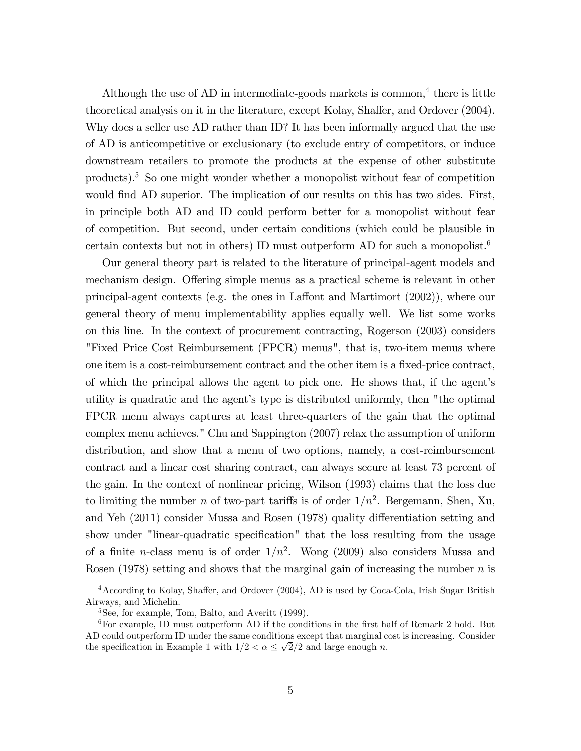Although the use of AD in intermediate-goods markets is common,[4] there is little theoretical analysis on it in the literature, except Kolay, Shaffer, and Ordover (2004). Why does a seller use AD rather than ID? It has been informally argued that the use of AD is anticompetitive or exclusionary (to exclude entry of competitors, or induce downstream retailers to promote the products at the expense of other substitute products).[5] So one might wonder whether a monopolist without fear of competition would find AD superior. The implication of our results on this has two sides. First, in principle both AD and ID could perform better for a monopolist without fear of competition. But second, under certain conditions (which could be plausible in certain contexts but not in others) ID must outperform AD for such a monopolist.[6]

Our general theory part is related to the literature of principal-agent models and mechanism design. Offering simple menus as a practical scheme is relevant in other principal-agent contexts (e.g. the ones in Laffont and Martimort (2002)), where our general theory of menu implementability applies equally well. We list some works on this line. In the context of procurement contracting, Rogerson (2003) considers "Fixed Price Cost Reimbursement (FPCR) menus", that is, two-item menus where one item is a cost-reimbursement contract and the other item is a fixed-price contract, of which the principal allows the agent to pick one. He shows that, if the agent's utility is quadratic and the agent's type is distributed uniformly, then "the optimal FPCR menu always captures at least three-quarters of the gain that the optimal complex menu achieves." Chu and Sappington (2007) relax the assumption of uniform distribution, and show that a menu of two options, namely, a cost-reimbursement contract and a linear cost sharing contract, can always secure at least 73 percent of the gain. In the context of nonlinear pricing, Wilson (1993) claims that the loss due to limiting the number $n$ of two-part tariffs is of order $1/n^2$. Bergemann, Shen, Xu, and Yeh (2011) consider Mussa and Rosen (1978) quality differentiation setting and show under "linear-quadratic specification" that the loss resulting from the usage of a finite $n$-class menu is of order $1/n^2$. Wong (2009) also considers Mussa and Rosen (1978) setting and shows that the marginal gain of increasing the number $n$ is

[4] According to Kolay, Shaffer, and Ordover (2004), AD is used by Coca-Cola, Irish Sugar British Airways, and Michelin.

[5] See, for example, Tom, Balto, and Averitt (1999).

[6] For example, ID must outperform AD if the conditions in the first half of Remark 2 hold. But AD could outperform ID under the same conditions except that marginal cost is increasing. Consider the specification in Example 1 with $1/2 < \alpha \leq \sqrt{2}/2$ and large enough $n$.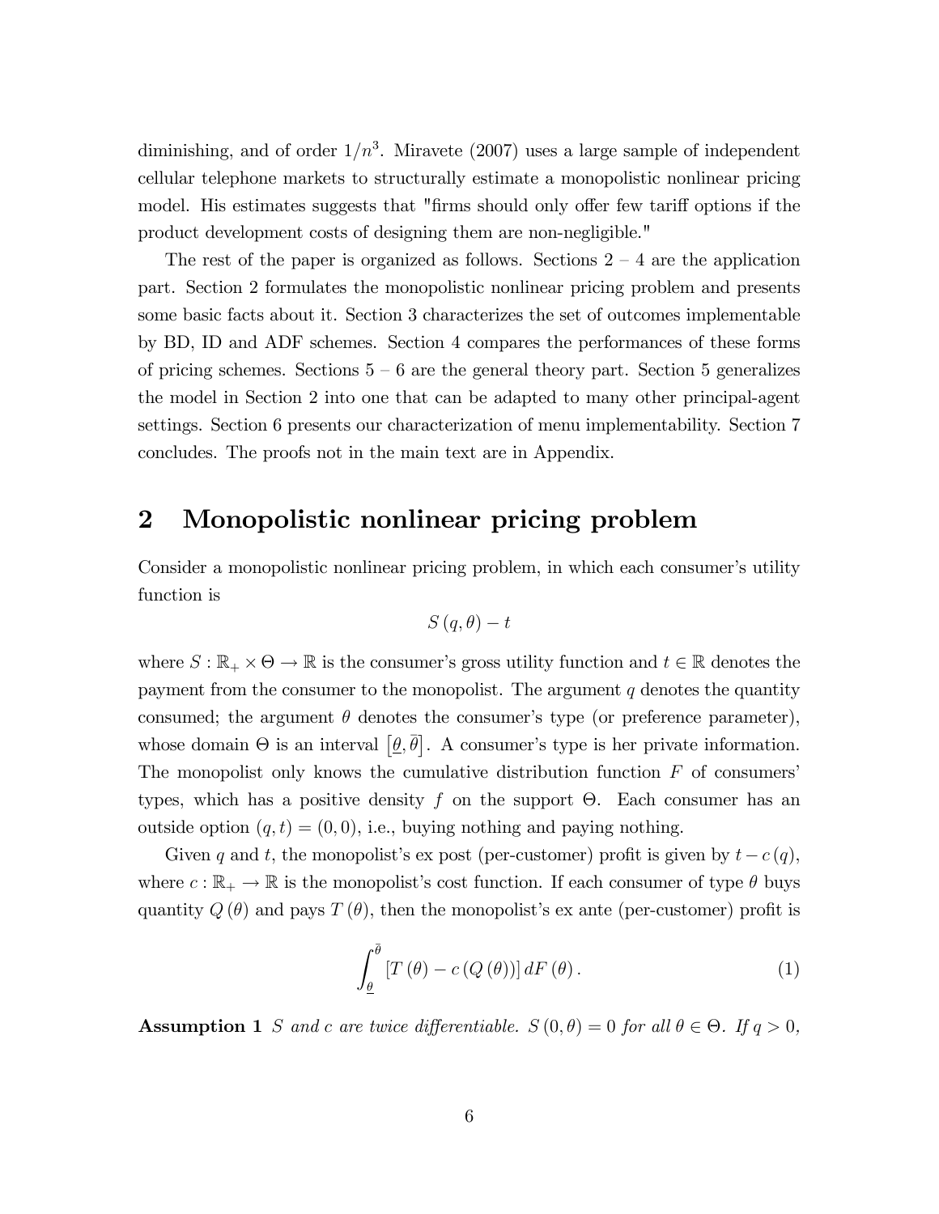diminishing, and of order $1/n^3$. Miravete (2007) uses a large sample of independent cellular telephone markets to structurally estimate a monopolistic nonlinear pricing model. His estimates suggests that "firms should only offer few tariff options if the product development costs of designing them are non-negligible."

The rest of the paper is organized as follows. Sections 2 – 4 are the application part. Section 2 formulates the monopolistic nonlinear pricing problem and presents some basic facts about it. Section 3 characterizes the set of outcomes implementable by BD, ID and ADF schemes. Section 4 compares the performances of these forms of pricing schemes. Sections 5 – 6 are the general theory part. Section 5 generalizes the model in Section 2 into one that can be adapted to many other principal-agent settings. Section 6 presents our characterization of menu implementability. Section 7 concludes. The proofs not in the main text are in Appendix.

# 2 Monopolistic nonlinear pricing problem

Consider a monopolistic nonlinear pricing problem, in which each consumer's utility function is

$$S(q, \theta) - t$$

where $S : \mathbb{R}_+ \times \Theta \to \mathbb{R}$ is the consumer's gross utility function and $t \in \mathbb{R}$ denotes the payment from the consumer to the monopolist. The argument $q$ denotes the quantity consumed; the argument $\theta$ denotes the consumer's type (or preference parameter), whose domain $\Theta$ is an interval $[\underline{\theta}, \bar{\theta}]$. A consumer's type is her private information. The monopolist only knows the cumulative distribution function $F$ of consumers' types, which has a positive density $f$ on the support $\Theta$. Each consumer has an outside option $(q, t) = (0, 0)$, i.e., buying nothing and paying nothing.

Given $q$ and $t$, the monopolist's ex post (per-customer) profit is given by $t - c(q)$, where $c : \mathbb{R}_+ \to \mathbb{R}$ is the monopolist's cost function. If each consumer of type $\theta$ buys quantity $Q(\theta)$ and pays $T(\theta)$, then the monopolist's ex ante (per-customer) profit is

$$\int_{\underline{\theta}}^{\bar{\theta}} [T(\theta) - c(Q(\theta))] \, dF(\theta). \tag{1}$$

**Assumption 1** *$S$ and $c$ are twice differentiable. $S(0, \theta) = 0$ for all $\theta \in \Theta$. If $q > 0$,*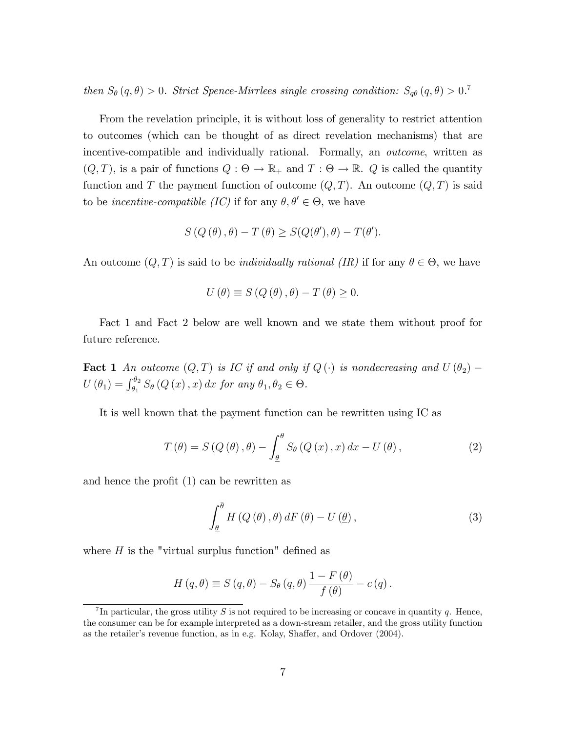*then $S_\theta(q,\theta) > 0$. Strict Spence-Mirrlees single crossing condition: $S_{q\theta}(q,\theta) > 0$.*[7]

From the revelation principle, it is without loss of generality to restrict attention to outcomes (which can be thought of as direct revelation mechanisms) that are incentive-compatible and individually rational. Formally, an *outcome*, written as $(Q,T)$, is a pair of functions $Q : \Theta \to \mathbb{R}_+$ and $T : \Theta \to \mathbb{R}$. $Q$ is called the quantity function and $T$ the payment function of outcome $(Q,T)$. An outcome $(Q,T)$ is said to be *incentive-compatible (IC)* if for any $\theta, \theta' \in \Theta$, we have

$$S(Q(\theta),\theta) - T(\theta) \geq S(Q(\theta'),\theta) - T(\theta').$$

An outcome $(Q,T)$ is said to be *individually rational (IR)* if for any $\theta \in \Theta$, we have

$$U(\theta) \equiv S(Q(\theta),\theta) - T(\theta) \geq 0.$$

Fact 1 and Fact 2 below are well known and we state them without proof for future reference.

**Fact 1** *An outcome $(Q,T)$ is IC if and only if $Q(\cdot)$ is nondecreasing and $U(\theta_2) - U(\theta_1) = \int_{\theta_1}^{\theta_2} S_\theta(Q(x),x)\,dx$ for any $\theta_1, \theta_2 \in \Theta$.*

It is well known that the payment function can be rewritten using IC as

$$T(\theta) = S(Q(\theta),\theta) - \int_{\underline{\theta}}^{\theta} S_\theta(Q(x),x)\,dx - U(\underline{\theta}), \tag{2}$$

and hence the profit (1) can be rewritten as

$$\int_{\underline{\theta}}^{\bar{\theta}} H(Q(\theta),\theta)\,dF(\theta) - U(\underline{\theta}), \tag{3}$$

where $H$ is the "virtual surplus function" defined as

$$H(q,\theta) \equiv S(q,\theta) - S_\theta(q,\theta)\frac{1-F(\theta)}{f(\theta)} - c(q).$$

[7] In particular, the gross utility $S$ is not required to be increasing or concave in quantity $q$. Hence, the consumer can be for example interpreted as a down-stream retailer, and the gross utility function as the retailer's revenue function, as in e.g. Kolay, Shaffer, and Ordover (2004).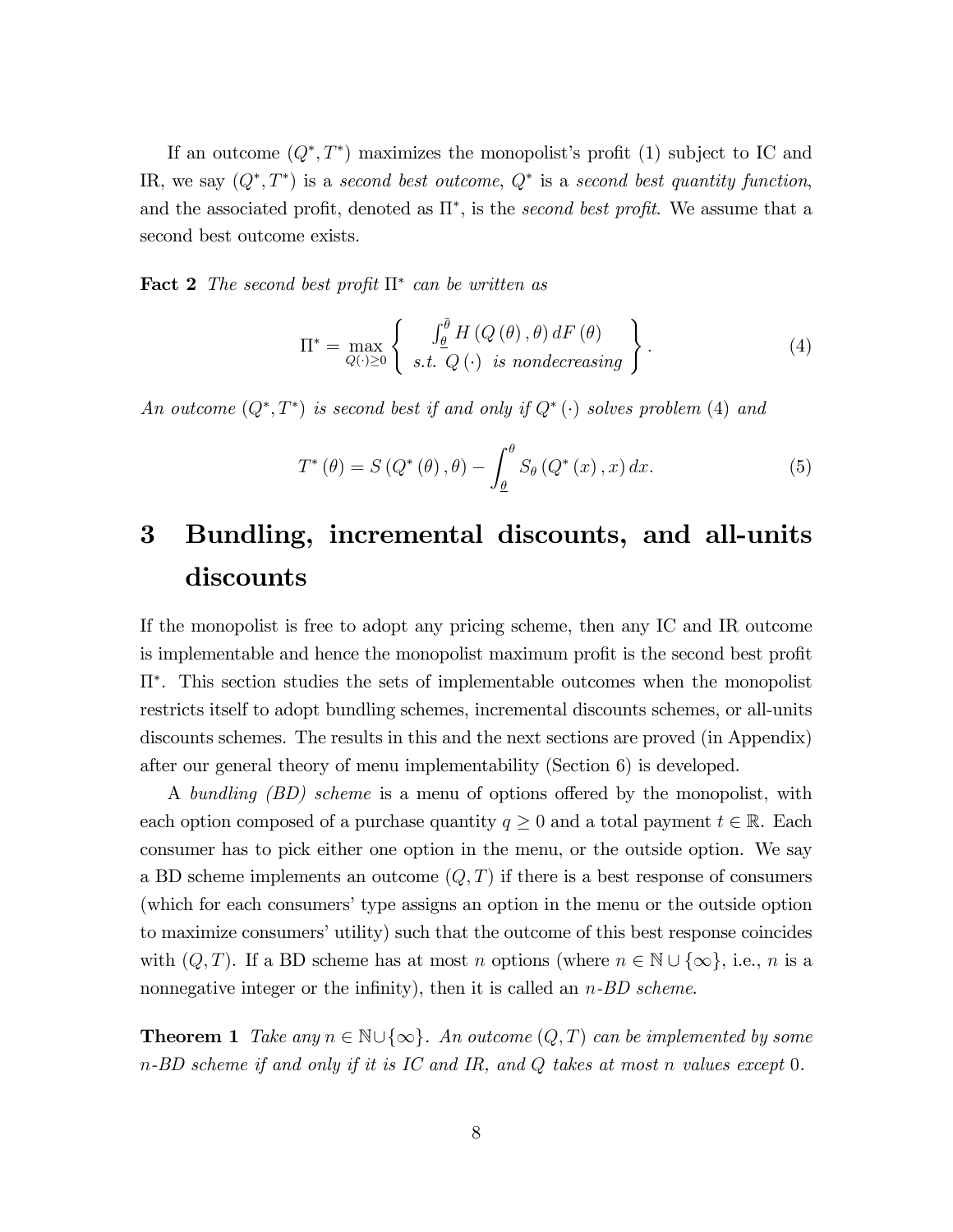If an outcome $(Q^*, T^*)$ maximizes the monopolist's profit (1) subject to IC and IR, we say $(Q^*, T^*)$ is a *second best outcome*, $Q^*$ is a *second best quantity function*, and the associated profit, denoted as $\Pi^*$, is the *second best profit*. We assume that a second best outcome exists.

**Fact 2** *The second best profit* $\Pi^*$ *can be written as*

$$\Pi^* = \max_{Q(\cdot)\geq 0} \left\{ \begin{array}{c} \int_{\underline{\theta}}^{\bar{\theta}} H\left(Q\left(\theta\right), \theta\right) dF\left(\theta\right) \\ s.t.\ Q\left(\cdot\right) \text{ is nondecreasing} \end{array} \right\}. \tag{4}$$

*An outcome* $(Q^*, T^*)$ *is second best if and only if* $Q^*(\cdot)$ *solves problem* (4) *and*

$$T^*\left(\theta\right) = S\left(Q^*\left(\theta\right), \theta\right) - \int_{\underline{\theta}}^{\theta} S_{\theta}\left(Q^*\left(x\right), x\right) dx. \tag{5}$$

# 3 Bundling, incremental discounts, and all-units discounts

If the monopolist is free to adopt any pricing scheme, then any IC and IR outcome is implementable and hence the monopolist maximum profit is the second best profit $\Pi^*$. This section studies the sets of implementable outcomes when the monopolist restricts itself to adopt bundling schemes, incremental discounts schemes, or all-units discounts schemes. The results in this and the next sections are proved (in Appendix) after our general theory of menu implementability (Section 6) is developed.

A *bundling (BD) scheme* is a menu of options offered by the monopolist, with each option composed of a purchase quantity $q \geq 0$ and a total payment $t \in \mathbb{R}$. Each consumer has to pick either one option in the menu, or the outside option. We say a BD scheme implements an outcome $(Q, T)$ if there is a best response of consumers (which for each consumers' type assigns an option in the menu or the outside option to maximize consumers' utility) such that the outcome of this best response coincides with $(Q, T)$. If a BD scheme has at most $n$ options (where $n \in \mathbb{N} \cup \{\infty\}$, i.e., $n$ is a nonnegative integer or the infinity), then it is called an *$n$-BD scheme*.

**Theorem 1** *Take any* $n \in \mathbb{N} \cup \{\infty\}$. *An outcome* $(Q, T)$ *can be implemented by some $n$-BD scheme if and only if it is IC and IR, and $Q$ takes at most $n$ values except* 0.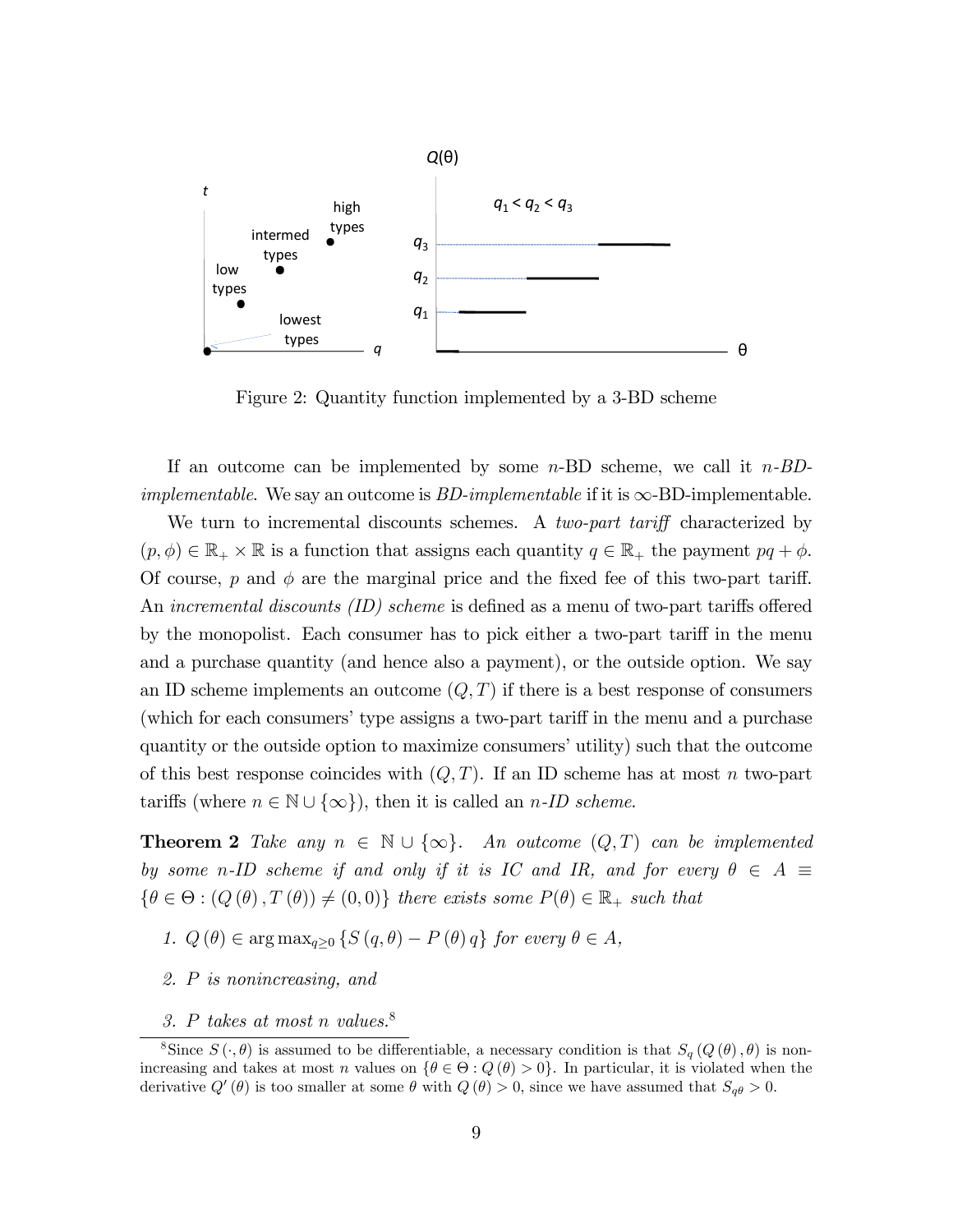t

high types

intermed types

low types

lowest types

q

$Q(\theta)$

$q_1 < q_2 < q_3$

$q_3$

$q_2$

$q_1$

θ

Figure 2: Quantity function implemented by a 3-BD scheme

If an outcome can be implemented by some $n$-BD scheme, we call it *$n$-BD-implementable*. We say an outcome is *BD-implementable* if it is $\infty$-BD-implementable.

We turn to incremental discounts schemes. A *two-part tariff* characterized by $(p, \phi) \in \mathbb{R}_+ \times \mathbb{R}$ is a function that assigns each quantity $q \in \mathbb{R}_+$ the payment $pq + \phi$. Of course, $p$ and $\phi$ are the marginal price and the fixed fee of this two-part tariff. An *incremental discounts (ID) scheme* is defined as a menu of two-part tariffs offered by the monopolist. Each consumer has to pick either a two-part tariff in the menu and a purchase quantity (and hence also a payment), or the outside option. We say an ID scheme implements an outcome $(Q, T)$ if there is a best response of consumers (which for each consumers' type assigns a two-part tariff in the menu and a purchase quantity or the outside option to maximize consumers' utility) such that the outcome of this best response coincides with $(Q, T)$. If an ID scheme has at most $n$ two-part tariffs (where $n \in \mathbb{N} \cup \{\infty\}$), then it is called an *$n$-ID scheme*.

**Theorem 2** *Take any $n \in \mathbb{N} \cup \{\infty\}$. An outcome $(Q, T)$ can be implemented by some $n$-ID scheme if and only if it is IC and IR, and for every $\theta \in A \equiv \{\theta \in \Theta : (Q(\theta), T(\theta)) \neq (0, 0)\}$ there exists some $P(\theta) \in \mathbb{R}_+$ such that*

1. *$Q(\theta) \in \arg\max_{q \geq 0} \{S(q, \theta) - P(\theta) q\}$ for every $\theta \in A$,*
2. *$P$ is nonincreasing, and*
3. *$P$ takes at most $n$ values.*[8]

[8]Since $S(\cdot, \theta)$ is assumed to be differentiable, a necessary condition is that $S_q(Q(\theta), \theta)$ is nonincreasing and takes at most $n$ values on $\{\theta \in \Theta : Q(\theta) > 0\}$. In particular, it is violated when the derivative $Q'(\theta)$ is too smaller at some $\theta$ with $Q(\theta) > 0$, since we have assumed that $S_{q\theta} > 0$.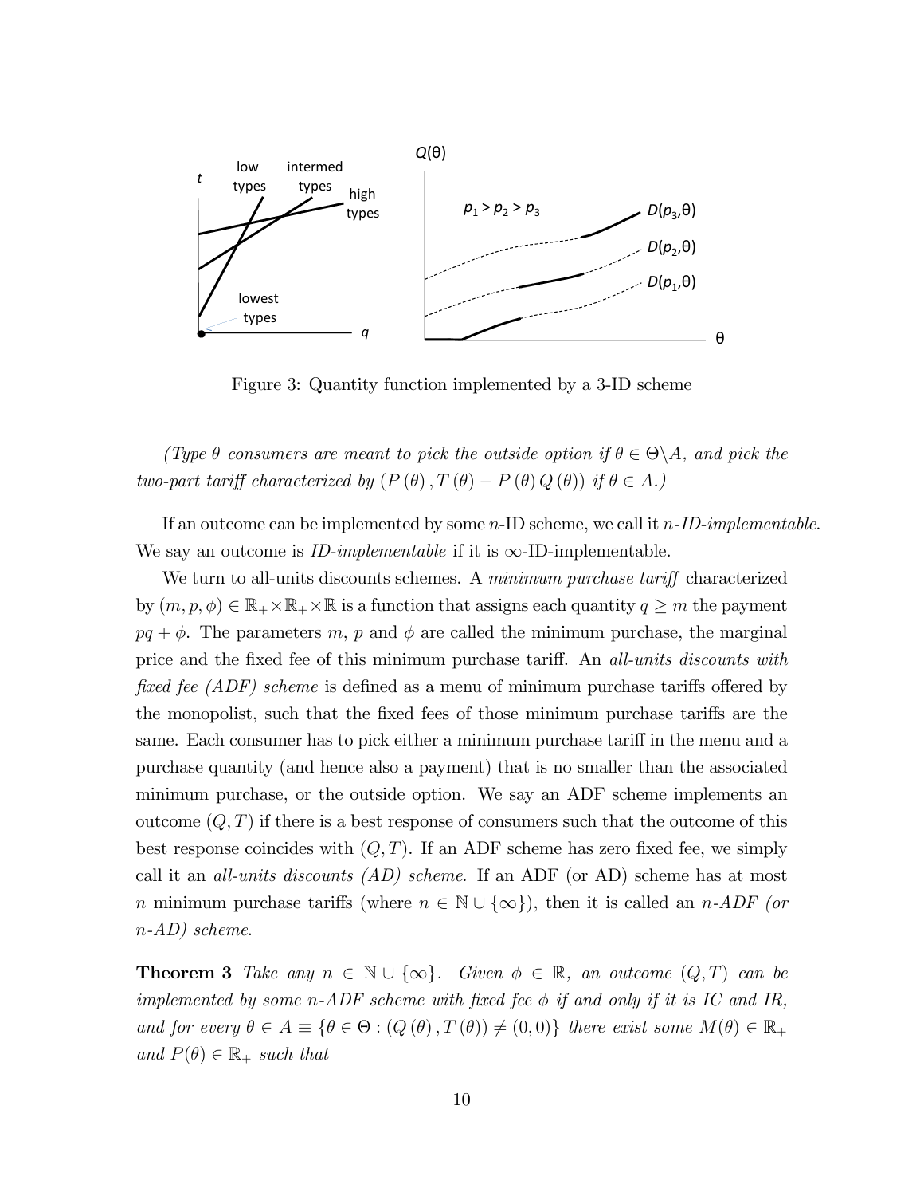t

low types

intermed types

high types

lowest types

q

Q(θ)

$p_1 > p_2 > p_3$

$D(p_3,\theta)$

$D(p_2,\theta)$

$D(p_1,\theta)$

θ

Figure 3: Quantity function implemented by a 3-ID scheme

*(Type $\theta$ consumers are meant to pick the outside option if $\theta \in \Theta \backslash A$, and pick the two-part tariff characterized by $(P(\theta), T(\theta) - P(\theta) Q(\theta))$ if $\theta \in A$.)*

If an outcome can be implemented by some $n$-ID scheme, we call it *$n$-ID-implementable*. We say an outcome is *ID-implementable* if it is $\infty$-ID-implementable.

We turn to all-units discounts schemes. A *minimum purchase tariff* characterized by $(m, p, \phi) \in \mathbb{R}_+ \times \mathbb{R}_+ \times \mathbb{R}$ is a function that assigns each quantity $q \geq m$ the payment $pq + \phi$. The parameters $m$, $p$ and $\phi$ are called the minimum purchase, the marginal price and the fixed fee of this minimum purchase tariff. An *all-units discounts with fixed fee (ADF) scheme* is defined as a menu of minimum purchase tariffs offered by the monopolist, such that the fixed fees of those minimum purchase tariffs are the same. Each consumer has to pick either a minimum purchase tariff in the menu and a purchase quantity (and hence also a payment) that is no smaller than the associated minimum purchase, or the outside option. We say an ADF scheme implements an outcome $(Q, T)$ if there is a best response of consumers such that the outcome of this best response coincides with $(Q, T)$. If an ADF scheme has zero fixed fee, we simply call it an *all-units discounts (AD) scheme*. If an ADF (or AD) scheme has at most $n$ minimum purchase tariffs (where $n \in \mathbb{N} \cup \{\infty\}$), then it is called an *$n$-ADF (or $n$-AD) scheme*.

**Theorem 3** *Take any $n \in \mathbb{N} \cup \{\infty\}$. Given $\phi \in \mathbb{R}$, an outcome $(Q, T)$ can be implemented by some $n$-ADF scheme with fixed fee $\phi$ if and only if it is IC and IR, and for every $\theta \in A \equiv \{\theta \in \Theta : (Q(\theta), T(\theta)) \neq (0, 0)\}$ there exist some $M(\theta) \in \mathbb{R}_+$ and $P(\theta) \in \mathbb{R}_+$ such that*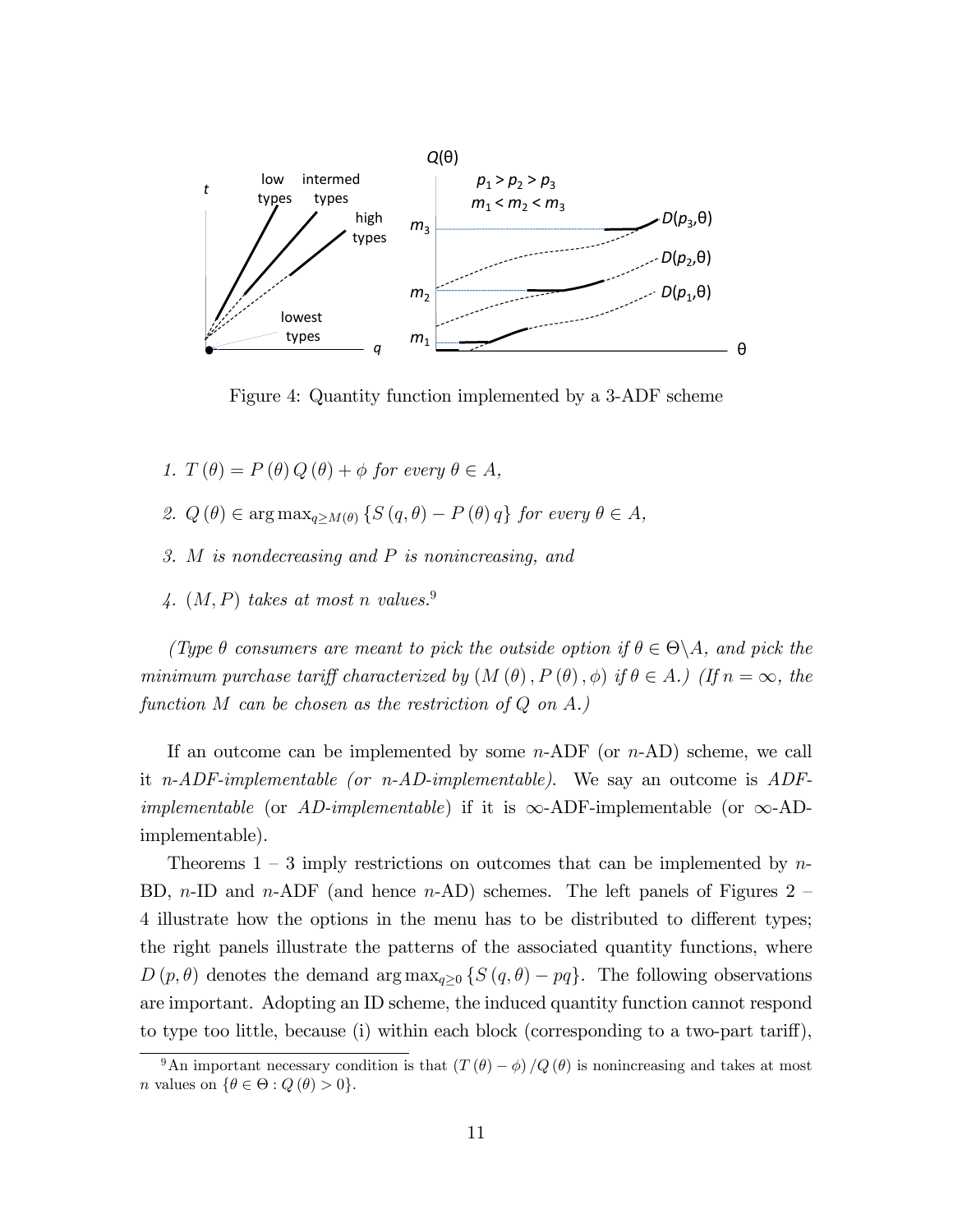$t$

low types

intermed types

high types

lowest types

$q$

$Q(\theta)$

$p_1 > p_2 > p_3$

$m_1 < m_2 < m_3$

$m_3$

$m_2$

$m_1$

$D(p_3,\theta)$

$D(p_2,\theta)$

$D(p_1,\theta)$

$\theta$

Figure 4: Quantity function implemented by a 3-ADF scheme

1. $T(\theta) = P(\theta) Q(\theta) + \phi$ *for every* $\theta \in A$,
2. $Q(\theta) \in \arg\max_{q \geq M(\theta)} \{S(q, \theta) - P(\theta) q\}$ *for every* $\theta \in A$,
3. $M$ *is nondecreasing and* $P$ *is nonincreasing, and*
4. $(M, P)$ *takes at most* $n$ *values.*[9]

*(Type* $\theta$ *consumers are meant to pick the outside option if* $\theta \in \Theta \backslash A$*, and pick the minimum purchase tariff characterized by* $(M(\theta), P(\theta), \phi)$ *if* $\theta \in A$*.) (If* $n = \infty$*, the function* $M$ *can be chosen as the restriction of* $Q$ *on* $A$*.)*

If an outcome can be implemented by some $n$-ADF (or $n$-AD) scheme, we call it *$n$-ADF-implementable (or $n$-AD-implementable)*. We say an outcome is *ADF-implementable* (or *AD-implementable*) if it is $\infty$-ADF-implementable (or $\infty$-AD-implementable).

Theorems 1 – 3 imply restrictions on outcomes that can be implemented by $n$-BD, $n$-ID and $n$-ADF (and hence $n$-AD) schemes. The left panels of Figures 2 – 4 illustrate how the options in the menu has to be distributed to different types; the right panels illustrate the patterns of the associated quantity functions, where $D(p, \theta)$ denotes the demand $\arg\max_{q \geq 0} \{S(q, \theta) - pq\}$. The following observations are important. Adopting an ID scheme, the induced quantity function cannot respond to type too little, because (i) within each block (corresponding to a two-part tariff),

[9] An important necessary condition is that $(T(\theta) - \phi) / Q(\theta)$ is nonincreasing and takes at most $n$ values on $\{\theta \in \Theta : Q(\theta) > 0\}$.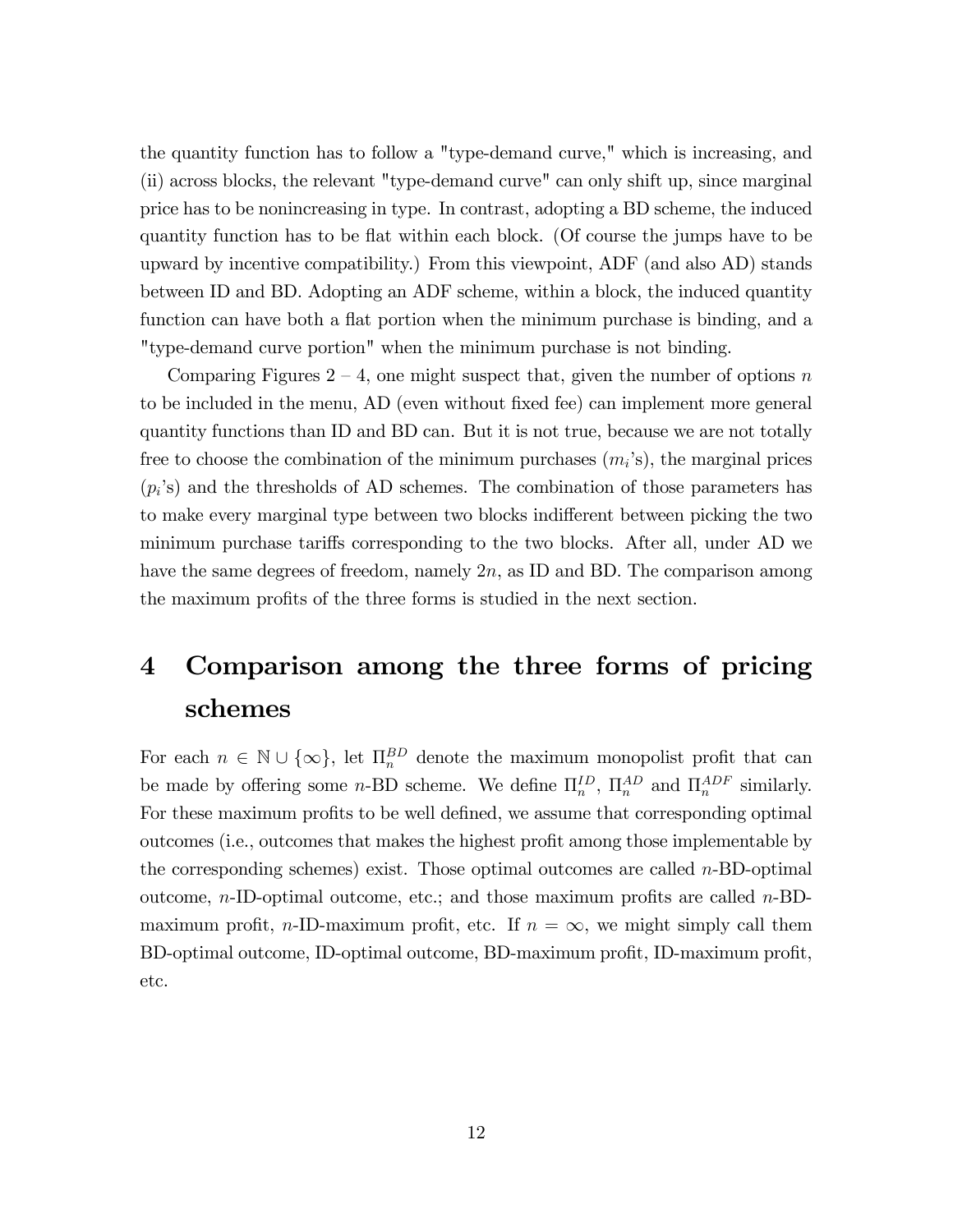the quantity function has to follow a "type-demand curve," which is increasing, and (ii) across blocks, the relevant "type-demand curve" can only shift up, since marginal price has to be nonincreasing in type. In contrast, adopting a BD scheme, the induced quantity function has to be flat within each block. (Of course the jumps have to be upward by incentive compatibility.) From this viewpoint, ADF (and also AD) stands between ID and BD. Adopting an ADF scheme, within a block, the induced quantity function can have both a flat portion when the minimum purchase is binding, and a "type-demand curve portion" when the minimum purchase is not binding.

Comparing Figures 2 – 4, one might suspect that, given the number of options $n$ to be included in the menu, AD (even without fixed fee) can implement more general quantity functions than ID and BD can. But it is not true, because we are not totally free to choose the combination of the minimum purchases ($m_i$'s), the marginal prices ($p_i$'s) and the thresholds of AD schemes. The combination of those parameters has to make every marginal type between two blocks indifferent between picking the two minimum purchase tariffs corresponding to the two blocks. After all, under AD we have the same degrees of freedom, namely $2n$, as ID and BD. The comparison among the maximum profits of the three forms is studied in the next section.

# 4 Comparison among the three forms of pricing schemes

For each $n \in \mathbb{N} \cup \{\infty\}$, let $\Pi_n^{BD}$ denote the maximum monopolist profit that can be made by offering some $n$-BD scheme. We define $\Pi_n^{ID}$, $\Pi_n^{AD}$ and $\Pi_n^{ADF}$ similarly. For these maximum profits to be well defined, we assume that corresponding optimal outcomes (i.e., outcomes that makes the highest profit among those implementable by the corresponding schemes) exist. Those optimal outcomes are called $n$-BD-optimal outcome, $n$-ID-optimal outcome, etc.; and those maximum profits are called $n$-BD-maximum profit, $n$-ID-maximum profit, etc. If $n = \infty$, we might simply call them BD-optimal outcome, ID-optimal outcome, BD-maximum profit, ID-maximum profit, etc.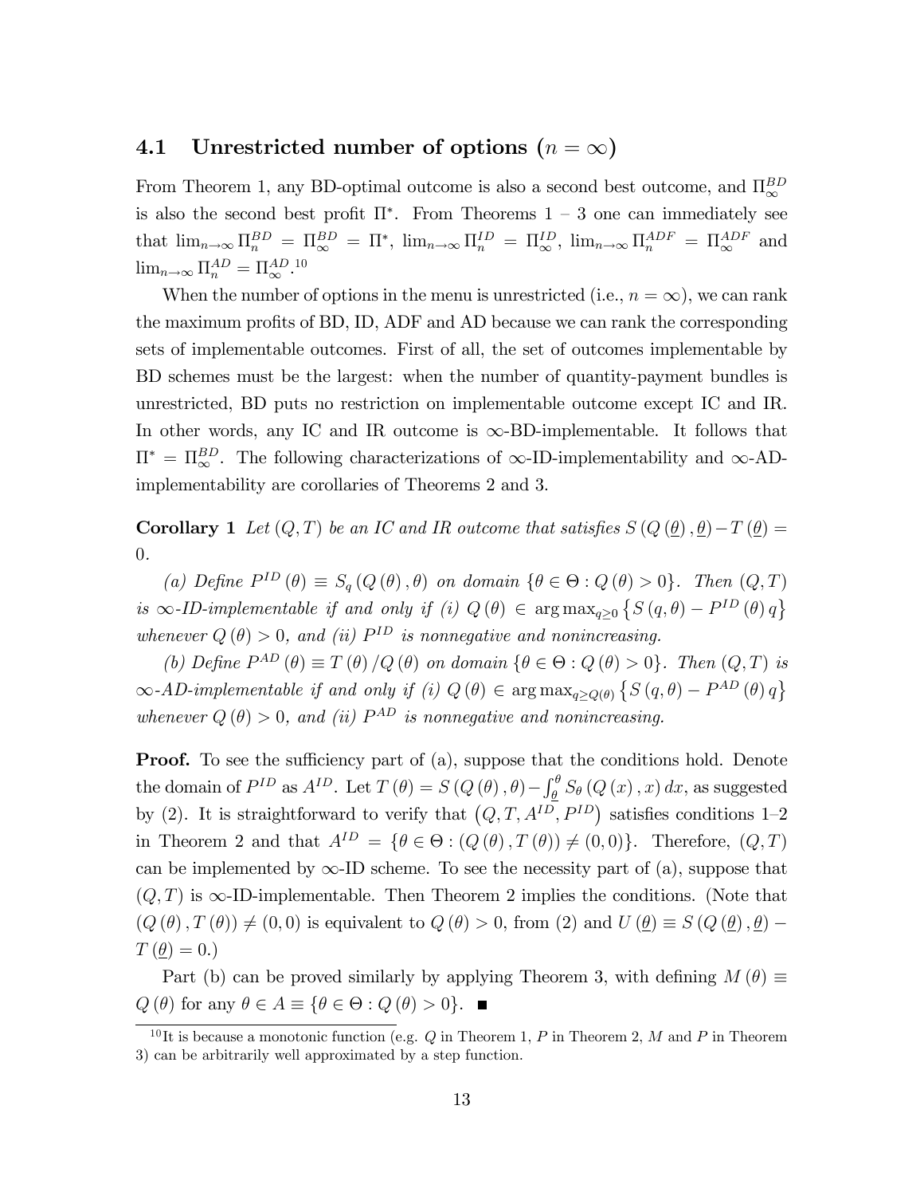### 4.1 Unrestricted number of options ($n = \infty$)

From Theorem 1, any BD-optimal outcome is also a second best outcome, and $\Pi_\infty^{BD}$ is also the second best profit $\Pi^*$. From Theorems 1 – 3 one can immediately see that $\lim_{n\to\infty} \Pi_n^{BD} = \Pi_\infty^{BD} = \Pi^*$, $\lim_{n\to\infty} \Pi_n^{ID} = \Pi_\infty^{ID}$, $\lim_{n\to\infty} \Pi_n^{ADF} = \Pi_\infty^{ADF}$ and $\lim_{n\to\infty} \Pi_n^{AD} = \Pi_\infty^{AD}$.[10]

When the number of options in the menu is unrestricted (i.e., $n = \infty$), we can rank the maximum profits of BD, ID, ADF and AD because we can rank the corresponding sets of implementable outcomes. First of all, the set of outcomes implementable by BD schemes must be the largest: when the number of quantity-payment bundles is unrestricted, BD puts no restriction on implementable outcome except IC and IR. In other words, any IC and IR outcome is $\infty$-BD-implementable. It follows that $\Pi^* = \Pi_\infty^{BD}$. The following characterizations of $\infty$-ID-implementability and $\infty$-AD-implementability are corollaries of Theorems 2 and 3.

**Corollary 1** *Let $(Q, T)$ be an IC and IR outcome that satisfies $S(Q(\underline{\theta}), \underline{\theta}) - T(\underline{\theta}) = 0$.*

*(a) Define $P^{ID}(\theta) \equiv S_q(Q(\theta), \theta)$ on domain $\{\theta \in \Theta : Q(\theta) > 0\}$. Then $(Q, T)$ is $\infty$-ID-implementable if and only if (i) $Q(\theta) \in \arg\max_{q \geq 0} \left\{ S(q, \theta) - P^{ID}(\theta) q \right\}$ whenever $Q(\theta) > 0$, and (ii) $P^{ID}$ is nonnegative and nonincreasing.*

*(b) Define $P^{AD}(\theta) \equiv T(\theta)/Q(\theta)$ on domain $\{\theta \in \Theta : Q(\theta) > 0\}$. Then $(Q, T)$ is $\infty$-AD-implementable if and only if (i) $Q(\theta) \in \arg\max_{q \geq Q(\theta)} \left\{ S(q, \theta) - P^{AD}(\theta) q \right\}$ whenever $Q(\theta) > 0$, and (ii) $P^{AD}$ is nonnegative and nonincreasing.*

**Proof.** To see the sufficiency part of (a), suppose that the conditions hold. Denote the domain of $P^{ID}$ as $A^{ID}$. Let $T(\theta) = S(Q(\theta), \theta) - \int_{\underline{\theta}}^{\theta} S_\theta(Q(x), x)\, dx$, as suggested by (2). It is straightforward to verify that $(Q, T, A^{ID}, P^{ID})$ satisfies conditions 1–2 in Theorem 2 and that $A^{ID} = \{\theta \in \Theta : (Q(\theta), T(\theta)) \neq (0, 0)\}$. Therefore, $(Q, T)$ can be implemented by $\infty$-ID scheme. To see the necessity part of (a), suppose that $(Q, T)$ is $\infty$-ID-implementable. Then Theorem 2 implies the conditions. (Note that $(Q(\theta), T(\theta)) \neq (0, 0)$ is equivalent to $Q(\theta) > 0$, from (2) and $U(\underline{\theta}) \equiv S(Q(\underline{\theta}), \underline{\theta}) - T(\underline{\theta}) = 0$.)

Part (b) can be proved similarly by applying Theorem 3, with defining $M(\theta) \equiv Q(\theta)$ for any $\theta \in A \equiv \{\theta \in \Theta : Q(\theta) > 0\}$. ■

[10] It is because a monotonic function (e.g. $Q$ in Theorem 1, $P$ in Theorem 2, $M$ and $P$ in Theorem 3) can be arbitrarily well approximated by a step function.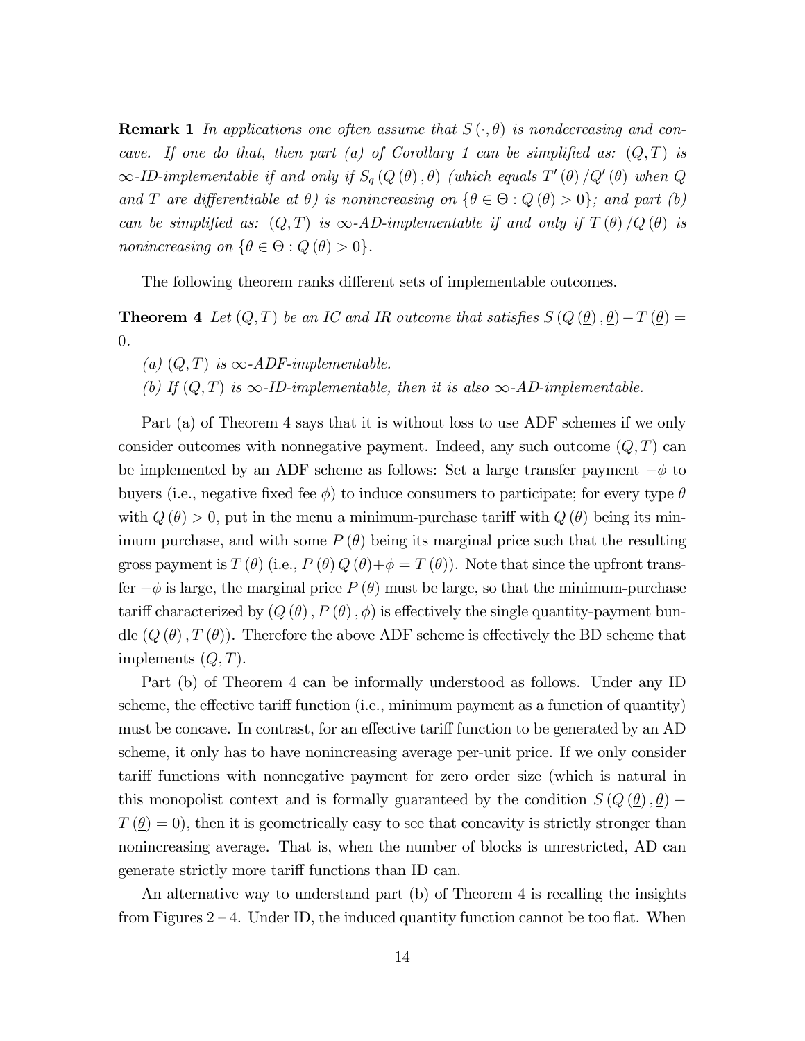**Remark 1** *In applications one often assume that $S(\cdot,\theta)$ is nondecreasing and concave. If one do that, then part (a) of Corollary 1 can be simplified as: $(Q,T)$ is $\infty$-ID-implementable if and only if $S_q(Q(\theta),\theta)$ (which equals $T'(\theta)/Q'(\theta)$ when $Q$ and $T$ are differentiable at $\theta$) is nonincreasing on $\{\theta\in\Theta : Q(\theta)>0\}$; and part (b) can be simplified as: $(Q,T)$ is $\infty$-AD-implementable if and only if $T(\theta)/Q(\theta)$ is nonincreasing on $\{\theta\in\Theta : Q(\theta)>0\}$.*

The following theorem ranks different sets of implementable outcomes.

**Theorem 4** *Let $(Q,T)$ be an IC and IR outcome that satisfies $S(Q(\underline{\theta}),\underline{\theta})-T(\underline{\theta})=0$.*

*(a) $(Q,T)$ is $\infty$-ADF-implementable.*

*(b) If $(Q,T)$ is $\infty$-ID-implementable, then it is also $\infty$-AD-implementable.*

Part (a) of Theorem 4 says that it is without loss to use ADF schemes if we only consider outcomes with nonnegative payment. Indeed, any such outcome $(Q,T)$ can be implemented by an ADF scheme as follows: Set a large transfer payment $-\phi$ to buyers (i.e., negative fixed fee $\phi$) to induce consumers to participate; for every type $\theta$ with $Q(\theta)>0$, put in the menu a minimum-purchase tariff with $Q(\theta)$ being its minimum purchase, and with some $P(\theta)$ being its marginal price such that the resulting gross payment is $T(\theta)$ (i.e., $P(\theta)Q(\theta)+\phi=T(\theta)$). Note that since the upfront transfer $-\phi$ is large, the marginal price $P(\theta)$ must be large, so that the minimum-purchase tariff characterized by $(Q(\theta),P(\theta),\phi)$ is effectively the single quantity-payment bundle $(Q(\theta),T(\theta))$. Therefore the above ADF scheme is effectively the BD scheme that implements $(Q,T)$.

Part (b) of Theorem 4 can be informally understood as follows. Under any ID scheme, the effective tariff function (i.e., minimum payment as a function of quantity) must be concave. In contrast, for an effective tariff function to be generated by an AD scheme, it only has to have nonincreasing average per-unit price. If we only consider tariff functions with nonnegative payment for zero order size (which is natural in this monopolist context and is formally guaranteed by the condition $S(Q(\underline{\theta}),\underline{\theta})-T(\underline{\theta})=0$), then it is geometrically easy to see that concavity is strictly stronger than nonincreasing average. That is, when the number of blocks is unrestricted, AD can generate strictly more tariff functions than ID can.

An alternative way to understand part (b) of Theorem 4 is recalling the insights from Figures 2 – 4. Under ID, the induced quantity function cannot be too flat. When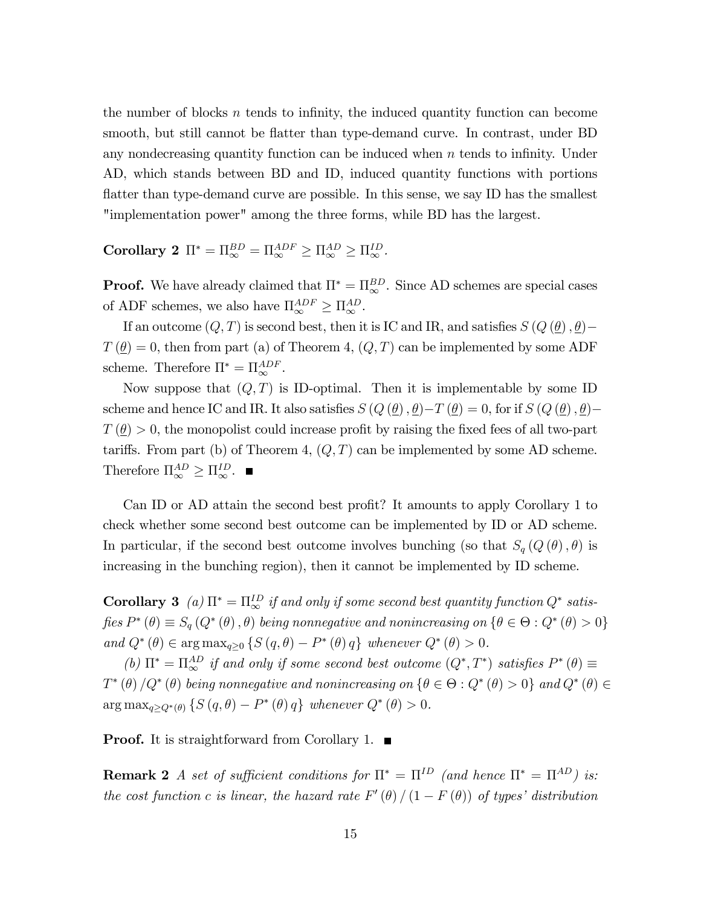the number of blocks $n$ tends to infinity, the induced quantity function can become smooth, but still cannot be flatter than type-demand curve. In contrast, under BD any nondecreasing quantity function can be induced when $n$ tends to infinity. Under AD, which stands between BD and ID, induced quantity functions with portions flatter than type-demand curve are possible. In this sense, we say ID has the smallest "implementation power" among the three forms, while BD has the largest.

**Corollary 2** $\Pi^* = \Pi_\infty^{BD} = \Pi_\infty^{ADF} \geq \Pi_\infty^{AD} \geq \Pi_\infty^{ID}$.

**Proof.** We have already claimed that $\Pi^* = \Pi_\infty^{BD}$. Since AD schemes are special cases of ADF schemes, we also have $\Pi_\infty^{ADF} \geq \Pi_\infty^{AD}$.

If an outcome $(Q, T)$ is second best, then it is IC and IR, and satisfies $S(Q(\underline{\theta}), \underline{\theta}) - T(\underline{\theta}) = 0$, then from part (a) of Theorem 4, $(Q, T)$ can be implemented by some ADF scheme. Therefore $\Pi^* = \Pi_\infty^{ADF}$.

Now suppose that $(Q, T)$ is ID-optimal. Then it is implementable by some ID scheme and hence IC and IR. It also satisfies $S(Q(\underline{\theta}), \underline{\theta}) - T(\underline{\theta}) = 0$, for if $S(Q(\underline{\theta}), \underline{\theta}) - T(\underline{\theta}) > 0$, the monopolist could increase profit by raising the fixed fees of all two-part tariffs. From part (b) of Theorem 4, $(Q, T)$ can be implemented by some AD scheme. Therefore $\Pi_\infty^{AD} \geq \Pi_\infty^{ID}$. ■

Can ID or AD attain the second best profit? It amounts to apply Corollary 1 to check whether some second best outcome can be implemented by ID or AD scheme. In particular, if the second best outcome involves bunching (so that $S_q(Q(\theta), \theta)$ is increasing in the bunching region), then it cannot be implemented by ID scheme.

**Corollary 3** *(a)* $\Pi^* = \Pi_\infty^{ID}$ *if and only if some second best quantity function* $Q^*$ *satisfies* $P^*(\theta) \equiv S_q(Q^*(\theta), \theta)$ *being nonnegative and nonincreasing on* $\{\theta \in \Theta : Q^*(\theta) > 0\}$ *and* $Q^*(\theta) \in \arg\max_{q \geq 0} \{S(q, \theta) - P^*(\theta) q\}$ *whenever* $Q^*(\theta) > 0$.

*(b)* $\Pi^* = \Pi_\infty^{AD}$ *if and only if some second best outcome* $(Q^*, T^*)$ *satisfies* $P^*(\theta) \equiv T^*(\theta) / Q^*(\theta)$ *being nonnegative and nonincreasing on* $\{\theta \in \Theta : Q^*(\theta) > 0\}$ *and* $Q^*(\theta) \in \arg\max_{q \geq Q^*(\theta)} \{S(q, \theta) - P^*(\theta) q\}$ *whenever* $Q^*(\theta) > 0$.

**Proof.** It is straightforward from Corollary 1. ■

**Remark 2** *A set of sufficient conditions for* $\Pi^* = \Pi^{ID}$ *(and hence* $\Pi^* = \Pi^{AD}$*) is: the cost function* $c$ *is linear, the hazard rate* $F'(\theta) / (1 - F(\theta))$ *of types' distribution*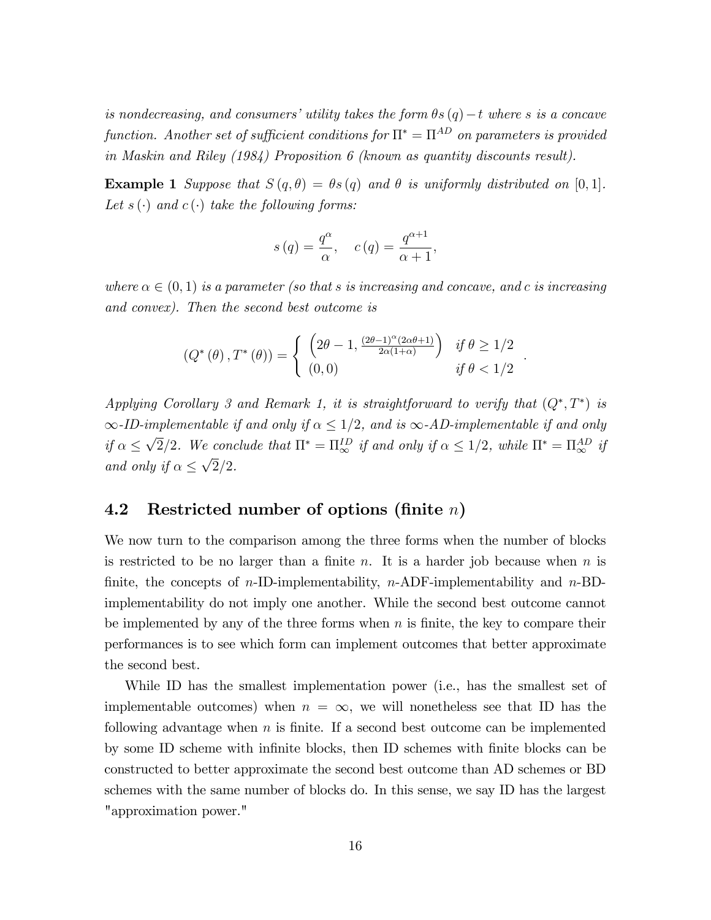*is nondecreasing, and consumers' utility takes the form $\theta s(q) - t$ where $s$ is a concave function. Another set of sufficient conditions for $\Pi^* = \Pi^{AD}$ on parameters is provided in Maskin and Riley (1984) Proposition 6 (known as quantity discounts result).*

**Example 1** *Suppose that $S(q,\theta) = \theta s(q)$ and $\theta$ is uniformly distributed on $[0,1]$. Let $s(\cdot)$ and $c(\cdot)$ take the following forms:*

$$s(q) = \frac{q^\alpha}{\alpha}, \quad c(q) = \frac{q^{\alpha+1}}{\alpha+1},$$

*where $\alpha \in (0,1)$ is a parameter (so that $s$ is increasing and concave, and $c$ is increasing and convex). Then the second best outcome is*

$$(Q^*(\theta), T^*(\theta)) = \begin{cases} \left(2\theta - 1, \frac{(2\theta-1)^\alpha(2\alpha\theta+1)}{2\alpha(1+\alpha)}\right) & \text{if } \theta \geq 1/2 \\ (0,0) & \text{if } \theta < 1/2 \end{cases}.$$

*Applying Corollary 3 and Remark 1, it is straightforward to verify that $(Q^*, T^*)$ is $\infty$-ID-implementable if and only if $\alpha \leq 1/2$, and is $\infty$-AD-implementable if and only if $\alpha \leq \sqrt{2}/2$. We conclude that $\Pi^* = \Pi^{ID}_\infty$ if and only if $\alpha \leq 1/2$, while $\Pi^* = \Pi^{AD}_\infty$ if and only if $\alpha \leq \sqrt{2}/2$.*

## 4.2 Restricted number of options (finite $n$)

We now turn to the comparison among the three forms when the number of blocks is restricted to be no larger than a finite $n$. It is a harder job because when $n$ is finite, the concepts of $n$-ID-implementability, $n$-ADF-implementability and $n$-BD-implementability do not imply one another. While the second best outcome cannot be implemented by any of the three forms when $n$ is finite, the key to compare their performances is to see which form can implement outcomes that better approximate the second best.

While ID has the smallest implementation power (i.e., has the smallest set of implementable outcomes) when $n = \infty$, we will nonetheless see that ID has the following advantage when $n$ is finite. If a second best outcome can be implemented by some ID scheme with infinite blocks, then ID schemes with finite blocks can be constructed to better approximate the second best outcome than AD schemes or BD schemes with the same number of blocks do. In this sense, we say ID has the largest "approximation power."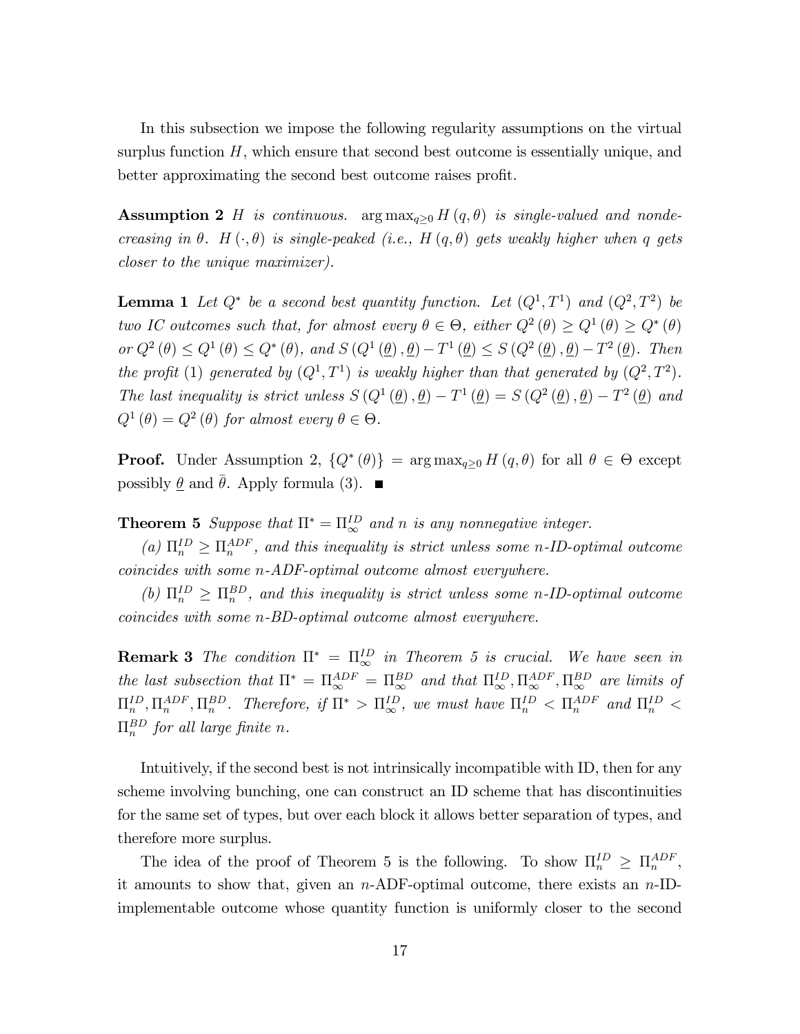In this subsection we impose the following regularity assumptions on the virtual surplus function $H$, which ensure that second best outcome is essentially unique, and better approximating the second best outcome raises profit.

**Assumption 2** *$H$ is continuous. $\arg\max_{q \geq 0} H(q, \theta)$ is single-valued and nondecreasing in $\theta$. $H(\cdot, \theta)$ is single-peaked (i.e., $H(q, \theta)$ gets weakly higher when $q$ gets closer to the unique maximizer).*

**Lemma 1** *Let $Q^*$ be a second best quantity function. Let $(Q^1, T^1)$ and $(Q^2, T^2)$ be two IC outcomes such that, for almost every $\theta \in \Theta$, either $Q^2(\theta) \geq Q^1(\theta) \geq Q^*(\theta)$ or $Q^2(\theta) \leq Q^1(\theta) \leq Q^*(\theta)$, and $S(Q^1(\underline{\theta}), \underline{\theta}) - T^1(\underline{\theta}) \leq S(Q^2(\underline{\theta}), \underline{\theta}) - T^2(\underline{\theta})$. Then the profit (1) generated by $(Q^1, T^1)$ is weakly higher than that generated by $(Q^2, T^2)$. The last inequality is strict unless $S(Q^1(\underline{\theta}), \underline{\theta}) - T^1(\underline{\theta}) = S(Q^2(\underline{\theta}), \underline{\theta}) - T^2(\underline{\theta})$ and $Q^1(\theta) = Q^2(\theta)$ for almost every $\theta \in \Theta$.*

**Proof.** Under Assumption 2, $\{Q^*(\theta)\} = \arg\max_{q \geq 0} H(q, \theta)$ for all $\theta \in \Theta$ except possibly $\underline{\theta}$ and $\bar{\theta}$. Apply formula (3). ■

**Theorem 5** *Suppose that $\Pi^* = \Pi_\infty^{ID}$ and $n$ is any nonnegative integer.*

*(a) $\Pi_n^{ID} \geq \Pi_n^{ADF}$, and this inequality is strict unless some $n$-ID-optimal outcome coincides with some $n$-ADF-optimal outcome almost everywhere.*

*(b) $\Pi_n^{ID} \geq \Pi_n^{BD}$, and this inequality is strict unless some $n$-ID-optimal outcome coincides with some $n$-BD-optimal outcome almost everywhere.*

**Remark 3** *The condition $\Pi^* = \Pi_\infty^{ID}$ in Theorem 5 is crucial. We have seen in the last subsection that $\Pi^* = \Pi_\infty^{ADF} = \Pi_\infty^{BD}$ and that $\Pi_\infty^{ID}, \Pi_\infty^{ADF}, \Pi_\infty^{BD}$ are limits of $\Pi_n^{ID}, \Pi_n^{ADF}, \Pi_n^{BD}$. Therefore, if $\Pi^* > \Pi_\infty^{ID}$, we must have $\Pi_n^{ID} < \Pi_n^{ADF}$ and $\Pi_n^{ID} < \Pi_n^{BD}$ for all large finite $n$.*

Intuitively, if the second best is not intrinsically incompatible with ID, then for any scheme involving bunching, one can construct an ID scheme that has discontinuities for the same set of types, but over each block it allows better separation of types, and therefore more surplus.

The idea of the proof of Theorem 5 is the following. To show $\Pi_n^{ID} \geq \Pi_n^{ADF}$, it amounts to show that, given an $n$-ADF-optimal outcome, there exists an $n$-ID-implementable outcome whose quantity function is uniformly closer to the second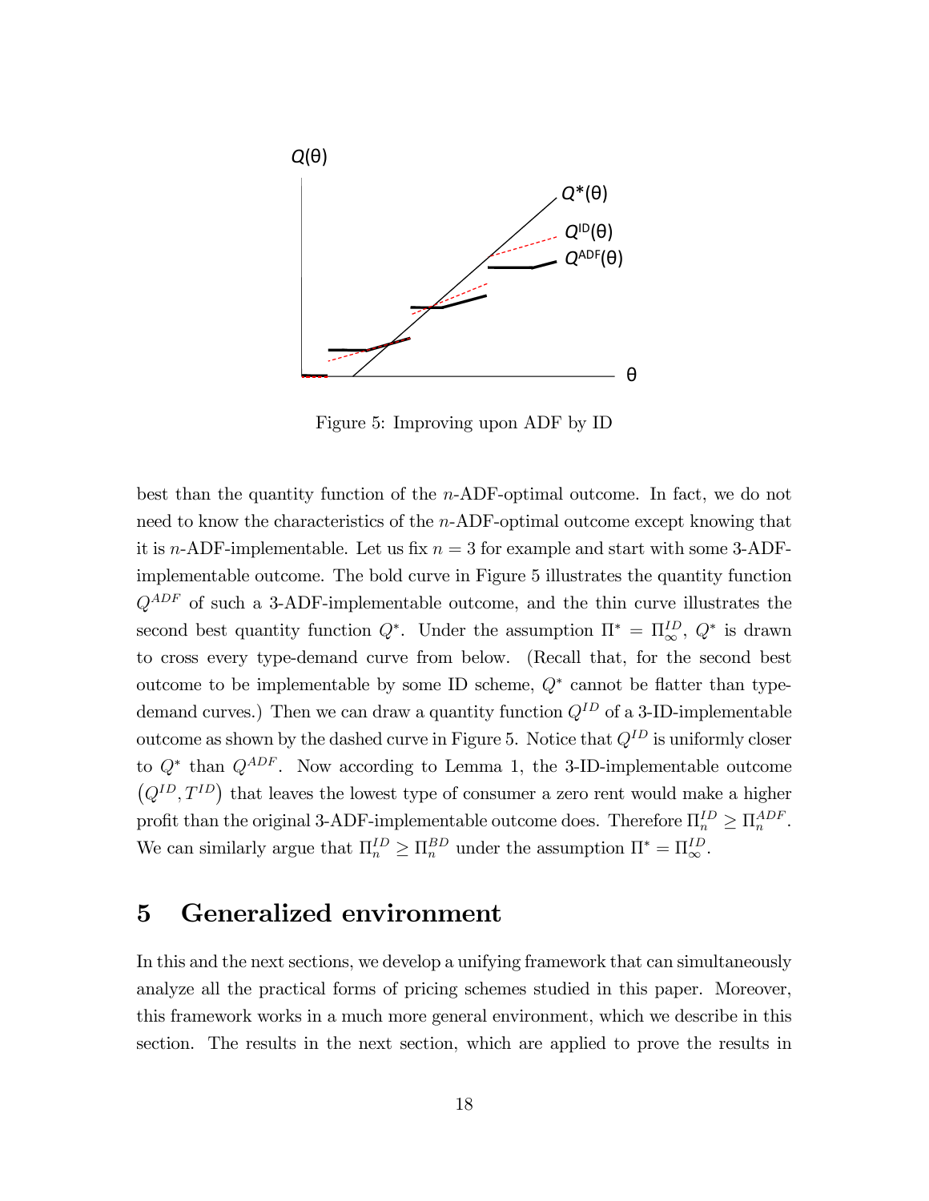$Q(\theta)$

$Q^*(\theta)$

$Q^{ID}(\theta)$

$Q^{ADF}(\theta)$

$\theta$

Figure 5: Improving upon ADF by ID

best than the quantity function of the $n$-ADF-optimal outcome. In fact, we do not need to know the characteristics of the $n$-ADF-optimal outcome except knowing that it is $n$-ADF-implementable. Let us fix $n = 3$ for example and start with some 3-ADF-implementable outcome. The bold curve in Figure 5 illustrates the quantity function $Q^{ADF}$ of such a 3-ADF-implementable outcome, and the thin curve illustrates the second best quantity function $Q^*$. Under the assumption $\Pi^* = \Pi^{ID}_{\infty}$, $Q^*$ is drawn to cross every type-demand curve from below. (Recall that, for the second best outcome to be implementable by some ID scheme, $Q^*$ cannot be flatter than type-demand curves.) Then we can draw a quantity function $Q^{ID}$ of a 3-ID-implementable outcome as shown by the dashed curve in Figure 5. Notice that $Q^{ID}$ is uniformly closer to $Q^*$ than $Q^{ADF}$. Now according to Lemma 1, the 3-ID-implementable outcome $\left(Q^{ID}, T^{ID}\right)$ that leaves the lowest type of consumer a zero rent would make a higher profit than the original 3-ADF-implementable outcome does. Therefore $\Pi^{ID}_n \geq \Pi^{ADF}_n$. We can similarly argue that $\Pi^{ID}_n \geq \Pi^{BD}_n$ under the assumption $\Pi^* = \Pi^{ID}_{\infty}$.

## 5 Generalized environment

In this and the next sections, we develop a unifying framework that can simultaneously analyze all the practical forms of pricing schemes studied in this paper. Moreover, this framework works in a much more general environment, which we describe in this section. The results in the next section, which are applied to prove the results in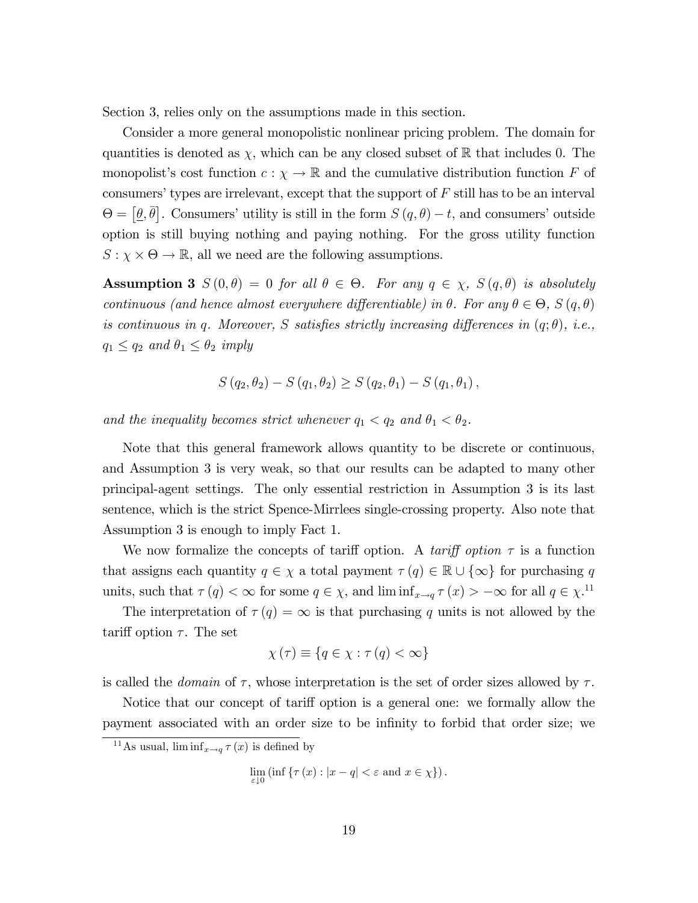Section 3, relies only on the assumptions made in this section.

Consider a more general monopolistic nonlinear pricing problem. The domain for quantities is denoted as $\chi$, which can be any closed subset of $\mathbb{R}$ that includes 0. The monopolist's cost function $c : \chi \to \mathbb{R}$ and the cumulative distribution function $F$ of consumers' types are irrelevant, except that the support of $F$ still has to be an interval $\Theta = [\underline{\theta}, \bar{\theta}]$. Consumers' utility is still in the form $S(q, \theta) - t$, and consumers' outside option is still buying nothing and paying nothing. For the gross utility function $S : \chi \times \Theta \to \mathbb{R}$, all we need are the following assumptions.

**Assumption 3** *$S(0, \theta) = 0$ for all $\theta \in \Theta$. For any $q \in \chi$, $S(q, \theta)$ is absolutely continuous (and hence almost everywhere differentiable) in $\theta$. For any $\theta \in \Theta$, $S(q, \theta)$ is continuous in $q$. Moreover, $S$ satisfies strictly increasing differences in $(q; \theta)$, i.e., $q_1 \leq q_2$ and $\theta_1 \leq \theta_2$ imply*

$$S(q_2, \theta_2) - S(q_1, \theta_2) \geq S(q_2, \theta_1) - S(q_1, \theta_1),$$

*and the inequality becomes strict whenever $q_1 < q_2$ and $\theta_1 < \theta_2$.*

Note that this general framework allows quantity to be discrete or continuous, and Assumption 3 is very weak, so that our results can be adapted to many other principal-agent settings. The only essential restriction in Assumption 3 is its last sentence, which is the strict Spence-Mirrlees single-crossing property. Also note that Assumption 3 is enough to imply Fact 1.

We now formalize the concepts of tariff option. A *tariff option* $\tau$ is a function that assigns each quantity $q \in \chi$ a total payment $\tau(q) \in \mathbb{R} \cup \{\infty\}$ for purchasing $q$ units, such that $\tau(q) < \infty$ for some $q \in \chi$, and $\liminf_{x \to q} \tau(x) > -\infty$ for all $q \in \chi$.[11]

The interpretation of $\tau(q) = \infty$ is that purchasing $q$ units is not allowed by the tariff option $\tau$. The set

$$\chi(\tau) \equiv \{q \in \chi : \tau(q) < \infty\}$$

is called the *domain* of $\tau$, whose interpretation is the set of order sizes allowed by $\tau$.

Notice that our concept of tariff option is a general one: we formally allow the payment associated with an order size to be infinity to forbid that order size; we

[11] As usual, $\liminf_{x \to q} \tau(x)$ is defined by

$$\lim_{\varepsilon \downarrow 0} \left( \inf \{\tau(x) : |x - q| < \varepsilon \text{ and } x \in \chi\} \right).$$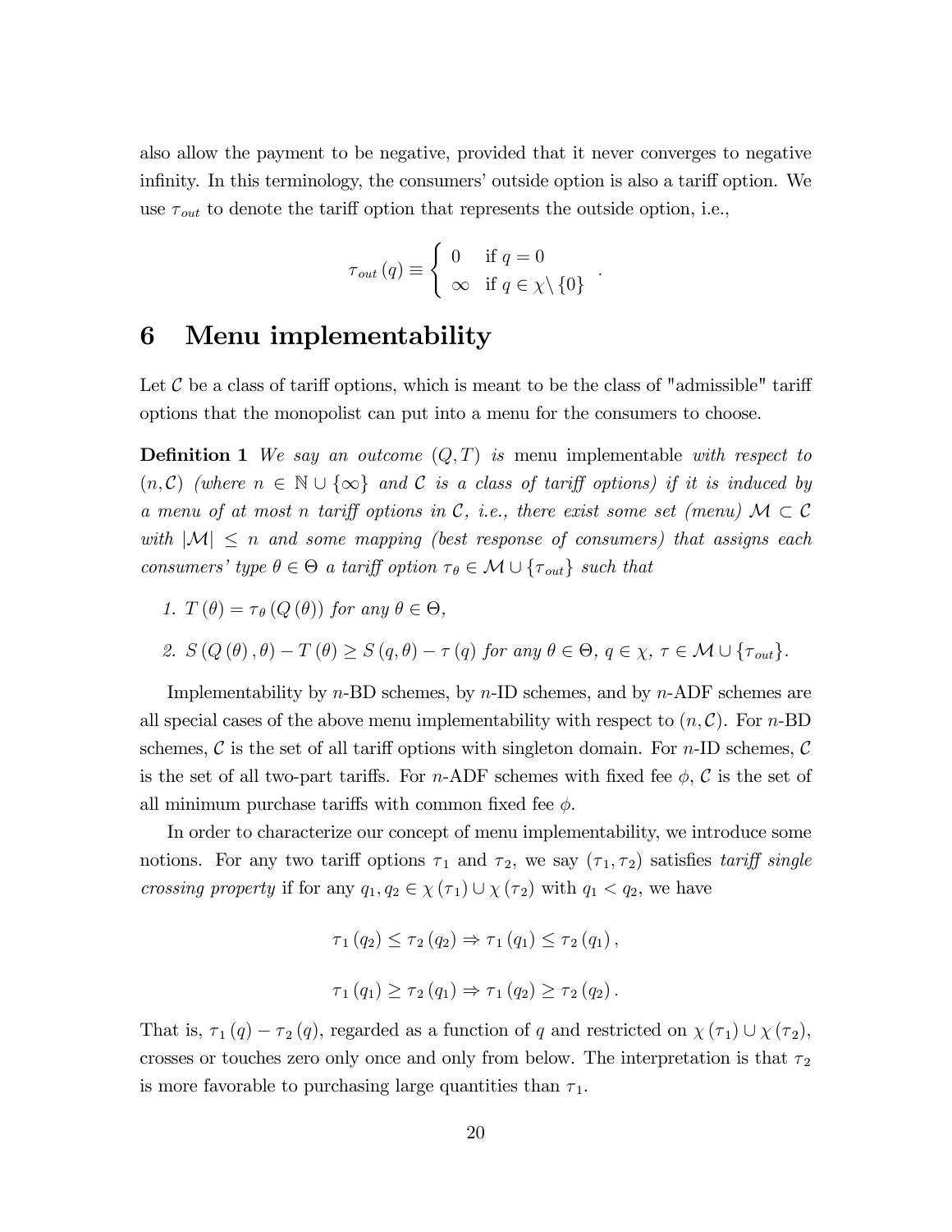also allow the payment to be negative, provided that it never converges to negative infinity. In this terminology, the consumers' outside option is also a tariff option. We use $\tau_{out}$ to denote the tariff option that represents the outside option, i.e.,

$$\tau_{out}(q) \equiv \begin{cases} 0 & \text{if } q = 0 \\ \infty & \text{if } q \in \chi \setminus \{0\} \end{cases}.$$

# 6 Menu implementability

Let $\mathcal{C}$ be a class of tariff options, which is meant to be the class of "admissible" tariff options that the monopolist can put into a menu for the consumers to choose.

**Definition 1** *We say an outcome $(Q, T)$ is* menu implementable *with respect to $(n, \mathcal{C})$ (where $n \in \mathbb{N} \cup \{\infty\}$ and $\mathcal{C}$ is a class of tariff options) if it is induced by a menu of at most $n$ tariff options in $\mathcal{C}$, i.e., there exist some set (menu) $\mathcal{M} \subset \mathcal{C}$ with $|\mathcal{M}| \leq n$ and some mapping (best response of consumers) that assigns each consumers' type $\theta \in \Theta$ a tariff option $\tau_\theta \in \mathcal{M} \cup \{\tau_{out}\}$ such that*

1. *$T(\theta) = \tau_\theta(Q(\theta))$ for any $\theta \in \Theta$,*
2. *$S(Q(\theta), \theta) - T(\theta) \geq S(q, \theta) - \tau(q)$ for any $\theta \in \Theta$, $q \in \chi$, $\tau \in \mathcal{M} \cup \{\tau_{out}\}$.*

Implementability by $n$-BD schemes, by $n$-ID schemes, and by $n$-ADF schemes are all special cases of the above menu implementability with respect to $(n, \mathcal{C})$. For $n$-BD schemes, $\mathcal{C}$ is the set of all tariff options with singleton domain. For $n$-ID schemes, $\mathcal{C}$ is the set of all two-part tariffs. For $n$-ADF schemes with fixed fee $\phi$, $\mathcal{C}$ is the set of all minimum purchase tariffs with common fixed fee $\phi$.

In order to characterize our concept of menu implementability, we introduce some notions. For any two tariff options $\tau_1$ and $\tau_2$, we say $(\tau_1, \tau_2)$ satisfies *tariff single crossing property* if for any $q_1, q_2 \in \chi(\tau_1) \cup \chi(\tau_2)$ with $q_1 < q_2$, we have

$$\tau_1(q_2) \leq \tau_2(q_2) \Rightarrow \tau_1(q_1) \leq \tau_2(q_1),$$

$$\tau_1(q_1) \geq \tau_2(q_1) \Rightarrow \tau_1(q_2) \geq \tau_2(q_2).$$

That is, $\tau_1(q) - \tau_2(q)$, regarded as a function of $q$ and restricted on $\chi(\tau_1) \cup \chi(\tau_2)$, crosses or touches zero only once and only from below. The interpretation is that $\tau_2$ is more favorable to purchasing large quantities than $\tau_1$.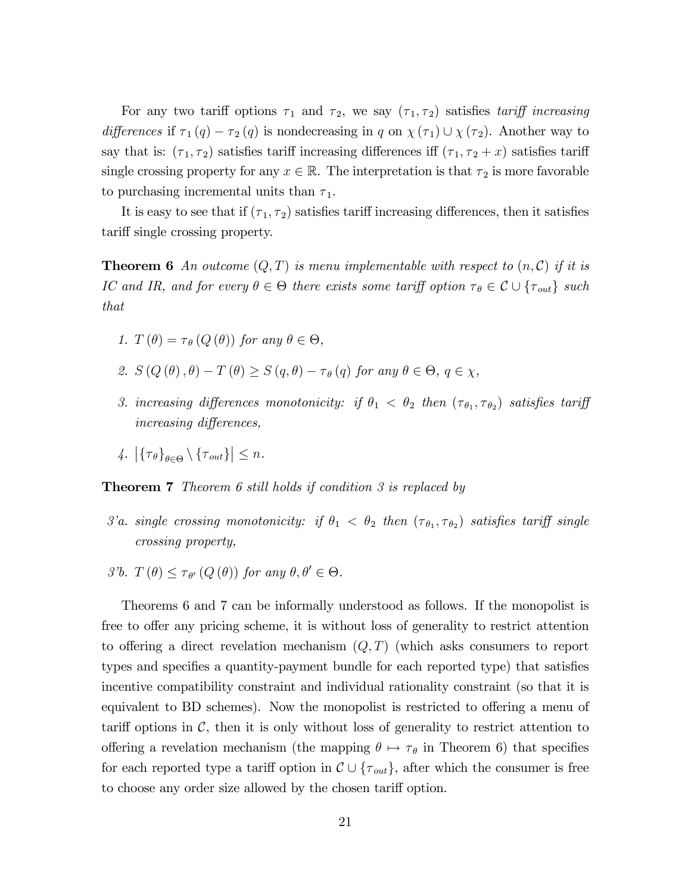For any two tariff options $\tau_1$ and $\tau_2$, we say $(\tau_1, \tau_2)$ satisfies *tariff increasing differences* if $\tau_1(q) - \tau_2(q)$ is nondecreasing in $q$ on $\chi(\tau_1) \cup \chi(\tau_2)$. Another way to say that is: $(\tau_1, \tau_2)$ satisfies tariff increasing differences iff $(\tau_1, \tau_2 + x)$ satisfies tariff single crossing property for any $x \in \mathbb{R}$. The interpretation is that $\tau_2$ is more favorable to purchasing incremental units than $\tau_1$.

It is easy to see that if $(\tau_1, \tau_2)$ satisfies tariff increasing differences, then it satisfies tariff single crossing property.

**Theorem 6** *An outcome $(Q, T)$ is menu implementable with respect to $(n, \mathcal{C})$ if it is IC and IR, and for every $\theta \in \Theta$ there exists some tariff option $\tau_\theta \in \mathcal{C} \cup \{\tau_{out}\}$ such that*

1. *$T(\theta) = \tau_\theta(Q(\theta))$ for any $\theta \in \Theta$,*
2. *$S(Q(\theta), \theta) - T(\theta) \geq S(q, \theta) - \tau_\theta(q)$ for any $\theta \in \Theta$, $q \in \chi$,*
3. *increasing differences monotonicity: if $\theta_1 < \theta_2$ then $(\tau_{\theta_1}, \tau_{\theta_2})$ satisfies tariff increasing differences,*
4. *$\left|\{\tau_\theta\}_{\theta \in \Theta} \setminus \{\tau_{out}\}\right| \leq n$.*

**Theorem 7** *Theorem 6 still holds if condition 3 is replaced by*

3'a. *single crossing monotonicity: if $\theta_1 < \theta_2$ then $(\tau_{\theta_1}, \tau_{\theta_2})$ satisfies tariff single crossing property,*

3'b. *$T(\theta) \leq \tau_{\theta'}(Q(\theta))$ for any $\theta, \theta' \in \Theta$.*

Theorems 6 and 7 can be informally understood as follows. If the monopolist is free to offer any pricing scheme, it is without loss of generality to restrict attention to offering a direct revelation mechanism $(Q, T)$ (which asks consumers to report types and specifies a quantity-payment bundle for each reported type) that satisfies incentive compatibility constraint and individual rationality constraint (so that it is equivalent to BD schemes). Now the monopolist is restricted to offering a menu of tariff options in $\mathcal{C}$, then it is only without loss of generality to restrict attention to offering a revelation mechanism (the mapping $\theta \mapsto \tau_\theta$ in Theorem 6) that specifies for each reported type a tariff option in $\mathcal{C} \cup \{\tau_{out}\}$, after which the consumer is free to choose any order size allowed by the chosen tariff option.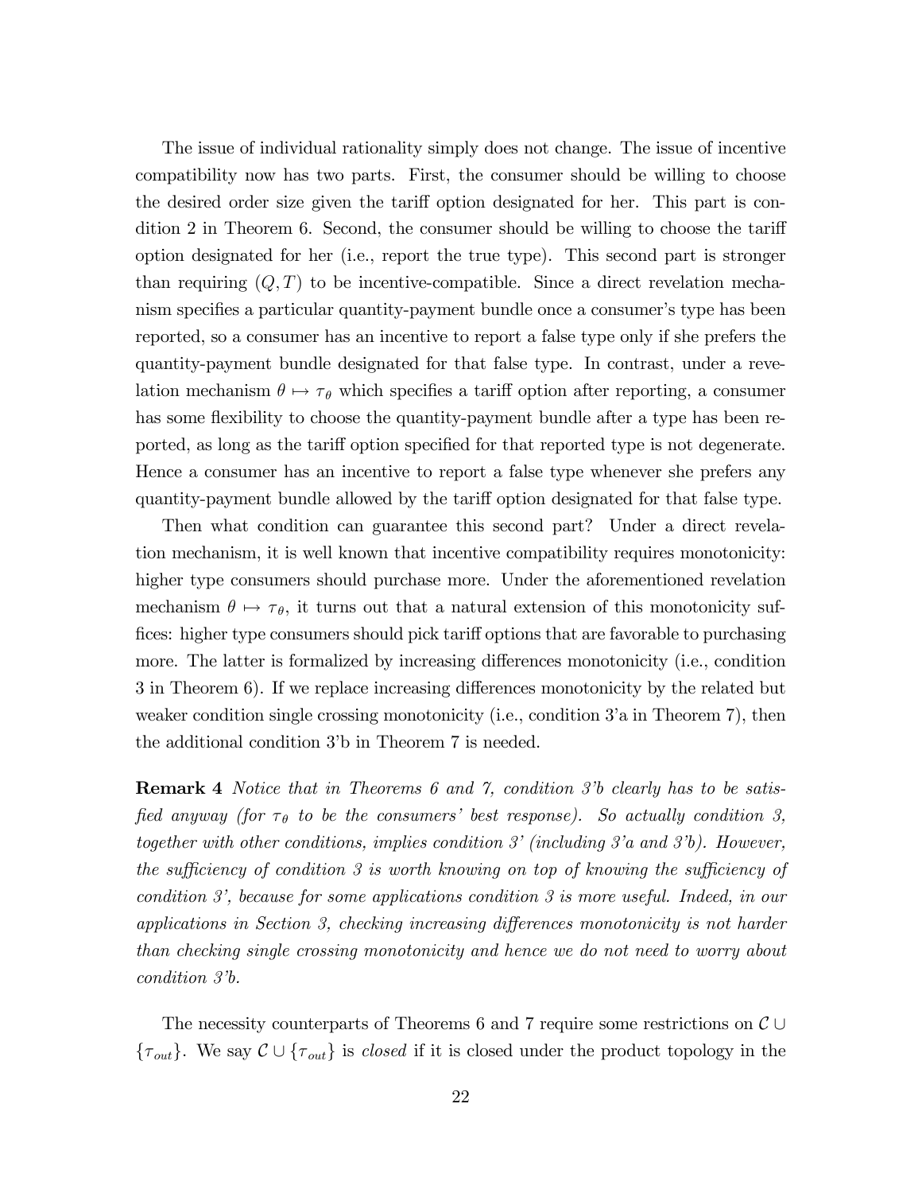The issue of individual rationality simply does not change. The issue of incentive compatibility now has two parts. First, the consumer should be willing to choose the desired order size given the tariff option designated for her. This part is condition 2 in Theorem 6. Second, the consumer should be willing to choose the tariff option designated for her (i.e., report the true type). This second part is stronger than requiring $(Q, T)$ to be incentive-compatible. Since a direct revelation mechanism specifies a particular quantity-payment bundle once a consumer's type has been reported, so a consumer has an incentive to report a false type only if she prefers the quantity-payment bundle designated for that false type. In contrast, under a revelation mechanism $\theta \mapsto \tau_\theta$ which specifies a tariff option after reporting, a consumer has some flexibility to choose the quantity-payment bundle after a type has been reported, as long as the tariff option specified for that reported type is not degenerate. Hence a consumer has an incentive to report a false type whenever she prefers any quantity-payment bundle allowed by the tariff option designated for that false type.

Then what condition can guarantee this second part? Under a direct revelation mechanism, it is well known that incentive compatibility requires monotonicity: higher type consumers should purchase more. Under the aforementioned revelation mechanism $\theta \mapsto \tau_\theta$, it turns out that a natural extension of this monotonicity suffices: higher type consumers should pick tariff options that are favorable to purchasing more. The latter is formalized by increasing differences monotonicity (i.e., condition 3 in Theorem 6). If we replace increasing differences monotonicity by the related but weaker condition single crossing monotonicity (i.e., condition 3'a in Theorem 7), then the additional condition 3'b in Theorem 7 is needed.

**Remark 4** *Notice that in Theorems 6 and 7, condition 3'b clearly has to be satisfied anyway (for $\tau_\theta$ to be the consumers' best response). So actually condition 3, together with other conditions, implies condition 3' (including 3'a and 3'b). However, the sufficiency of condition 3 is worth knowing on top of knowing the sufficiency of condition 3', because for some applications condition 3 is more useful. Indeed, in our applications in Section 3, checking increasing differences monotonicity is not harder than checking single crossing monotonicity and hence we do not need to worry about condition 3'b.*

The necessity counterparts of Theorems 6 and 7 require some restrictions on $\mathcal{C} \cup \{\tau_{out}\}$. We say $\mathcal{C} \cup \{\tau_{out}\}$ is *closed* if it is closed under the product topology in the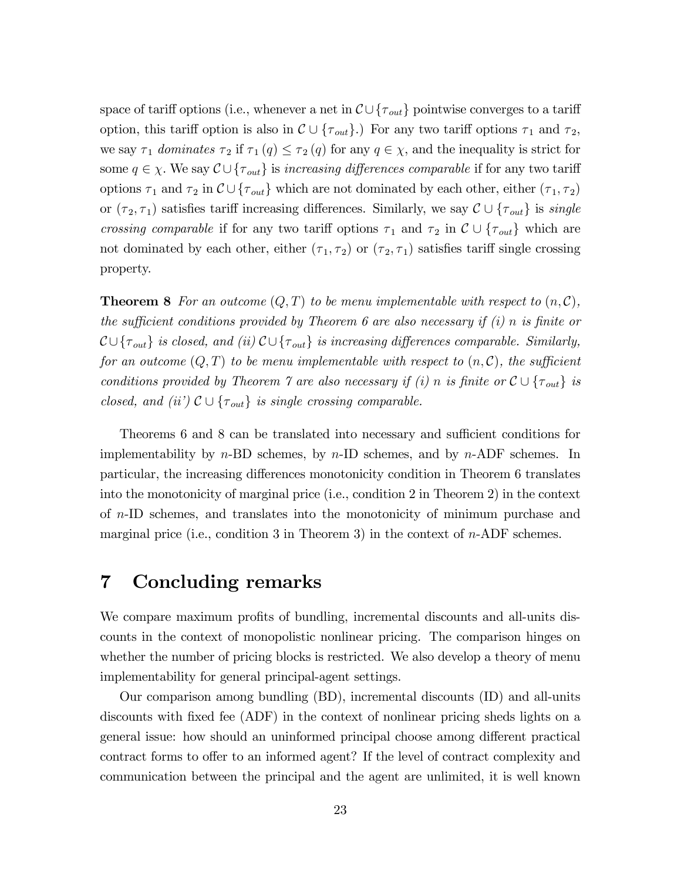space of tariff options (i.e., whenever a net in $\mathcal{C} \cup \{\tau_{out}\}$ pointwise converges to a tariff option, this tariff option is also in $\mathcal{C} \cup \{\tau_{out}\}$.) For any two tariff options $\tau_1$ and $\tau_2$, we say $\tau_1$ *dominates* $\tau_2$ if $\tau_1(q) \leq \tau_2(q)$ for any $q \in \chi$, and the inequality is strict for some $q \in \chi$. We say $\mathcal{C} \cup \{\tau_{out}\}$ is *increasing differences comparable* if for any two tariff options $\tau_1$ and $\tau_2$ in $\mathcal{C} \cup \{\tau_{out}\}$ which are not dominated by each other, either $(\tau_1, \tau_2)$ or $(\tau_2, \tau_1)$ satisfies tariff increasing differences. Similarly, we say $\mathcal{C} \cup \{\tau_{out}\}$ is *single crossing comparable* if for any two tariff options $\tau_1$ and $\tau_2$ in $\mathcal{C} \cup \{\tau_{out}\}$ which are not dominated by each other, either $(\tau_1, \tau_2)$ or $(\tau_2, \tau_1)$ satisfies tariff single crossing property.

**Theorem 8** *For an outcome $(Q, T)$ to be menu implementable with respect to $(n, \mathcal{C})$, the sufficient conditions provided by Theorem 6 are also necessary if (i) $n$ is finite or $\mathcal{C} \cup \{\tau_{out}\}$ is closed, and (ii) $\mathcal{C} \cup \{\tau_{out}\}$ is increasing differences comparable. Similarly, for an outcome $(Q, T)$ to be menu implementable with respect to $(n, \mathcal{C})$, the sufficient conditions provided by Theorem 7 are also necessary if (i) $n$ is finite or $\mathcal{C} \cup \{\tau_{out}\}$ is closed, and (ii') $\mathcal{C} \cup \{\tau_{out}\}$ is single crossing comparable.*

Theorems 6 and 8 can be translated into necessary and sufficient conditions for implementability by $n$-BD schemes, by $n$-ID schemes, and by $n$-ADF schemes. In particular, the increasing differences monotonicity condition in Theorem 6 translates into the monotonicity of marginal price (i.e., condition 2 in Theorem 2) in the context of $n$-ID schemes, and translates into the monotonicity of minimum purchase and marginal price (i.e., condition 3 in Theorem 3) in the context of $n$-ADF schemes.

# 7 Concluding remarks

We compare maximum profits of bundling, incremental discounts and all-units discounts in the context of monopolistic nonlinear pricing. The comparison hinges on whether the number of pricing blocks is restricted. We also develop a theory of menu implementability for general principal-agent settings.

Our comparison among bundling (BD), incremental discounts (ID) and all-units discounts with fixed fee (ADF) in the context of nonlinear pricing sheds lights on a general issue: how should an uninformed principal choose among different practical contract forms to offer to an informed agent? If the level of contract complexity and communication between the principal and the agent are unlimited, it is well known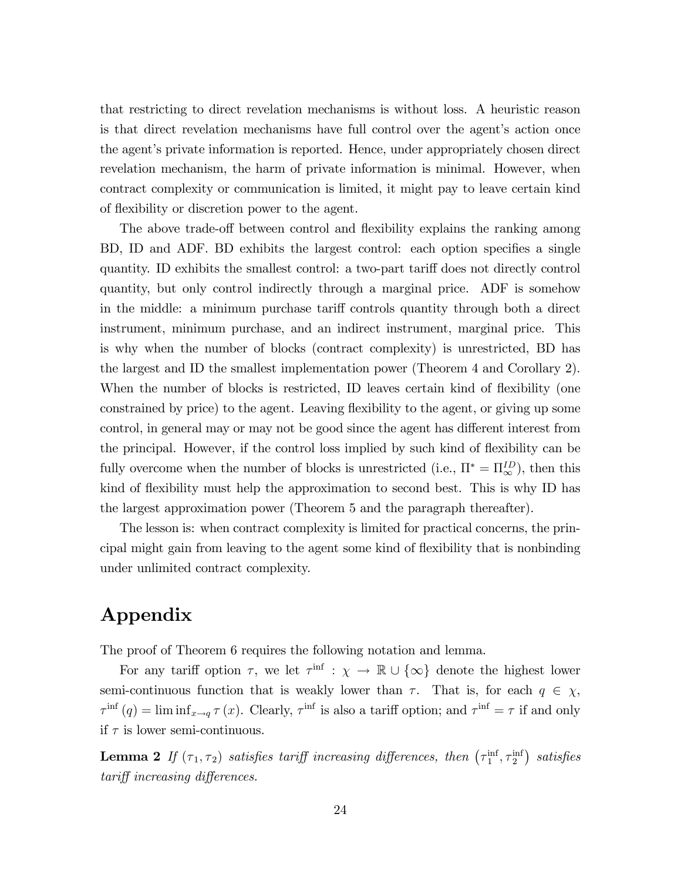that restricting to direct revelation mechanisms is without loss. A heuristic reason is that direct revelation mechanisms have full control over the agent's action once the agent's private information is reported. Hence, under appropriately chosen direct revelation mechanism, the harm of private information is minimal. However, when contract complexity or communication is limited, it might pay to leave certain kind of flexibility or discretion power to the agent.

The above trade-off between control and flexibility explains the ranking among BD, ID and ADF. BD exhibits the largest control: each option specifies a single quantity. ID exhibits the smallest control: a two-part tariff does not directly control quantity, but only control indirectly through a marginal price. ADF is somehow in the middle: a minimum purchase tariff controls quantity through both a direct instrument, minimum purchase, and an indirect instrument, marginal price. This is why when the number of blocks (contract complexity) is unrestricted, BD has the largest and ID the smallest implementation power (Theorem 4 and Corollary 2). When the number of blocks is restricted, ID leaves certain kind of flexibility (one constrained by price) to the agent. Leaving flexibility to the agent, or giving up some control, in general may or may not be good since the agent has different interest from the principal. However, if the control loss implied by such kind of flexibility can be fully overcome when the number of blocks is unrestricted (i.e., $\Pi^* = \Pi^{ID}_{\infty}$), then this kind of flexibility must help the approximation to second best. This is why ID has the largest approximation power (Theorem 5 and the paragraph thereafter).

The lesson is: when contract complexity is limited for practical concerns, the principal might gain from leaving to the agent some kind of flexibility that is nonbinding under unlimited contract complexity.

# Appendix

The proof of Theorem 6 requires the following notation and lemma.

For any tariff option $\tau$, we let $\tau^{\inf} : \chi \to \mathbb{R} \cup \{\infty\}$ denote the highest lower semi-continuous function that is weakly lower than $\tau$. That is, for each $q \in \chi$, $\tau^{\inf}(q) = \liminf_{x \to q} \tau(x)$. Clearly, $\tau^{\inf}$ is also a tariff option; and $\tau^{\inf} = \tau$ if and only if $\tau$ is lower semi-continuous.

**Lemma 2** *If $(\tau_1, \tau_2)$ satisfies tariff increasing differences, then $(\tau_1^{\inf}, \tau_2^{\inf})$ satisfies tariff increasing differences.*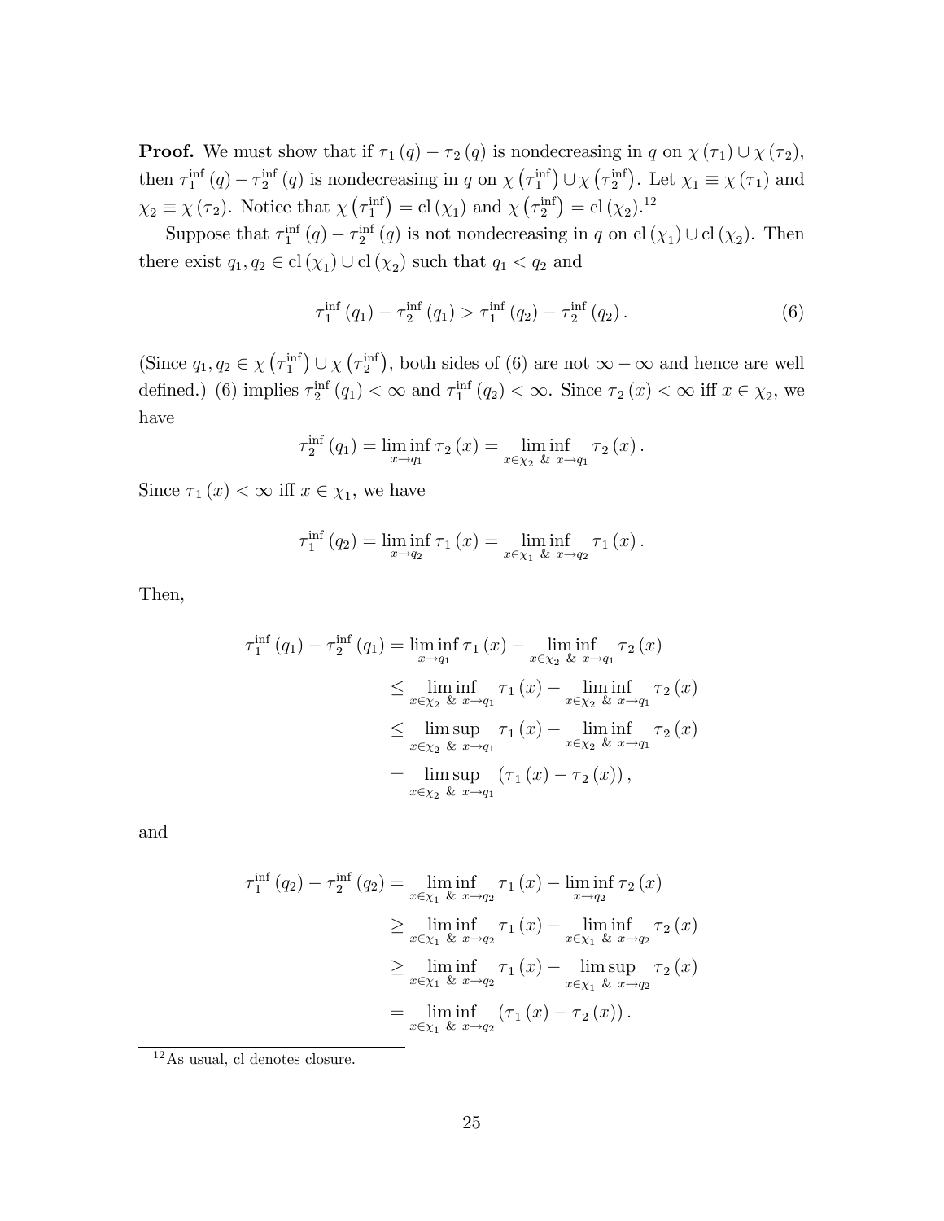**Proof.** We must show that if $\tau_1(q) - \tau_2(q)$ is nondecreasing in $q$ on $\chi(\tau_1) \cup \chi(\tau_2)$, then $\tau_1^{\inf}(q) - \tau_2^{\inf}(q)$ is nondecreasing in $q$ on $\chi(\tau_1^{\inf}) \cup \chi(\tau_2^{\inf})$. Let $\chi_1 \equiv \chi(\tau_1)$ and $\chi_2 \equiv \chi(\tau_2)$. Notice that $\chi(\tau_1^{\inf}) = \text{cl}(\chi_1)$ and $\chi(\tau_2^{\inf}) = \text{cl}(\chi_2)$.[12]

Suppose that $\tau_1^{\inf}(q) - \tau_2^{\inf}(q)$ is not nondecreasing in $q$ on $\text{cl}(\chi_1) \cup \text{cl}(\chi_2)$. Then there exist $q_1, q_2 \in \text{cl}(\chi_1) \cup \text{cl}(\chi_2)$ such that $q_1 < q_2$ and

$$\tau_1^{\inf}(q_1) - \tau_2^{\inf}(q_1) > \tau_1^{\inf}(q_2) - \tau_2^{\inf}(q_2). \tag{6}$$

(Since $q_1, q_2 \in \chi(\tau_1^{\inf}) \cup \chi(\tau_2^{\inf})$, both sides of (6) are not $\infty - \infty$ and hence are well defined.) (6) implies $\tau_2^{\inf}(q_1) < \infty$ and $\tau_1^{\inf}(q_2) < \infty$. Since $\tau_2(x) < \infty$ iff $x \in \chi_2$, we have

$$\tau_2^{\inf}(q_1) = \liminf_{x \to q_1} \tau_2(x) = \liminf_{x \in \chi_2 \ \& \ x \to q_1} \tau_2(x).$$

Since $\tau_1(x) < \infty$ iff $x \in \chi_1$, we have

$$\tau_1^{\inf}(q_2) = \liminf_{x \to q_2} \tau_1(x) = \liminf_{x \in \chi_1 \ \& \ x \to q_2} \tau_1(x).$$

Then,

$$\begin{aligned}
\tau_1^{\inf}(q_1) - \tau_2^{\inf}(q_1) &= \liminf_{x \to q_1} \tau_1(x) - \liminf_{x \in \chi_2 \ \& \ x \to q_1} \tau_2(x) \\
&\leq \liminf_{x \in \chi_2 \ \& \ x \to q_1} \tau_1(x) - \liminf_{x \in \chi_2 \ \& \ x \to q_1} \tau_2(x) \\
&\leq \limsup_{x \in \chi_2 \ \& \ x \to q_1} \tau_1(x) - \liminf_{x \in \chi_2 \ \& \ x \to q_1} \tau_2(x) \\
&= \limsup_{x \in \chi_2 \ \& \ x \to q_1} (\tau_1(x) - \tau_2(x)),
\end{aligned}$$

and

$$\begin{aligned}
\tau_1^{\inf}(q_2) - \tau_2^{\inf}(q_2) &= \liminf_{x \in \chi_1 \ \& \ x \to q_2} \tau_1(x) - \liminf_{x \to q_2} \tau_2(x) \\
&\geq \liminf_{x \in \chi_1 \ \& \ x \to q_2} \tau_1(x) - \liminf_{x \in \chi_1 \ \& \ x \to q_2} \tau_2(x) \\
&\geq \liminf_{x \in \chi_1 \ \& \ x \to q_2} \tau_1(x) - \limsup_{x \in \chi_1 \ \& \ x \to q_2} \tau_2(x) \\
&= \liminf_{x \in \chi_1 \ \& \ x \to q_2} (\tau_1(x) - \tau_2(x)).
\end{aligned}$$

[12] As usual, cl denotes closure.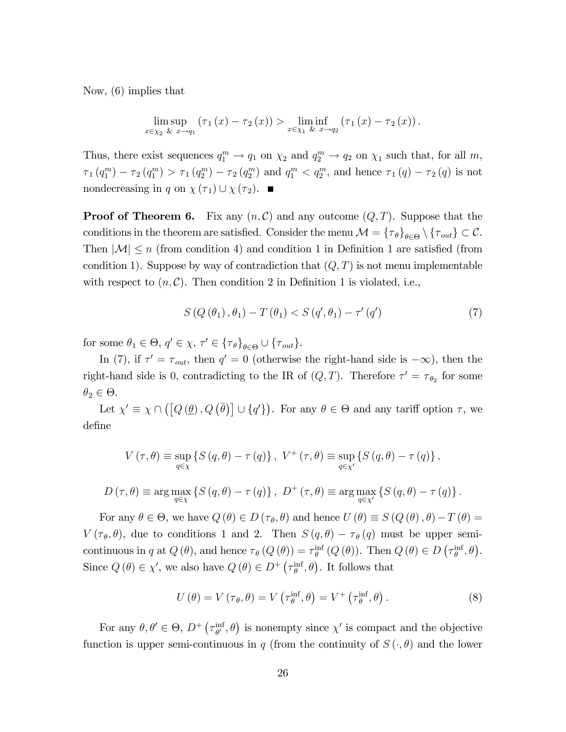Now, (6) implies that

$$\limsup_{x \in \chi_2 \ \& \ x \to q_1} (\tau_1(x) - \tau_2(x)) > \liminf_{x \in \chi_1 \ \& \ x \to q_2} (\tau_1(x) - \tau_2(x)).$$

Thus, there exist sequences $q_1^m \to q_1$ on $\chi_2$ and $q_2^m \to q_2$ on $\chi_1$ such that, for all $m$, $\tau_1(q_1^m) - \tau_2(q_1^m) > \tau_1(q_2^m) - \tau_2(q_2^m)$ and $q_1^m < q_2^m$, and hence $\tau_1(q) - \tau_2(q)$ is not nondecreasing in $q$ on $\chi(\tau_1) \cup \chi(\tau_2)$. ■

**Proof of Theorem 6.** Fix any $(n, \mathcal{C})$ and any outcome $(Q, T)$. Suppose that the conditions in the theorem are satisfied. Consider the menu $\mathcal{M} = \{\tau_\theta\}_{\theta \in \Theta} \setminus \{\tau_{out}\} \subset \mathcal{C}$. Then $|\mathcal{M}| \leq n$ (from condition 4) and condition 1 in Definition 1 are satisfied (from condition 1). Suppose by way of contradiction that $(Q, T)$ is not menu implementable with respect to $(n, \mathcal{C})$. Then condition 2 in Definition 1 is violated, i.e.,

$$S(Q(\theta_1), \theta_1) - T(\theta_1) < S(q', \theta_1) - \tau'(q') \tag{7}$$

for some $\theta_1 \in \Theta$, $q' \in \chi$, $\tau' \in \{\tau_\theta\}_{\theta \in \Theta} \cup \{\tau_{out}\}$.

In (7), if $\tau' = \tau_{out}$, then $q' = 0$ (otherwise the right-hand side is $-\infty$), then the right-hand side is 0, contradicting to the IR of $(Q, T)$. Therefore $\tau' = \tau_{\theta_2}$ for some $\theta_2 \in \Theta$.

Let $\chi' \equiv \chi \cap \left( \left[ Q(\underline{\theta}), Q(\bar{\theta}) \right] \cup \{q'\} \right)$. For any $\theta \in \Theta$ and any tariff option $\tau$, we define

$$V(\tau, \theta) \equiv \sup_{q \in \chi} \{S(q, \theta) - \tau(q)\}, \ V^+(\tau, \theta) \equiv \sup_{q \in \chi'} \{S(q, \theta) - \tau(q)\},$$

$$D(\tau, \theta) \equiv \arg\max_{q \in \chi} \{S(q, \theta) - \tau(q)\}, \ D^+(\tau, \theta) \equiv \arg\max_{q \in \chi'} \{S(q, \theta) - \tau(q)\}.$$

For any $\theta \in \Theta$, we have $Q(\theta) \in D(\tau_\theta, \theta)$ and hence $U(\theta) \equiv S(Q(\theta), \theta) - T(\theta) = V(\tau_\theta, \theta)$, due to conditions 1 and 2. Then $S(q, \theta) - \tau_\theta(q)$ must be upper semi-continuous in $q$ at $Q(\theta)$, and hence $\tau_\theta(Q(\theta)) = \tau_\theta^{\inf}(Q(\theta))$. Then $Q(\theta) \in D\left(\tau_\theta^{\inf}, \theta\right)$. Since $Q(\theta) \in \chi'$, we also have $Q(\theta) \in D^+\left(\tau_\theta^{\inf}, \theta\right)$. It follows that

$$U(\theta) = V(\tau_\theta, \theta) = V\left(\tau_\theta^{\inf}, \theta\right) = V^+\left(\tau_\theta^{\inf}, \theta\right). \tag{8}$$

For any $\theta, \theta' \in \Theta$, $D^+\left(\tau_{\theta'}^{\inf}, \theta\right)$ is nonempty since $\chi'$ is compact and the objective function is upper semi-continuous in $q$ (from the continuity of $S(\cdot, \theta)$ and the lower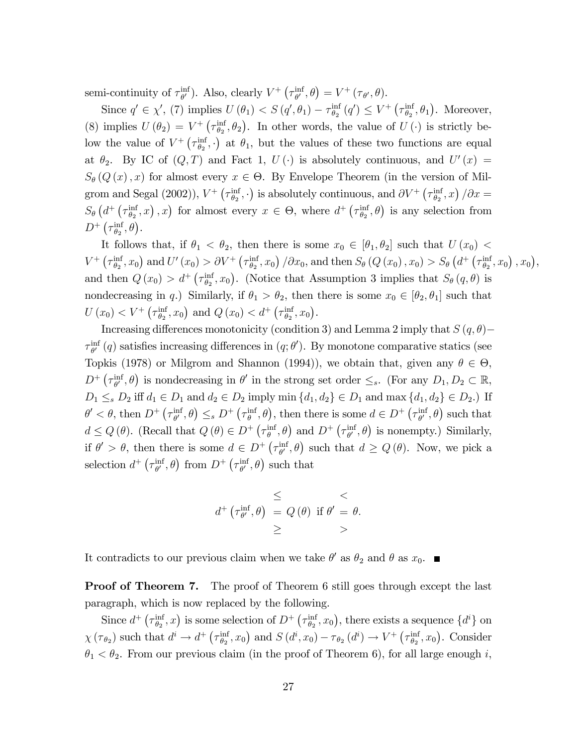semi-continuity of $\tau_{\theta'}^{\inf}$). Also, clearly $V^+\left(\tau_{\theta'}^{\inf}, \theta\right) = V^+\left(\tau_{\theta'}, \theta\right)$.

Since $q' \in \chi'$, (7) implies $U(\theta_1) < S(q', \theta_1) - \tau_{\theta_2}^{\inf}(q') \leq V^+\left(\tau_{\theta_2}^{\inf}, \theta_1\right)$. Moreover, (8) implies $U(\theta_2) = V^+\left(\tau_{\theta_2}^{\inf}, \theta_2\right)$. In other words, the value of $U(\cdot)$ is strictly below the value of $V^+\left(\tau_{\theta_2}^{\inf}, \cdot\right)$ at $\theta_1$, but the values of these two functions are equal at $\theta_2$. By IC of $(Q, T)$ and Fact 1, $U(\cdot)$ is absolutely continuous, and $U'(x) = S_\theta(Q(x), x)$ for almost every $x \in \Theta$. By Envelope Theorem (in the version of Milgrom and Segal (2002)), $V^+\left(\tau_{\theta_2}^{\inf}, \cdot\right)$ is absolutely continuous, and $\partial V^+\left(\tau_{\theta_2}^{\inf}, x\right)/\partial x = S_\theta\left(d^+\left(\tau_{\theta_2}^{\inf}, x\right), x\right)$ for almost every $x \in \Theta$, where $d^+\left(\tau_{\theta_2}^{\inf}, \theta\right)$ is any selection from $D^+\left(\tau_{\theta_2}^{\inf}, \theta\right)$.

It follows that, if $\theta_1 < \theta_2$, then there is some $x_0 \in [\theta_1, \theta_2]$ such that $U(x_0) < V^+\left(\tau_{\theta_2}^{\inf}, x_0\right)$ and $U'(x_0) > \partial V^+\left(\tau_{\theta_2}^{\inf}, x_0\right)/\partial x_0$, and then $S_\theta(Q(x_0), x_0) > S_\theta\left(d^+\left(\tau_{\theta_2}^{\inf}, x_0\right), x_0\right)$, and then $Q(x_0) > d^+\left(\tau_{\theta_2}^{\inf}, x_0\right)$. (Notice that Assumption 3 implies that $S_\theta(q, \theta)$ is nondecreasing in $q$.) Similarly, if $\theta_1 > \theta_2$, then there is some $x_0 \in [\theta_2, \theta_1]$ such that $U(x_0) < V^+\left(\tau_{\theta_2}^{\inf}, x_0\right)$ and $Q(x_0) < d^+\left(\tau_{\theta_2}^{\inf}, x_0\right)$.

Increasing differences monotonicity (condition 3) and Lemma 2 imply that $S(q, \theta) - \tau_{\theta'}^{\inf}(q)$ satisfies increasing differences in $(q; \theta')$. By monotone comparative statics (see Topkis (1978) or Milgrom and Shannon (1994)), we obtain that, given any $\theta \in \Theta$, $D^+\left(\tau_{\theta'}^{\inf}, \theta\right)$ is nondecreasing in $\theta'$ in the strong set order $\leq_s$. (For any $D_1, D_2 \subset \mathbb{R}$, $D_1 \leq_s D_2$ iff $d_1 \in D_1$ and $d_2 \in D_2$ imply $\min\{d_1, d_2\} \in D_1$ and $\max\{d_1, d_2\} \in D_2$.) If $\theta' < \theta$, then $D^+\left(\tau_{\theta'}^{\inf}, \theta\right) \leq_s D^+\left(\tau_{\theta}^{\inf}, \theta\right)$, then there is some $d \in D^+\left(\tau_{\theta'}^{\inf}, \theta\right)$ such that $d \leq Q(\theta)$. (Recall that $Q(\theta) \in D^+\left(\tau_{\theta}^{\inf}, \theta\right)$ and $D^+\left(\tau_{\theta'}^{\inf}, \theta\right)$ is nonempty.) Similarly, if $\theta' > \theta$, then there is some $d \in D^+\left(\tau_{\theta'}^{\inf}, \theta\right)$ such that $d \geq Q(\theta)$. Now, we pick a selection $d^+\left(\tau_{\theta'}^{\inf}, \theta\right)$ from $D^+\left(\tau_{\theta'}^{\inf}, \theta\right)$ such that

$$d^+\left(\tau_{\theta'}^{\inf}, \theta\right) \begin{array}{c} \leq \\ = \\ \geq \end{array} Q(\theta) \text{ if } \theta' \begin{array}{c} < \\ = \\ > \end{array} \theta.$$

It contradicts to our previous claim when we take $\theta'$ as $\theta_2$ and $\theta$ as $x_0$. ∎

**Proof of Theorem 7.** The proof of Theorem 6 still goes through except the last paragraph, which is now replaced by the following.

Since $d^+\left(\tau_{\theta_2}^{\inf}, x\right)$ is some selection of $D^+\left(\tau_{\theta_2}^{\inf}, x_0\right)$, there exists a sequence $\{d^i\}$ on $\chi(\tau_{\theta_2})$ such that $d^i \to d^+\left(\tau_{\theta_2}^{\inf}, x_0\right)$ and $S(d^i, x_0) - \tau_{\theta_2}(d^i) \to V^+\left(\tau_{\theta_2}^{\inf}, x_0\right)$. Consider $\theta_1 < \theta_2$. From our previous claim (in the proof of Theorem 6), for all large enough $i$,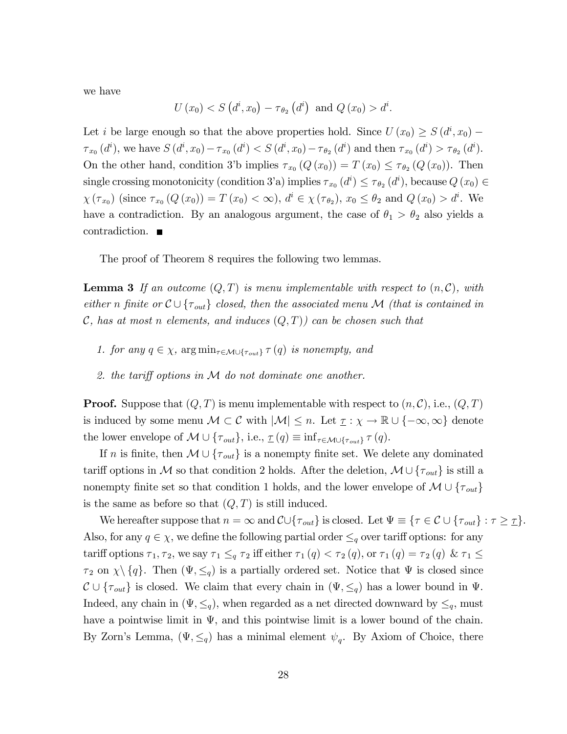we have

$$U(x_0) < S\left(d^i, x_0\right) - \tau_{\theta_2}\left(d^i\right) \text{ and } Q(x_0) > d^i.$$

Let $i$ be large enough so that the above properties hold. Since $U(x_0) \geq S(d^i, x_0) - \tau_{x_0}(d^i)$, we have $S(d^i, x_0) - \tau_{x_0}(d^i) < S(d^i, x_0) - \tau_{\theta_2}(d^i)$ and then $\tau_{x_0}(d^i) > \tau_{\theta_2}(d^i)$. On the other hand, condition 3'b implies $\tau_{x_0}(Q(x_0)) = T(x_0) \leq \tau_{\theta_2}(Q(x_0))$. Then single crossing monotonicity (condition 3'a) implies $\tau_{x_0}(d^i) \leq \tau_{\theta_2}(d^i)$, because $Q(x_0) \in \chi(\tau_{x_0})$ (since $\tau_{x_0}(Q(x_0)) = T(x_0) < \infty$), $d^i \in \chi(\tau_{\theta_2})$, $x_0 \leq \theta_2$ and $Q(x_0) > d^i$. We have a contradiction. By an analogous argument, the case of $\theta_1 > \theta_2$ also yields a contradiction. ■

The proof of Theorem 8 requires the following two lemmas.

**Lemma 3** *If an outcome $(Q, T)$ is menu implementable with respect to $(n, \mathcal{C})$, with either $n$ finite or $\mathcal{C} \cup \{\tau_{out}\}$ closed, then the associated menu $\mathcal{M}$ (that is contained in $\mathcal{C}$, has at most $n$ elements, and induces $(Q, T)$) can be chosen such that*

1. *for any $q \in \chi$, $\arg\min_{\tau \in \mathcal{M} \cup \{\tau_{out}\}} \tau(q)$ is nonempty, and*
2. *the tariff options in $\mathcal{M}$ do not dominate one another.*

**Proof.** Suppose that $(Q, T)$ is menu implementable with respect to $(n, \mathcal{C})$, i.e., $(Q, T)$ is induced by some menu $\mathcal{M} \subset \mathcal{C}$ with $|\mathcal{M}| \leq n$. Let $\underline{\tau} : \chi \to \mathbb{R} \cup \{-\infty, \infty\}$ denote the lower envelope of $\mathcal{M} \cup \{\tau_{out}\}$, i.e., $\underline{\tau}(q) \equiv \inf_{\tau \in \mathcal{M} \cup \{\tau_{out}\}} \tau(q)$.

If $n$ is finite, then $\mathcal{M} \cup \{\tau_{out}\}$ is a nonempty finite set. We delete any dominated tariff options in $\mathcal{M}$ so that condition 2 holds. After the deletion, $\mathcal{M} \cup \{\tau_{out}\}$ is still a nonempty finite set so that condition 1 holds, and the lower envelope of $\mathcal{M} \cup \{\tau_{out}\}$ is the same as before so that $(Q, T)$ is still induced.

We hereafter suppose that $n = \infty$ and $\mathcal{C} \cup \{\tau_{out}\}$ is closed. Let $\Psi \equiv \{\tau \in \mathcal{C} \cup \{\tau_{out}\} : \tau \geq \underline{\tau}\}$. Also, for any $q \in \chi$, we define the following partial order $\leq_q$ over tariff options: for any tariff options $\tau_1, \tau_2$, we say $\tau_1 \leq_q \tau_2$ iff either $\tau_1(q) < \tau_2(q)$, or $\tau_1(q) = \tau_2(q)$ & $\tau_1 \leq \tau_2$ on $\chi \backslash \{q\}$. Then $(\Psi, \leq_q)$ is a partially ordered set. Notice that $\Psi$ is closed since $\mathcal{C} \cup \{\tau_{out}\}$ is closed. We claim that every chain in $(\Psi, \leq_q)$ has a lower bound in $\Psi$. Indeed, any chain in $(\Psi, \leq_q)$, when regarded as a net directed downward by $\leq_q$, must have a pointwise limit in $\Psi$, and this pointwise limit is a lower bound of the chain. By Zorn's Lemma, $(\Psi, \leq_q)$ has a minimal element $\psi_q$. By Axiom of Choice, there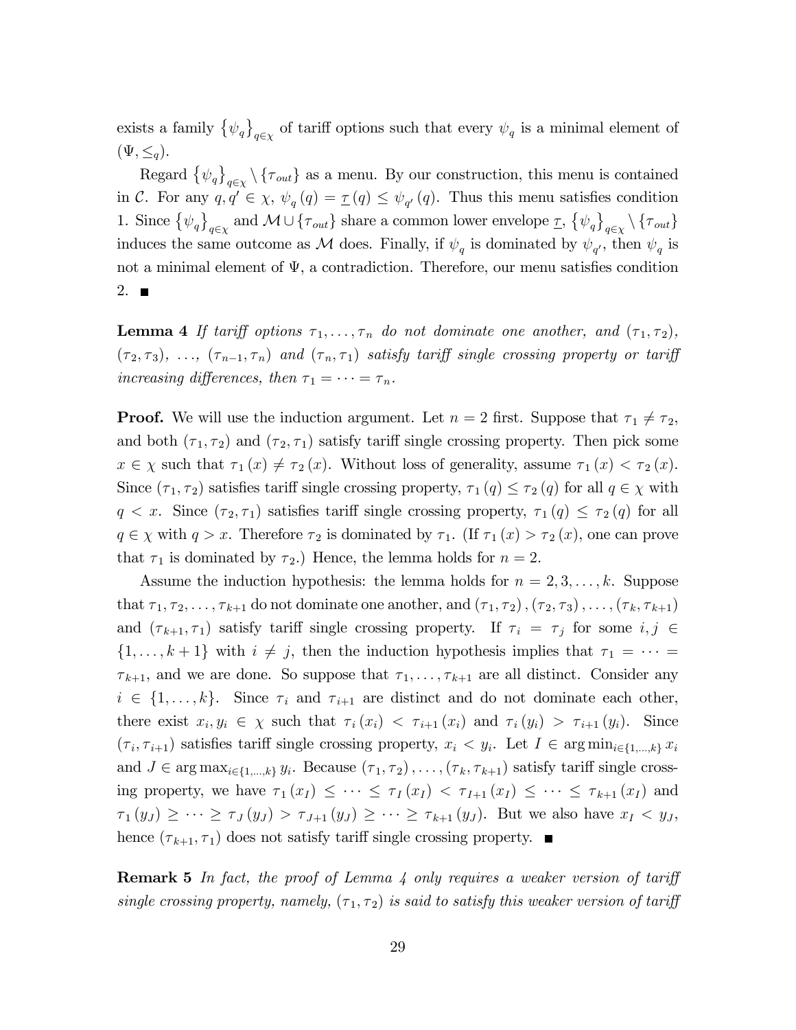exists a family $\{\psi_q\}_{q\in\chi}$ of tariff options such that every $\psi_q$ is a minimal element of $(\Psi, \leq_q)$.

Regard $\{\psi_q\}_{q\in\chi} \setminus \{\tau_{out}\}$ as a menu. By our construction, this menu is contained in $\mathcal{C}$. For any $q, q' \in \chi$, $\psi_q(q) = \underline{\tau}(q) \leq \psi_{q'}(q)$. Thus this menu satisfies condition 1. Since $\{\psi_q\}_{q\in\chi}$ and $\mathcal{M} \cup \{\tau_{out}\}$ share a common lower envelope $\underline{\tau}$, $\{\psi_q\}_{q\in\chi} \setminus \{\tau_{out}\}$ induces the same outcome as $\mathcal{M}$ does. Finally, if $\psi_q$ is dominated by $\psi_{q'}$, then $\psi_q$ is not a minimal element of $\Psi$, a contradiction. Therefore, our menu satisfies condition 2. ■

**Lemma 4** *If tariff options $\tau_1, \ldots, \tau_n$ do not dominate one another, and $(\tau_1, \tau_2)$, $(\tau_2, \tau_3)$, $\ldots$, $(\tau_{n-1}, \tau_n)$ and $(\tau_n, \tau_1)$ satisfy tariff single crossing property or tariff increasing differences, then $\tau_1 = \cdots = \tau_n$.*

**Proof.** We will use the induction argument. Let $n = 2$ first. Suppose that $\tau_1 \neq \tau_2$, and both $(\tau_1, \tau_2)$ and $(\tau_2, \tau_1)$ satisfy tariff single crossing property. Then pick some $x \in \chi$ such that $\tau_1(x) \neq \tau_2(x)$. Without loss of generality, assume $\tau_1(x) < \tau_2(x)$. Since $(\tau_1, \tau_2)$ satisfies tariff single crossing property, $\tau_1(q) \leq \tau_2(q)$ for all $q \in \chi$ with $q < x$. Since $(\tau_2, \tau_1)$ satisfies tariff single crossing property, $\tau_1(q) \leq \tau_2(q)$ for all $q \in \chi$ with $q > x$. Therefore $\tau_2$ is dominated by $\tau_1$. (If $\tau_1(x) > \tau_2(x)$, one can prove that $\tau_1$ is dominated by $\tau_2$.) Hence, the lemma holds for $n = 2$.

Assume the induction hypothesis: the lemma holds for $n = 2, 3, \ldots, k$. Suppose that $\tau_1, \tau_2, \ldots, \tau_{k+1}$ do not dominate one another, and $(\tau_1, \tau_2), (\tau_2, \tau_3), \ldots, (\tau_k, \tau_{k+1})$ and $(\tau_{k+1}, \tau_1)$ satisfy tariff single crossing property. If $\tau_i = \tau_j$ for some $i, j \in \{1, \ldots, k+1\}$ with $i \neq j$, then the induction hypothesis implies that $\tau_1 = \cdots = \tau_{k+1}$, and we are done. So suppose that $\tau_1, \ldots, \tau_{k+1}$ are all distinct. Consider any $i \in \{1, \ldots, k\}$. Since $\tau_i$ and $\tau_{i+1}$ are distinct and do not dominate each other, there exist $x_i, y_i \in \chi$ such that $\tau_i(x_i) < \tau_{i+1}(x_i)$ and $\tau_i(y_i) > \tau_{i+1}(y_i)$. Since $(\tau_i, \tau_{i+1})$ satisfies tariff single crossing property, $x_i < y_i$. Let $I \in \arg\min_{i\in\{1,\ldots,k\}} x_i$ and $J \in \arg\max_{i\in\{1,\ldots,k\}} y_i$. Because $(\tau_1, \tau_2), \ldots, (\tau_k, \tau_{k+1})$ satisfy tariff single crossing property, we have $\tau_1(x_I) \leq \cdots \leq \tau_I(x_I) < \tau_{I+1}(x_I) \leq \cdots \leq \tau_{k+1}(x_I)$ and $\tau_1(y_J) \geq \cdots \geq \tau_J(y_J) > \tau_{J+1}(y_J) \geq \cdots \geq \tau_{k+1}(y_J)$. But we also have $x_I < y_J$, hence $(\tau_{k+1}, \tau_1)$ does not satisfy tariff single crossing property. ■

**Remark 5** *In fact, the proof of Lemma 4 only requires a weaker version of tariff single crossing property, namely, $(\tau_1, \tau_2)$ is said to satisfy this weaker version of tariff*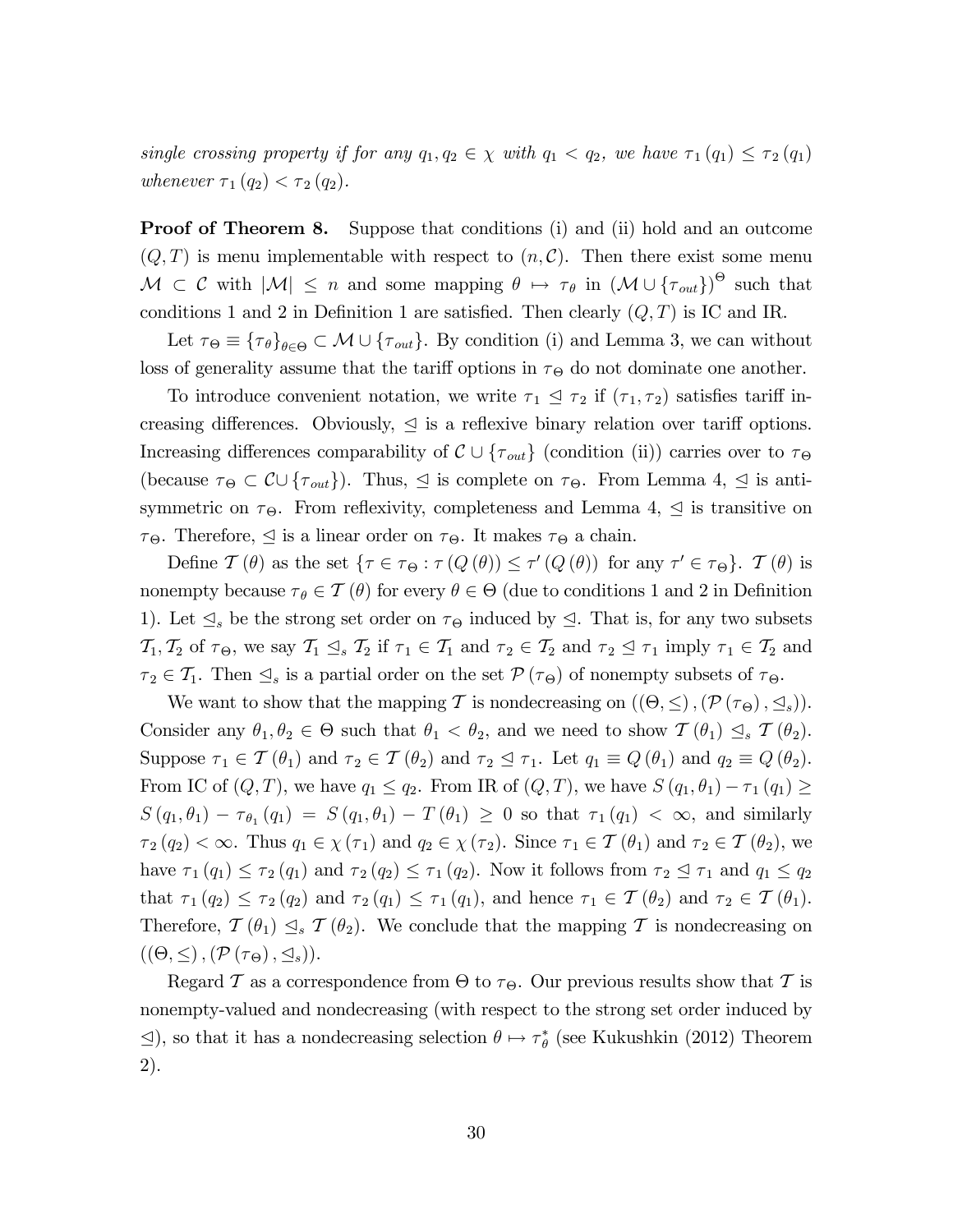*single crossing property if for any $q_1, q_2 \in \chi$ with $q_1 < q_2$, we have $\tau_1(q_1) \leq \tau_2(q_1)$ whenever $\tau_1(q_2) < \tau_2(q_2)$.*

**Proof of Theorem 8.** Suppose that conditions (i) and (ii) hold and an outcome $(Q, T)$ is menu implementable with respect to $(n, \mathcal{C})$. Then there exist some menu $\mathcal{M} \subset \mathcal{C}$ with $|\mathcal{M}| \leq n$ and some mapping $\theta \mapsto \tau_\theta$ in $(\mathcal{M} \cup \{\tau_{out}\})^\Theta$ such that conditions 1 and 2 in Definition 1 are satisfied. Then clearly $(Q, T)$ is IC and IR.

Let $\tau_\Theta \equiv \{\tau_\theta\}_{\theta \in \Theta} \subset \mathcal{M} \cup \{\tau_{out}\}$. By condition (i) and Lemma 3, we can without loss of generality assume that the tariff options in $\tau_\Theta$ do not dominate one another.

To introduce convenient notation, we write $\tau_1 \trianglelefteq \tau_2$ if $(\tau_1, \tau_2)$ satisfies tariff increasing differences. Obviously, $\trianglelefteq$ is a reflexive binary relation over tariff options. Increasing differences comparability of $\mathcal{C} \cup \{\tau_{out}\}$ (condition (ii)) carries over to $\tau_\Theta$ (because $\tau_\Theta \subset \mathcal{C} \cup \{\tau_{out}\}$). Thus, $\trianglelefteq$ is complete on $\tau_\Theta$. From Lemma 4, $\trianglelefteq$ is antisymmetric on $\tau_\Theta$. From reflexivity, completeness and Lemma 4, $\trianglelefteq$ is transitive on $\tau_\Theta$. Therefore, $\trianglelefteq$ is a linear order on $\tau_\Theta$. It makes $\tau_\Theta$ a chain.

Define $\mathcal{T}(\theta)$ as the set $\{\tau \in \tau_\Theta : \tau(Q(\theta)) \leq \tau'(Q(\theta)) \text{ for any } \tau' \in \tau_\Theta\}$. $\mathcal{T}(\theta)$ is nonempty because $\tau_\theta \in \mathcal{T}(\theta)$ for every $\theta \in \Theta$ (due to conditions 1 and 2 in Definition 1). Let $\trianglelefteq_s$ be the strong set order on $\tau_\Theta$ induced by $\trianglelefteq$. That is, for any two subsets $\mathcal{T}_1, \mathcal{T}_2$ of $\tau_\Theta$, we say $\mathcal{T}_1 \trianglelefteq_s \mathcal{T}_2$ if $\tau_1 \in \mathcal{T}_1$ and $\tau_2 \in \mathcal{T}_2$ and $\tau_2 \trianglelefteq \tau_1$ imply $\tau_1 \in \mathcal{T}_2$ and $\tau_2 \in \mathcal{T}_1$. Then $\trianglelefteq_s$ is a partial order on the set $\mathcal{P}(\tau_\Theta)$ of nonempty subsets of $\tau_\Theta$.

We want to show that the mapping $\mathcal{T}$ is nondecreasing on $((\Theta, \leq), (\mathcal{P}(\tau_\Theta), \trianglelefteq_s))$. Consider any $\theta_1, \theta_2 \in \Theta$ such that $\theta_1 < \theta_2$, and we need to show $\mathcal{T}(\theta_1) \trianglelefteq_s \mathcal{T}(\theta_2)$. Suppose $\tau_1 \in \mathcal{T}(\theta_1)$ and $\tau_2 \in \mathcal{T}(\theta_2)$ and $\tau_2 \trianglelefteq \tau_1$. Let $q_1 \equiv Q(\theta_1)$ and $q_2 \equiv Q(\theta_2)$. From IC of $(Q, T)$, we have $q_1 \leq q_2$. From IR of $(Q, T)$, we have $S(q_1, \theta_1) - \tau_1(q_1) \geq S(q_1, \theta_1) - \tau_{\theta_1}(q_1) = S(q_1, \theta_1) - T(\theta_1) \geq 0$ so that $\tau_1(q_1) < \infty$, and similarly $\tau_2(q_2) < \infty$. Thus $q_1 \in \chi(\tau_1)$ and $q_2 \in \chi(\tau_2)$. Since $\tau_1 \in \mathcal{T}(\theta_1)$ and $\tau_2 \in \mathcal{T}(\theta_2)$, we have $\tau_1(q_1) \leq \tau_2(q_1)$ and $\tau_2(q_2) \leq \tau_1(q_2)$. Now it follows from $\tau_2 \trianglelefteq \tau_1$ and $q_1 \leq q_2$ that $\tau_1(q_2) \leq \tau_2(q_2)$ and $\tau_2(q_1) \leq \tau_1(q_1)$, and hence $\tau_1 \in \mathcal{T}(\theta_2)$ and $\tau_2 \in \mathcal{T}(\theta_1)$. Therefore, $\mathcal{T}(\theta_1) \trianglelefteq_s \mathcal{T}(\theta_2)$. We conclude that the mapping $\mathcal{T}$ is nondecreasing on $((\Theta, \leq), (\mathcal{P}(\tau_\Theta), \trianglelefteq_s))$.

Regard $\mathcal{T}$ as a correspondence from $\Theta$ to $\tau_\Theta$. Our previous results show that $\mathcal{T}$ is nonempty-valued and nondecreasing (with respect to the strong set order induced by $\trianglelefteq$), so that it has a nondecreasing selection $\theta \mapsto \tau^*_\theta$ (see Kukushkin (2012) Theorem 2).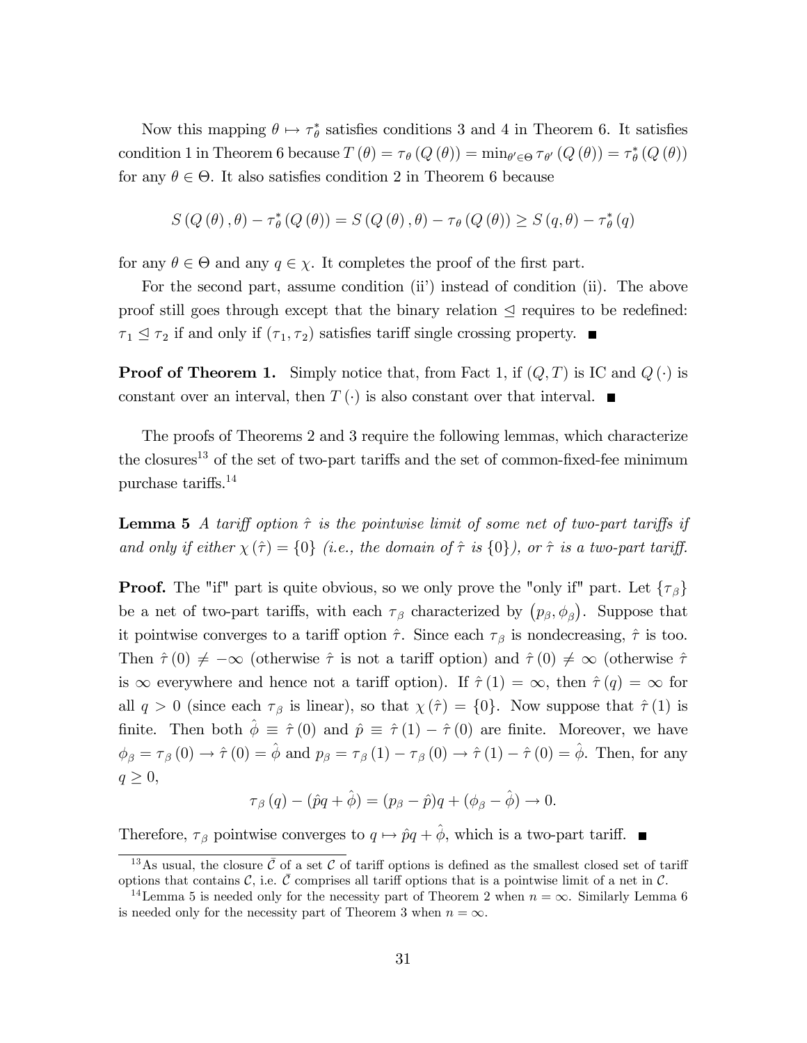Now this mapping $\theta \mapsto \tau^*_\theta$ satisfies conditions 3 and 4 in Theorem 6. It satisfies condition 1 in Theorem 6 because $T(\theta) = \tau_\theta(Q(\theta)) = \min_{\theta' \in \Theta} \tau_{\theta'}(Q(\theta)) = \tau^*_\theta(Q(\theta))$ for any $\theta \in \Theta$. It also satisfies condition 2 in Theorem 6 because

$$S(Q(\theta), \theta) - \tau^*_\theta(Q(\theta)) = S(Q(\theta), \theta) - \tau_\theta(Q(\theta)) \geq S(q, \theta) - \tau^*_\theta(q)$$

for any $\theta \in \Theta$ and any $q \in \chi$. It completes the proof of the first part.

For the second part, assume condition (ii') instead of condition (ii). The above proof still goes through except that the binary relation $\trianglelefteq$ requires to be redefined: $\tau_1 \trianglelefteq \tau_2$ if and only if $(\tau_1, \tau_2)$ satisfies tariff single crossing property. ■

**Proof of Theorem 1.** Simply notice that, from Fact 1, if $(Q, T)$ is IC and $Q(\cdot)$ is constant over an interval, then $T(\cdot)$ is also constant over that interval. ■

The proofs of Theorems 2 and 3 require the following lemmas, which characterize the closures[13] of the set of two-part tariffs and the set of common-fixed-fee minimum purchase tariffs.[14]

**Lemma 5** *A tariff option $\hat{\tau}$ is the pointwise limit of some net of two-part tariffs if and only if either $\chi(\hat{\tau}) = \{0\}$ (i.e., the domain of $\hat{\tau}$ is $\{0\}$), or $\hat{\tau}$ is a two-part tariff.*

**Proof.** The "if" part is quite obvious, so we only prove the "only if" part. Let $\{\tau_\beta\}$ be a net of two-part tariffs, with each $\tau_\beta$ characterized by $(p_\beta, \phi_\beta)$. Suppose that it pointwise converges to a tariff option $\hat{\tau}$. Since each $\tau_\beta$ is nondecreasing, $\hat{\tau}$ is too. Then $\hat{\tau}(0) \neq -\infty$ (otherwise $\hat{\tau}$ is not a tariff option) and $\hat{\tau}(0) \neq \infty$ (otherwise $\hat{\tau}$ is $\infty$ everywhere and hence not a tariff option). If $\hat{\tau}(1) = \infty$, then $\hat{\tau}(q) = \infty$ for all $q > 0$ (since each $\tau_\beta$ is linear), so that $\chi(\hat{\tau}) = \{0\}$. Now suppose that $\hat{\tau}(1)$ is finite. Then both $\hat{\phi} \equiv \hat{\tau}(0)$ and $\hat{p} \equiv \hat{\tau}(1) - \hat{\tau}(0)$ are finite. Moreover, we have $\phi_\beta = \tau_\beta(0) \to \hat{\tau}(0) = \hat{\phi}$ and $p_\beta = \tau_\beta(1) - \tau_\beta(0) \to \hat{\tau}(1) - \hat{\tau}(0) = \hat{\phi}$. Then, for any $q \geq 0$,

$$\tau_\beta(q) - (\hat{p}q + \hat{\phi}) = (p_\beta - \hat{p})q + (\phi_\beta - \hat{\phi}) \to 0.$$

Therefore, $\tau_\beta$ pointwise converges to $q \mapsto \hat{p}q + \hat{\phi}$, which is a two-part tariff. ■

[13] As usual, the closure $\bar{\mathcal{C}}$ of a set $\mathcal{C}$ of tariff options is defined as the smallest closed set of tariff options that contains $\mathcal{C}$, i.e. $\bar{\mathcal{C}}$ comprises all tariff options that is a pointwise limit of a net in $\mathcal{C}$.

[14] Lemma 5 is needed only for the necessity part of Theorem 2 when $n = \infty$. Similarly Lemma 6 is needed only for the necessity part of Theorem 3 when $n = \infty$.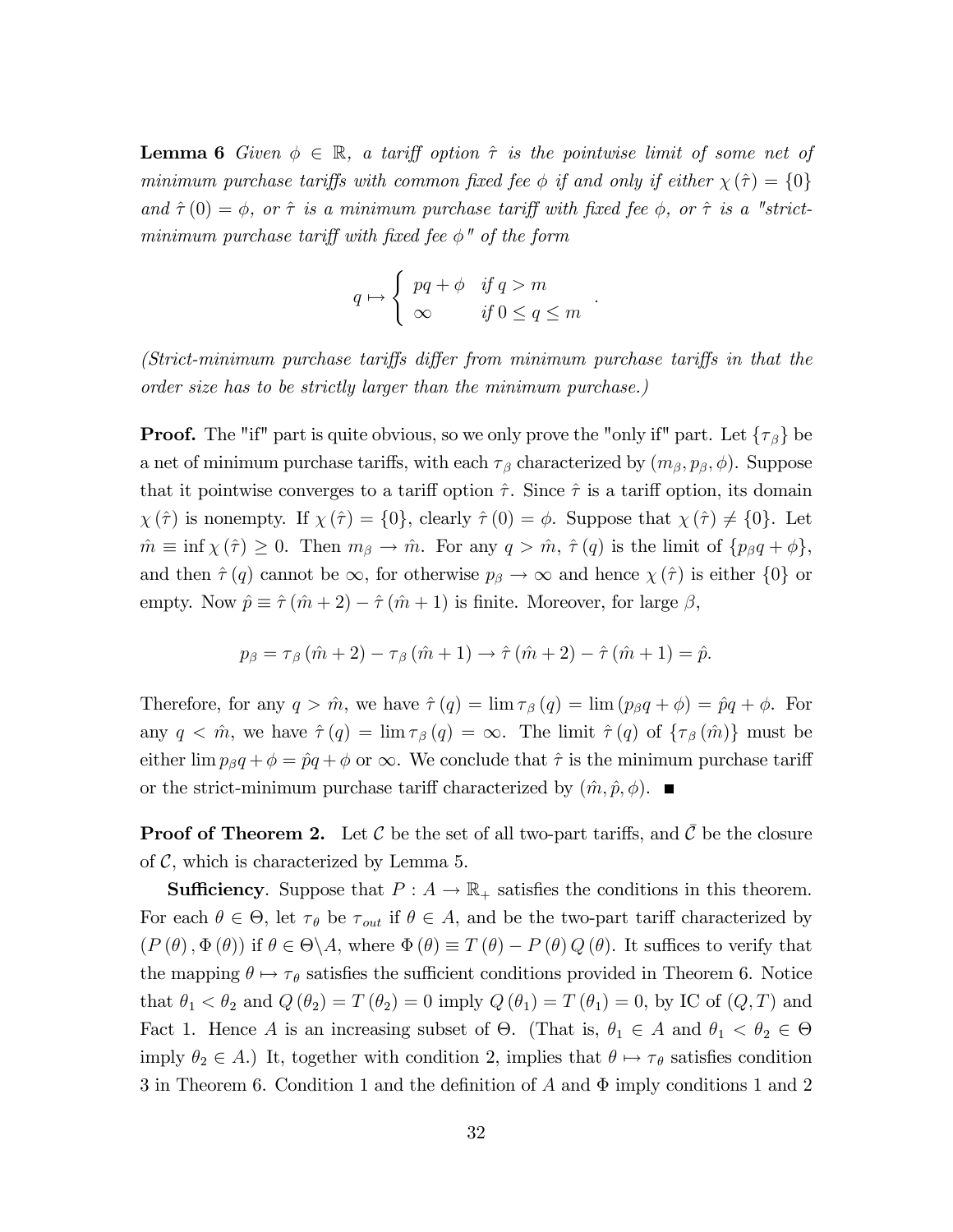**Lemma 6** *Given $\phi \in \mathbb{R}$, a tariff option $\hat{\tau}$ is the pointwise limit of some net of minimum purchase tariffs with common fixed fee $\phi$ if and only if either $\chi(\hat{\tau}) = \{0\}$ and $\hat{\tau}(0) = \phi$, or $\hat{\tau}$ is a minimum purchase tariff with fixed fee $\phi$, or $\hat{\tau}$ is a "strict-minimum purchase tariff with fixed fee $\phi$" of the form*

$$q \mapsto \begin{cases} pq + \phi & \text{if } q > m \\ \infty & \text{if } 0 \le q \le m \end{cases}.$$

*(Strict-minimum purchase tariffs differ from minimum purchase tariffs in that the order size has to be strictly larger than the minimum purchase.)*

**Proof.** The "if" part is quite obvious, so we only prove the "only if" part. Let $\{\tau_\beta\}$ be a net of minimum purchase tariffs, with each $\tau_\beta$ characterized by $(m_\beta, p_\beta, \phi)$. Suppose that it pointwise converges to a tariff option $\hat{\tau}$. Since $\hat{\tau}$ is a tariff option, its domain $\chi(\hat{\tau})$ is nonempty. If $\chi(\hat{\tau}) = \{0\}$, clearly $\hat{\tau}(0) = \phi$. Suppose that $\chi(\hat{\tau}) \neq \{0\}$. Let $\hat{m} \equiv \inf \chi(\hat{\tau}) \geq 0$. Then $m_\beta \to \hat{m}$. For any $q > \hat{m}$, $\hat{\tau}(q)$ is the limit of $\{p_\beta q + \phi\}$, and then $\hat{\tau}(q)$ cannot be $\infty$, for otherwise $p_\beta \to \infty$ and hence $\chi(\hat{\tau})$ is either $\{0\}$ or empty. Now $\hat{p} \equiv \hat{\tau}(\hat{m}+2) - \hat{\tau}(\hat{m}+1)$ is finite. Moreover, for large $\beta$,

$$p_\beta = \tau_\beta(\hat{m}+2) - \tau_\beta(\hat{m}+1) \to \hat{\tau}(\hat{m}+2) - \hat{\tau}(\hat{m}+1) = \hat{p}.$$

Therefore, for any $q > \hat{m}$, we have $\hat{\tau}(q) = \lim \tau_\beta(q) = \lim(p_\beta q + \phi) = \hat{p}q + \phi$. For any $q < \hat{m}$, we have $\hat{\tau}(q) = \lim \tau_\beta(q) = \infty$. The limit $\hat{\tau}(q)$ of $\{\tau_\beta(\hat{m})\}$ must be either $\lim p_\beta q + \phi = \hat{p}q + \phi$ or $\infty$. We conclude that $\hat{\tau}$ is the minimum purchase tariff or the strict-minimum purchase tariff characterized by $(\hat{m}, \hat{p}, \phi)$. ■

**Proof of Theorem 2.** Let $\mathcal{C}$ be the set of all two-part tariffs, and $\bar{\mathcal{C}}$ be the closure of $\mathcal{C}$, which is characterized by Lemma 5.

**Sufficiency**. Suppose that $P : A \to \mathbb{R}_+$ satisfies the conditions in this theorem. For each $\theta \in \Theta$, let $\tau_\theta$ be $\tau_{out}$ if $\theta \in A$, and be the two-part tariff characterized by $(P(\theta), \Phi(\theta))$ if $\theta \in \Theta \backslash A$, where $\Phi(\theta) \equiv T(\theta) - P(\theta) Q(\theta)$. It suffices to verify that the mapping $\theta \mapsto \tau_\theta$ satisfies the sufficient conditions provided in Theorem 6. Notice that $\theta_1 < \theta_2$ and $Q(\theta_2) = T(\theta_2) = 0$ imply $Q(\theta_1) = T(\theta_1) = 0$, by IC of $(Q, T)$ and Fact 1. Hence $A$ is an increasing subset of $\Theta$. (That is, $\theta_1 \in A$ and $\theta_1 < \theta_2 \in \Theta$ imply $\theta_2 \in A$.) It, together with condition 2, implies that $\theta \mapsto \tau_\theta$ satisfies condition 3 in Theorem 6. Condition 1 and the definition of $A$ and $\Phi$ imply conditions 1 and 2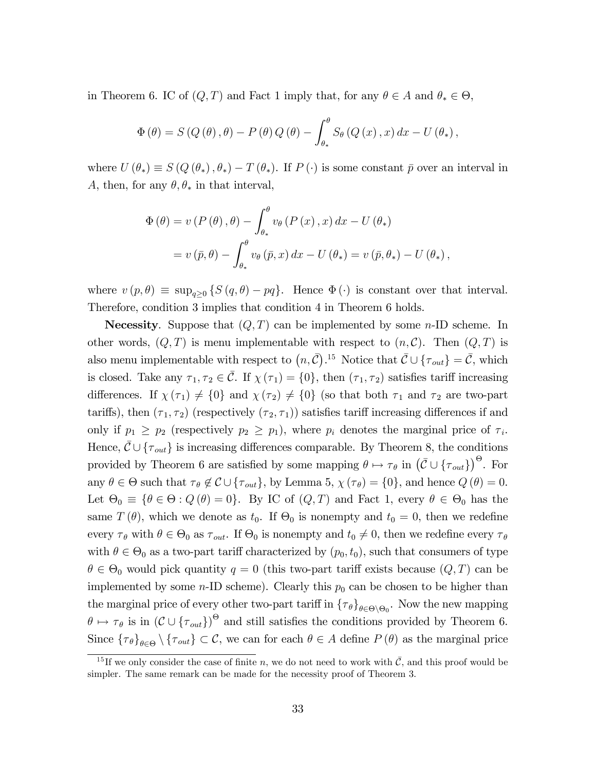in Theorem 6. IC of $(Q, T)$ and Fact 1 imply that, for any $\theta \in A$ and $\theta_* \in \Theta$,

$$\Phi(\theta) = S(Q(\theta), \theta) - P(\theta) Q(\theta) - \int_{\theta_*}^{\theta} S_\theta(Q(x), x)\, dx - U(\theta_*),$$

where $U(\theta_*) \equiv S(Q(\theta_*), \theta_*) - T(\theta_*)$. If $P(\cdot)$ is some constant $\bar{p}$ over an interval in $A$, then, for any $\theta, \theta_*$ in that interval,

$$\begin{aligned}
\Phi(\theta) &= v(P(\theta), \theta) - \int_{\theta_*}^{\theta} v_\theta(P(x), x)\, dx - U(\theta_*) \\
&= v(\bar{p}, \theta) - \int_{\theta_*}^{\theta} v_\theta(\bar{p}, x)\, dx - U(\theta_*) = v(\bar{p}, \theta_*) - U(\theta_*),
\end{aligned}$$

where $v(p, \theta) \equiv \sup_{q \geq 0} \{S(q, \theta) - pq\}$. Hence $\Phi(\cdot)$ is constant over that interval. Therefore, condition 3 implies that condition 4 in Theorem 6 holds.

**Necessity**. Suppose that $(Q, T)$ can be implemented by some $n$-ID scheme. In other words, $(Q, T)$ is menu implementable with respect to $(n, \mathcal{C})$. Then $(Q, T)$ is also menu implementable with respect to $(n, \bar{\mathcal{C}})$.[15] Notice that $\bar{\mathcal{C}} \cup \{\tau_{out}\} = \bar{\mathcal{C}}$, which is closed. Take any $\tau_1, \tau_2 \in \bar{\mathcal{C}}$. If $\chi(\tau_1) = \{0\}$, then $(\tau_1, \tau_2)$ satisfies tariff increasing differences. If $\chi(\tau_1) \neq \{0\}$ and $\chi(\tau_2) \neq \{0\}$ (so that both $\tau_1$ and $\tau_2$ are two-part tariffs), then $(\tau_1, \tau_2)$ (respectively $(\tau_2, \tau_1)$) satisfies tariff increasing differences if and only if $p_1 \geq p_2$ (respectively $p_2 \geq p_1$), where $p_i$ denotes the marginal price of $\tau_i$. Hence, $\bar{\mathcal{C}} \cup \{\tau_{out}\}$ is increasing differences comparable. By Theorem 8, the conditions provided by Theorem 6 are satisfied by some mapping $\theta \mapsto \tau_\theta$ in $\left(\bar{\mathcal{C}} \cup \{\tau_{out}\}\right)^\Theta$. For any $\theta \in \Theta$ such that $\tau_\theta \notin \mathcal{C} \cup \{\tau_{out}\}$, by Lemma 5, $\chi(\tau_\theta) = \{0\}$, and hence $Q(\theta) = 0$. Let $\Theta_0 \equiv \{\theta \in \Theta : Q(\theta) = 0\}$. By IC of $(Q, T)$ and Fact 1, every $\theta \in \Theta_0$ has the same $T(\theta)$, which we denote as $t_0$. If $\Theta_0$ is nonempty and $t_0 = 0$, then we redefine every $\tau_\theta$ with $\theta \in \Theta_0$ as $\tau_{out}$. If $\Theta_0$ is nonempty and $t_0 \neq 0$, then we redefine every $\tau_\theta$ with $\theta \in \Theta_0$ as a two-part tariff characterized by $(p_0, t_0)$, such that consumers of type $\theta \in \Theta_0$ would pick quantity $q = 0$ (this two-part tariff exists because $(Q, T)$ can be implemented by some $n$-ID scheme). Clearly this $p_0$ can be chosen to be higher than the marginal price of every other two-part tariff in $\{\tau_\theta\}_{\theta \in \Theta \setminus \Theta_0}$. Now the new mapping $\theta \mapsto \tau_\theta$ is in $(\mathcal{C} \cup \{\tau_{out}\})^\Theta$ and still satisfies the conditions provided by Theorem 6. Since $\{\tau_\theta\}_{\theta \in \Theta} \setminus \{\tau_{out}\} \subset \mathcal{C}$, we can for each $\theta \in A$ define $P(\theta)$ as the marginal price

[15] If we only consider the case of finite $n$, we do not need to work with $\bar{\mathcal{C}}$, and this proof would be simpler. The same remark can be made for the necessity proof of Theorem 3.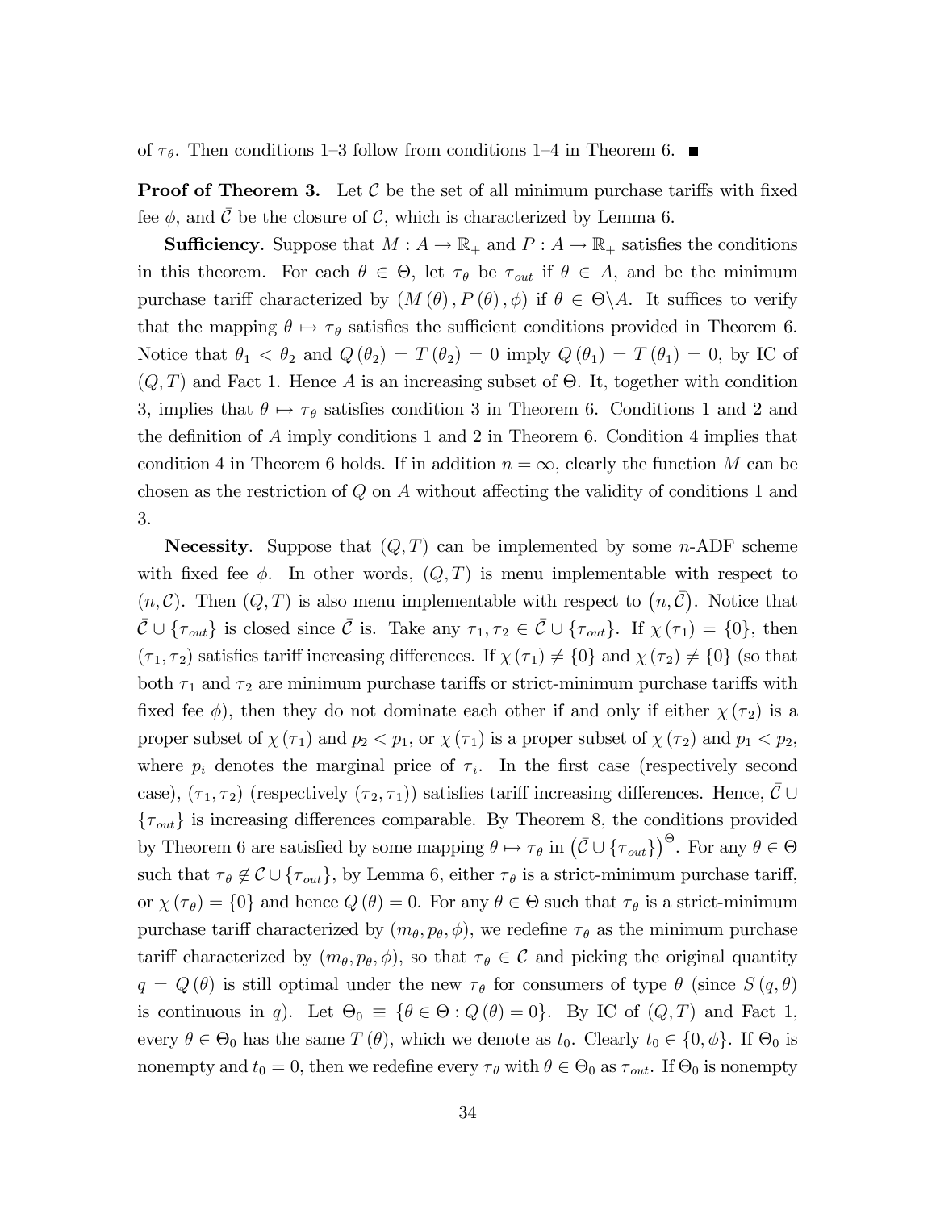of $\tau_\theta$. Then conditions 1–3 follow from conditions 1–4 in Theorem 6. ■

**Proof of Theorem 3.** Let $\mathcal{C}$ be the set of all minimum purchase tariffs with fixed fee $\phi$, and $\bar{\mathcal{C}}$ be the closure of $\mathcal{C}$, which is characterized by Lemma 6.

**Sufficiency**. Suppose that $M : A \to \mathbb{R}_+$ and $P : A \to \mathbb{R}_+$ satisfies the conditions in this theorem. For each $\theta \in \Theta$, let $\tau_\theta$ be $\tau_{out}$ if $\theta \in A$, and be the minimum purchase tariff characterized by $(M(\theta), P(\theta), \phi)$ if $\theta \in \Theta \backslash A$. It suffices to verify that the mapping $\theta \mapsto \tau_\theta$ satisfies the sufficient conditions provided in Theorem 6. Notice that $\theta_1 < \theta_2$ and $Q(\theta_2) = T(\theta_2) = 0$ imply $Q(\theta_1) = T(\theta_1) = 0$, by IC of $(Q, T)$ and Fact 1. Hence $A$ is an increasing subset of $\Theta$. It, together with condition 3, implies that $\theta \mapsto \tau_\theta$ satisfies condition 3 in Theorem 6. Conditions 1 and 2 and the definition of $A$ imply conditions 1 and 2 in Theorem 6. Condition 4 implies that condition 4 in Theorem 6 holds. If in addition $n = \infty$, clearly the function $M$ can be chosen as the restriction of $Q$ on $A$ without affecting the validity of conditions 1 and 3.

**Necessity**. Suppose that $(Q, T)$ can be implemented by some $n$-ADF scheme with fixed fee $\phi$. In other words, $(Q, T)$ is menu implementable with respect to $(n, \mathcal{C})$. Then $(Q, T)$ is also menu implementable with respect to $(n, \bar{\mathcal{C}})$. Notice that $\bar{\mathcal{C}} \cup \{\tau_{out}\}$ is closed since $\bar{\mathcal{C}}$ is. Take any $\tau_1, \tau_2 \in \bar{\mathcal{C}} \cup \{\tau_{out}\}$. If $\chi(\tau_1) = \{0\}$, then $(\tau_1, \tau_2)$ satisfies tariff increasing differences. If $\chi(\tau_1) \neq \{0\}$ and $\chi(\tau_2) \neq \{0\}$ (so that both $\tau_1$ and $\tau_2$ are minimum purchase tariffs or strict-minimum purchase tariffs with fixed fee $\phi$), then they do not dominate each other if and only if either $\chi(\tau_2)$ is a proper subset of $\chi(\tau_1)$ and $p_2 < p_1$, or $\chi(\tau_1)$ is a proper subset of $\chi(\tau_2)$ and $p_1 < p_2$, where $p_i$ denotes the marginal price of $\tau_i$. In the first case (respectively second case), $(\tau_1, \tau_2)$ (respectively $(\tau_2, \tau_1)$) satisfies tariff increasing differences. Hence, $\bar{\mathcal{C}} \cup \{\tau_{out}\}$ is increasing differences comparable. By Theorem 8, the conditions provided by Theorem 6 are satisfied by some mapping $\theta \mapsto \tau_\theta$ in $(\bar{\mathcal{C}} \cup \{\tau_{out}\})^\Theta$. For any $\theta \in \Theta$ such that $\tau_\theta \notin \mathcal{C} \cup \{\tau_{out}\}$, by Lemma 6, either $\tau_\theta$ is a strict-minimum purchase tariff, or $\chi(\tau_\theta) = \{0\}$ and hence $Q(\theta) = 0$. For any $\theta \in \Theta$ such that $\tau_\theta$ is a strict-minimum purchase tariff characterized by $(m_\theta, p_\theta, \phi)$, we redefine $\tau_\theta$ as the minimum purchase tariff characterized by $(m_\theta, p_\theta, \phi)$, so that $\tau_\theta \in \mathcal{C}$ and picking the original quantity $q = Q(\theta)$ is still optimal under the new $\tau_\theta$ for consumers of type $\theta$ (since $S(q, \theta)$ is continuous in $q$). Let $\Theta_0 \equiv \{\theta \in \Theta : Q(\theta) = 0\}$. By IC of $(Q, T)$ and Fact 1, every $\theta \in \Theta_0$ has the same $T(\theta)$, which we denote as $t_0$. Clearly $t_0 \in \{0, \phi\}$. If $\Theta_0$ is nonempty and $t_0 = 0$, then we redefine every $\tau_\theta$ with $\theta \in \Theta_0$ as $\tau_{out}$. If $\Theta_0$ is nonempty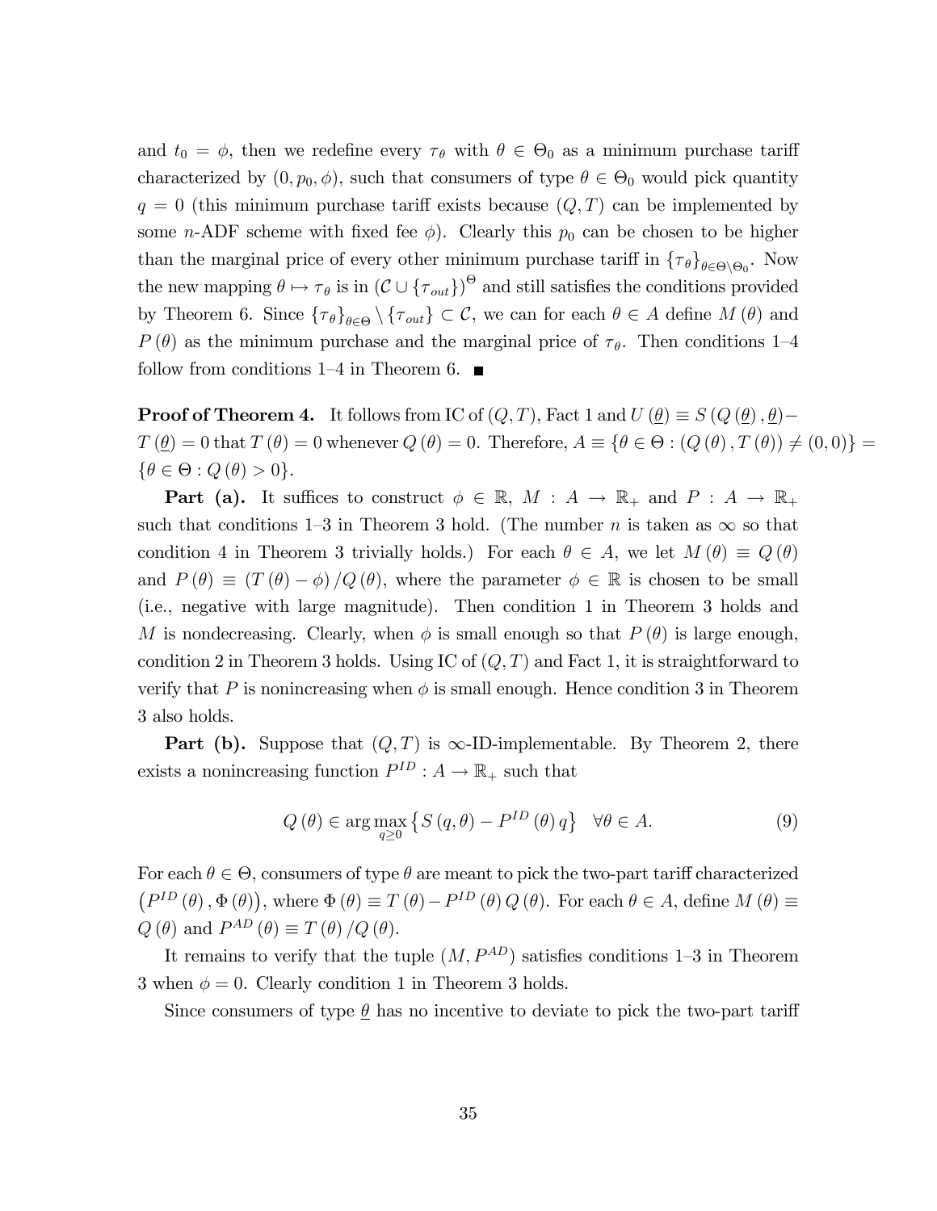and $t_0 = \phi$, then we redefine every $\tau_\theta$ with $\theta \in \Theta_0$ as a minimum purchase tariff characterized by $(0, p_0, \phi)$, such that consumers of type $\theta \in \Theta_0$ would pick quantity $q = 0$ (this minimum purchase tariff exists because $(Q, T)$ can be implemented by some $n$-ADF scheme with fixed fee $\phi$). Clearly this $p_0$ can be chosen to be higher than the marginal price of every other minimum purchase tariff in $\{\tau_\theta\}_{\theta \in \Theta \setminus \Theta_0}$. Now the new mapping $\theta \mapsto \tau_\theta$ is in $(\mathcal{C} \cup \{\tau_{out}\})^\Theta$ and still satisfies the conditions provided by Theorem 6. Since $\{\tau_\theta\}_{\theta \in \Theta} \setminus \{\tau_{out}\} \subset \mathcal{C}$, we can for each $\theta \in A$ define $M(\theta)$ and $P(\theta)$ as the minimum purchase and the marginal price of $\tau_\theta$. Then conditions 1–4 follow from conditions 1–4 in Theorem 6. ■

**Proof of Theorem 4.** It follows from IC of $(Q, T)$, Fact 1 and $U(\underline{\theta}) \equiv S(Q(\underline{\theta}), \underline{\theta}) - T(\underline{\theta}) = 0$ that $T(\theta) = 0$ whenever $Q(\theta) = 0$. Therefore, $A \equiv \{\theta \in \Theta : (Q(\theta), T(\theta)) \neq (0, 0)\} = \{\theta \in \Theta : Q(\theta) > 0\}$.

**Part (a).** It suffices to construct $\phi \in \mathbb{R}$, $M : A \to \mathbb{R}_+$ and $P : A \to \mathbb{R}_+$ such that conditions 1–3 in Theorem 3 hold. (The number $n$ is taken as $\infty$ so that condition 4 in Theorem 3 trivially holds.) For each $\theta \in A$, we let $M(\theta) \equiv Q(\theta)$ and $P(\theta) \equiv (T(\theta) - \phi) / Q(\theta)$, where the parameter $\phi \in \mathbb{R}$ is chosen to be small (i.e., negative with large magnitude). Then condition 1 in Theorem 3 holds and $M$ is nondecreasing. Clearly, when $\phi$ is small enough so that $P(\theta)$ is large enough, condition 2 in Theorem 3 holds. Using IC of $(Q, T)$ and Fact 1, it is straightforward to verify that $P$ is nonincreasing when $\phi$ is small enough. Hence condition 3 in Theorem 3 also holds.

**Part (b).** Suppose that $(Q, T)$ is $\infty$-ID-implementable. By Theorem 2, there exists a nonincreasing function $P^{ID} : A \to \mathbb{R}_+$ such that

$$Q(\theta) \in \arg\max_{q \geq 0} \left\{ S(q, \theta) - P^{ID}(\theta) q \right\} \quad \forall \theta \in A. \tag{9}$$

For each $\theta \in \Theta$, consumers of type $\theta$ are meant to pick the two-part tariff characterized $\left(P^{ID}(\theta), \Phi(\theta)\right)$, where $\Phi(\theta) \equiv T(\theta) - P^{ID}(\theta) Q(\theta)$. For each $\theta \in A$, define $M(\theta) \equiv Q(\theta)$ and $P^{AD}(\theta) \equiv T(\theta) / Q(\theta)$.

It remains to verify that the tuple $(M, P^{AD})$ satisfies conditions 1–3 in Theorem 3 when $\phi = 0$. Clearly condition 1 in Theorem 3 holds.

Since consumers of type $\underline{\theta}$ has no incentive to deviate to pick the two-part tariff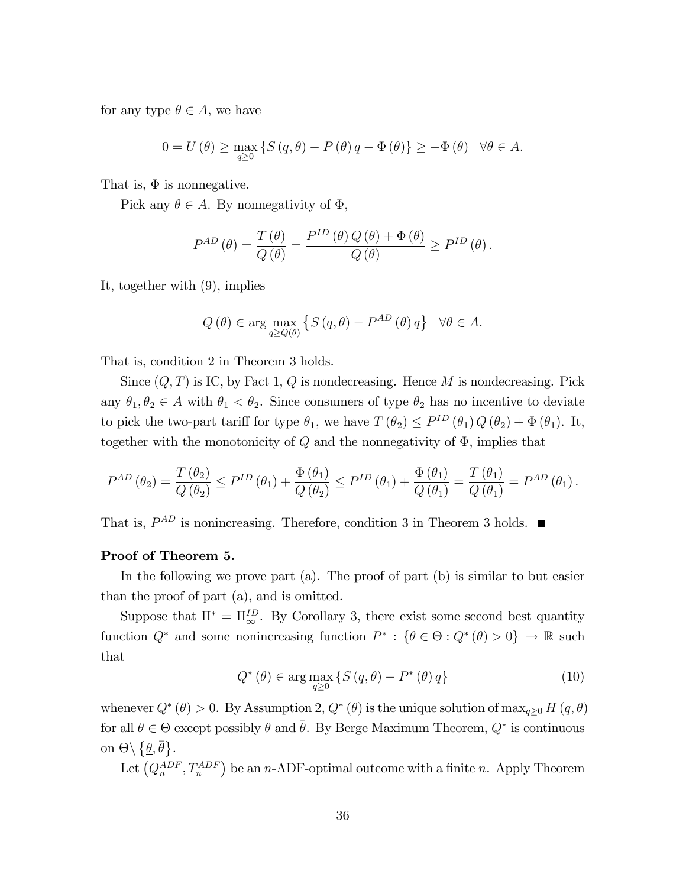for any type $\theta \in A$, we have

$$0 = U(\underline{\theta}) \geq \max_{q \geq 0} \{S(q, \underline{\theta}) - P(\theta) q - \Phi(\theta)\} \geq -\Phi(\theta) \quad \forall \theta \in A.$$

That is, $\Phi$ is nonnegative.

Pick any $\theta \in A$. By nonnegativity of $\Phi$,

$$P^{AD}(\theta) = \frac{T(\theta)}{Q(\theta)} = \frac{P^{ID}(\theta) Q(\theta) + \Phi(\theta)}{Q(\theta)} \geq P^{ID}(\theta).$$

It, together with (9), implies

$$Q(\theta) \in \arg\max_{q \geq Q(\theta)} \left\{S(q, \theta) - P^{AD}(\theta) q\right\} \quad \forall \theta \in A.$$

That is, condition 2 in Theorem 3 holds.

Since $(Q, T)$ is IC, by Fact 1, $Q$ is nondecreasing. Hence $M$ is nondecreasing. Pick any $\theta_1, \theta_2 \in A$ with $\theta_1 < \theta_2$. Since consumers of type $\theta_2$ has no incentive to deviate to pick the two-part tariff for type $\theta_1$, we have $T(\theta_2) \leq P^{ID}(\theta_1) Q(\theta_2) + \Phi(\theta_1)$. It, together with the monotonicity of $Q$ and the nonnegativity of $\Phi$, implies that

$$P^{AD}(\theta_2) = \frac{T(\theta_2)}{Q(\theta_2)} \leq P^{ID}(\theta_1) + \frac{\Phi(\theta_1)}{Q(\theta_2)} \leq P^{ID}(\theta_1) + \frac{\Phi(\theta_1)}{Q(\theta_1)} = \frac{T(\theta_1)}{Q(\theta_1)} = P^{AD}(\theta_1).$$

That is, $P^{AD}$ is nonincreasing. Therefore, condition 3 in Theorem 3 holds. ■

**Proof of Theorem 5.**

In the following we prove part (a). The proof of part (b) is similar to but easier than the proof of part (a), and is omitted.

Suppose that $\Pi^* = \Pi_{\infty}^{ID}$. By Corollary 3, there exist some second best quantity function $Q^*$ and some nonincreasing function $P^* : \{\theta \in \Theta : Q^*(\theta) > 0\} \to \mathbb{R}$ such that

$$Q^*(\theta) \in \arg\max_{q \geq 0} \{S(q, \theta) - P^*(\theta) q\} \tag{10}$$

whenever $Q^*(\theta) > 0$. By Assumption 2, $Q^*(\theta)$ is the unique solution of $\max_{q \geq 0} H(q, \theta)$ for all $\theta \in \Theta$ except possibly $\underline{\theta}$ and $\bar{\theta}$. By Berge Maximum Theorem, $Q^*$ is continuous on $\Theta \backslash \{\underline{\theta}, \bar{\theta}\}$.

Let $\left(Q_n^{ADF}, T_n^{ADF}\right)$ be an $n$-ADF-optimal outcome with a finite $n$. Apply Theorem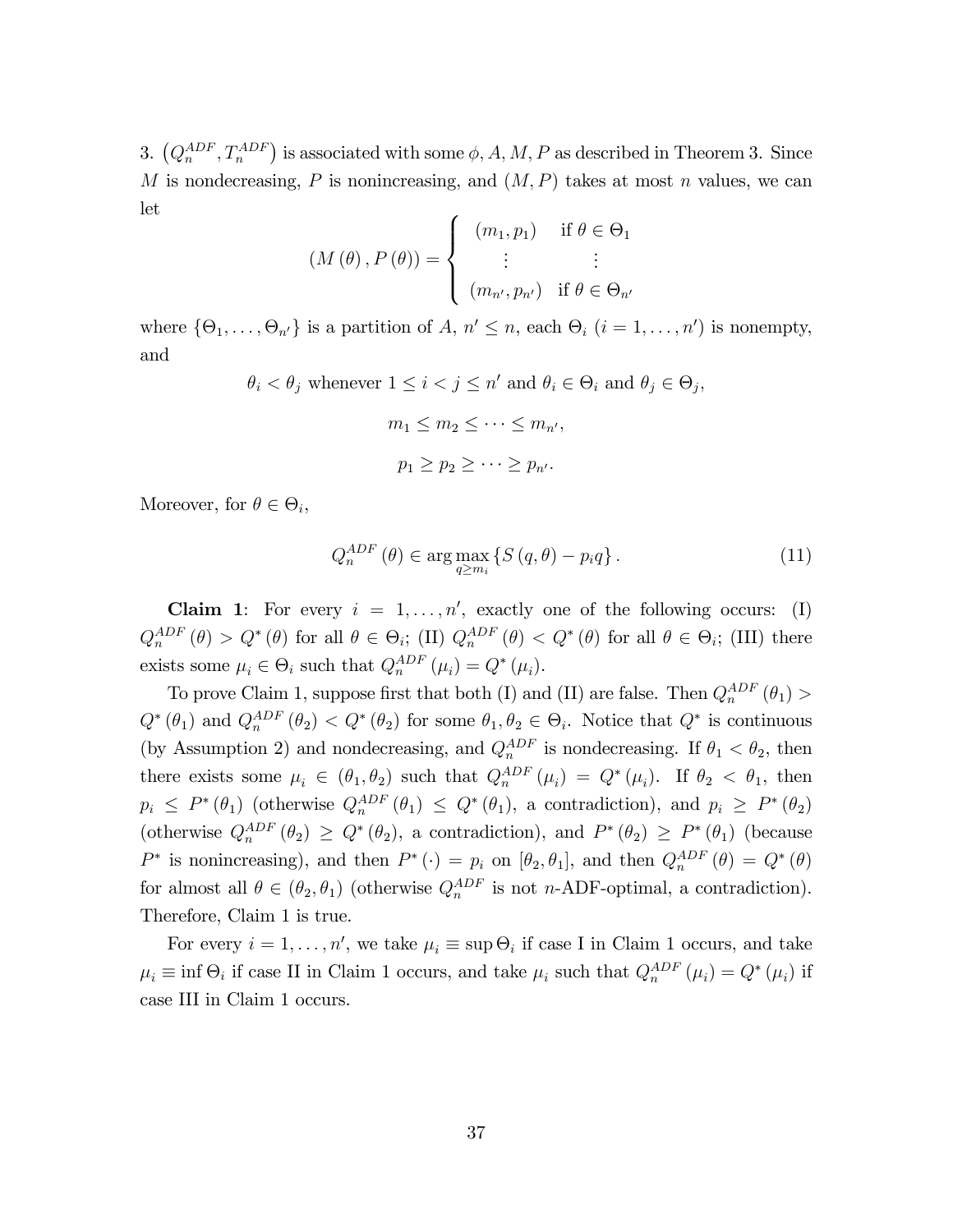3. $\left(Q_n^{ADF}, T_n^{ADF}\right)$ is associated with some $\phi, A, M, P$ as described in Theorem 3. Since $M$ is nondecreasing, $P$ is nonincreasing, and $(M, P)$ takes at most $n$ values, we can let

$$
(M(\theta), P(\theta)) = \begin{cases} (m_1, p_1) & \text{if } \theta \in \Theta_1 \\ \vdots & \vdots \\ (m_{n'}, p_{n'}) & \text{if } \theta \in \Theta_{n'} \end{cases}
$$

where $\{\Theta_1, \ldots, \Theta_{n'}\}$ is a partition of $A$, $n' \leq n$, each $\Theta_i$ $(i = 1, \ldots, n')$ is nonempty, and

$$
\theta_i < \theta_j \text{ whenever } 1 \leq i < j \leq n' \text{ and } \theta_i \in \Theta_i \text{ and } \theta_j \in \Theta_j,
$$

$$
m_1 \leq m_2 \leq \cdots \leq m_{n'},
$$

$$
p_1 \geq p_2 \geq \cdots \geq p_{n'}.
$$

Moreover, for $\theta \in \Theta_i$,

$$
Q_n^{ADF}(\theta) \in \arg\max_{q \geq m_i} \{S(q, \theta) - p_i q\}. \tag{11}
$$

**Claim 1**: For every $i = 1, \ldots, n'$, exactly one of the following occurs: (I) $Q_n^{ADF}(\theta) > Q^*(\theta)$ for all $\theta \in \Theta_i$; (II) $Q_n^{ADF}(\theta) < Q^*(\theta)$ for all $\theta \in \Theta_i$; (III) there exists some $\mu_i \in \Theta_i$ such that $Q_n^{ADF}(\mu_i) = Q^*(\mu_i)$.

To prove Claim 1, suppose first that both (I) and (II) are false. Then $Q_n^{ADF}(\theta_1) > Q^*(\theta_1)$ and $Q_n^{ADF}(\theta_2) < Q^*(\theta_2)$ for some $\theta_1, \theta_2 \in \Theta_i$. Notice that $Q^*$ is continuous (by Assumption 2) and nondecreasing, and $Q_n^{ADF}$ is nondecreasing. If $\theta_1 < \theta_2$, then there exists some $\mu_i \in (\theta_1, \theta_2)$ such that $Q_n^{ADF}(\mu_i) = Q^*(\mu_i)$. If $\theta_2 < \theta_1$, then $p_i \leq P^*(\theta_1)$ (otherwise $Q_n^{ADF}(\theta_1) \leq Q^*(\theta_1)$, a contradiction), and $p_i \geq P^*(\theta_2)$ (otherwise $Q_n^{ADF}(\theta_2) \geq Q^*(\theta_2)$, a contradiction), and $P^*(\theta_2) \geq P^*(\theta_1)$ (because $P^*$ is nonincreasing), and then $P^*(\cdot) = p_i$ on $[\theta_2, \theta_1]$, and then $Q_n^{ADF}(\theta) = Q^*(\theta)$ for almost all $\theta \in (\theta_2, \theta_1)$ (otherwise $Q_n^{ADF}$ is not $n$-ADF-optimal, a contradiction). Therefore, Claim 1 is true.

For every $i = 1, \ldots, n'$, we take $\mu_i \equiv \sup \Theta_i$ if case I in Claim 1 occurs, and take $\mu_i \equiv \inf \Theta_i$ if case II in Claim 1 occurs, and take $\mu_i$ such that $Q_n^{ADF}(\mu_i) = Q^*(\mu_i)$ if case III in Claim 1 occurs.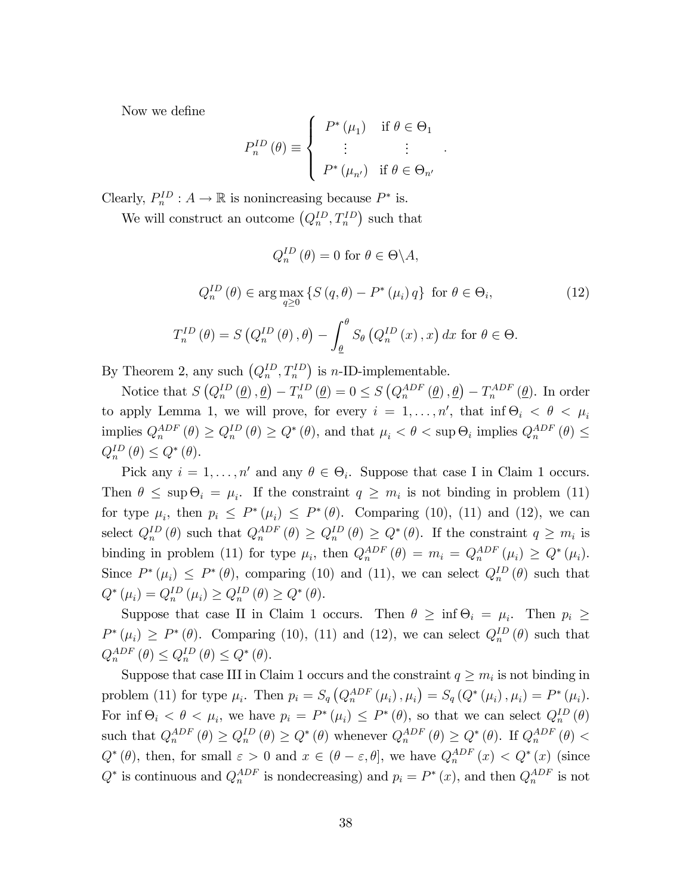Now we define

$$P_n^{ID}(\theta) \equiv \begin{cases} P^*(\mu_1) & \text{if } \theta \in \Theta_1 \\ \vdots & \vdots \\ P^*(\mu_{n'}) & \text{if } \theta \in \Theta_{n'} \end{cases}.$$

Clearly, $P_n^{ID} : A \to \mathbb{R}$ is nonincreasing because $P^*$ is.

We will construct an outcome $\left(Q_n^{ID}, T_n^{ID}\right)$ such that

$$Q_n^{ID}(\theta) = 0 \text{ for } \theta \in \Theta \backslash A,$$

$$Q_n^{ID}(\theta) \in \arg\max_{q \geq 0} \{S(q, \theta) - P^*(\mu_i) q\} \text{ for } \theta \in \Theta_i, \tag{12}$$

$$T_n^{ID}(\theta) = S\left(Q_n^{ID}(\theta), \theta\right) - \int_{\underline{\theta}}^{\theta} S_\theta\left(Q_n^{ID}(x), x\right) dx \text{ for } \theta \in \Theta.$$

By Theorem 2, any such $\left(Q_n^{ID}, T_n^{ID}\right)$ is $n$-ID-implementable.

Notice that $S\left(Q_n^{ID}(\underline{\theta}), \underline{\theta}\right) - T_n^{ID}(\underline{\theta}) = 0 \leq S\left(Q_n^{ADF}(\underline{\theta}), \underline{\theta}\right) - T_n^{ADF}(\underline{\theta})$. In order to apply Lemma 1, we will prove, for every $i = 1, \ldots, n'$, that $\inf \Theta_i < \theta < \mu_i$ implies $Q_n^{ADF}(\theta) \geq Q_n^{ID}(\theta) \geq Q^*(\theta)$, and that $\mu_i < \theta < \sup \Theta_i$ implies $Q_n^{ADF}(\theta) \leq Q_n^{ID}(\theta) \leq Q^*(\theta)$.

Pick any $i = 1, \ldots, n'$ and any $\theta \in \Theta_i$. Suppose that case I in Claim 1 occurs. Then $\theta \leq \sup \Theta_i = \mu_i$. If the constraint $q \geq m_i$ is not binding in problem (11) for type $\mu_i$, then $p_i \leq P^*(\mu_i) \leq P^*(\theta)$. Comparing (10), (11) and (12), we can select $Q_n^{ID}(\theta)$ such that $Q_n^{ADF}(\theta) \geq Q_n^{ID}(\theta) \geq Q^*(\theta)$. If the constraint $q \geq m_i$ is binding in problem (11) for type $\mu_i$, then $Q_n^{ADF}(\theta) = m_i = Q_n^{ADF}(\mu_i) \geq Q^*(\mu_i)$. Since $P^*(\mu_i) \leq P^*(\theta)$, comparing (10) and (11), we can select $Q_n^{ID}(\theta)$ such that $Q^*(\mu_i) = Q_n^{ID}(\mu_i) \geq Q_n^{ID}(\theta) \geq Q^*(\theta)$.

Suppose that case II in Claim 1 occurs. Then $\theta \geq \inf \Theta_i = \mu_i$. Then $p_i \geq P^*(\mu_i) \geq P^*(\theta)$. Comparing (10), (11) and (12), we can select $Q_n^{ID}(\theta)$ such that $Q_n^{ADF}(\theta) \leq Q_n^{ID}(\theta) \leq Q^*(\theta)$.

Suppose that case III in Claim 1 occurs and the constraint $q \geq m_i$ is not binding in problem (11) for type $\mu_i$. Then $p_i = S_q\left(Q_n^{ADF}(\mu_i), \mu_i\right) = S_q\left(Q^*(\mu_i), \mu_i\right) = P^*(\mu_i)$. For $\inf \Theta_i < \theta < \mu_i$, we have $p_i = P^*(\mu_i) \leq P^*(\theta)$, so that we can select $Q_n^{ID}(\theta)$ such that $Q_n^{ADF}(\theta) \geq Q_n^{ID}(\theta) \geq Q^*(\theta)$ whenever $Q_n^{ADF}(\theta) \geq Q^*(\theta)$. If $Q_n^{ADF}(\theta) < Q^*(\theta)$, then, for small $\varepsilon > 0$ and $x \in (\theta - \varepsilon, \theta]$, we have $Q_n^{ADF}(x) < Q^*(x)$ (since $Q^*$ is continuous and $Q_n^{ADF}$ is nondecreasing) and $p_i = P^*(x)$, and then $Q_n^{ADF}$ is not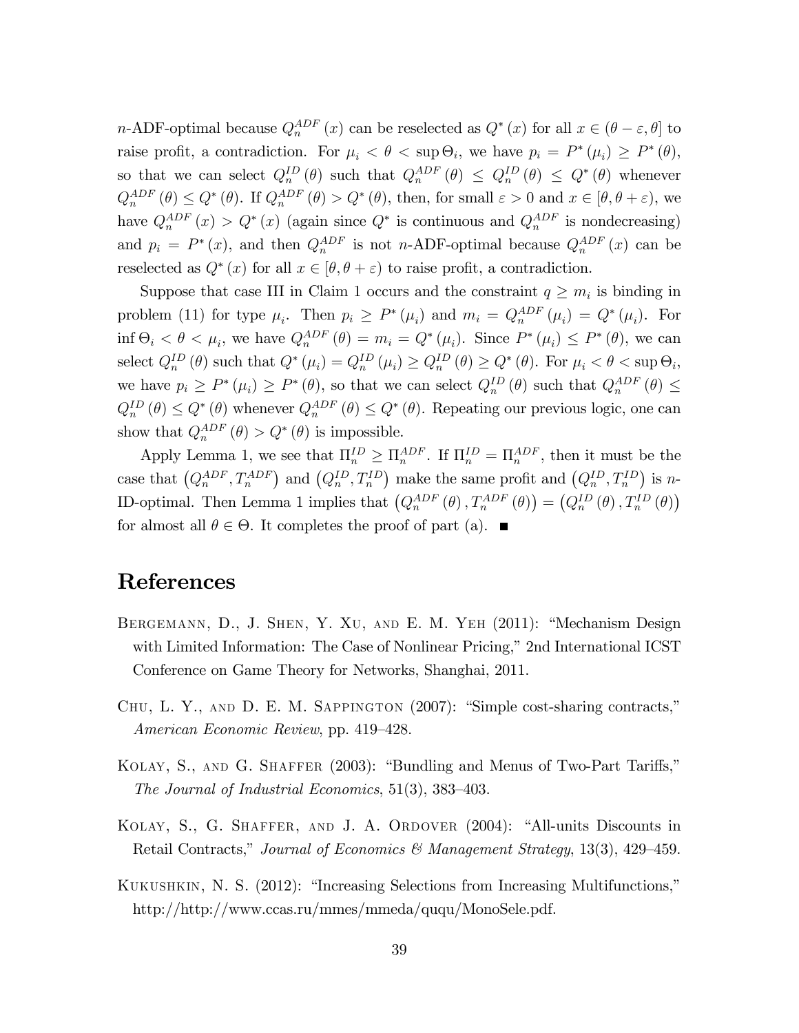$n$-ADF-optimal because $Q_n^{ADF}(x)$ can be reselected as $Q^*(x)$ for all $x \in (\theta - \varepsilon, \theta]$ to raise profit, a contradiction. For $\mu_i < \theta < \sup \Theta_i$, we have $p_i = P^*(\mu_i) \geq P^*(\theta)$, so that we can select $Q_n^{ID}(\theta)$ such that $Q_n^{ADF}(\theta) \leq Q_n^{ID}(\theta) \leq Q^*(\theta)$ whenever $Q_n^{ADF}(\theta) \leq Q^*(\theta)$. If $Q_n^{ADF}(\theta) > Q^*(\theta)$, then, for small $\varepsilon > 0$ and $x \in [\theta, \theta + \varepsilon)$, we have $Q_n^{ADF}(x) > Q^*(x)$ (again since $Q^*$ is continuous and $Q_n^{ADF}$ is nondecreasing) and $p_i = P^*(x)$, and then $Q_n^{ADF}$ is not $n$-ADF-optimal because $Q_n^{ADF}(x)$ can be reselected as $Q^*(x)$ for all $x \in [\theta, \theta + \varepsilon)$ to raise profit, a contradiction.

Suppose that case III in Claim 1 occurs and the constraint $q \geq m_i$ is binding in problem (11) for type $\mu_i$. Then $p_i \geq P^*(\mu_i)$ and $m_i = Q_n^{ADF}(\mu_i) = Q^*(\mu_i)$. For $\inf \Theta_i < \theta < \mu_i$, we have $Q_n^{ADF}(\theta) = m_i = Q^*(\mu_i)$. Since $P^*(\mu_i) \leq P^*(\theta)$, we can select $Q_n^{ID}(\theta)$ such that $Q^*(\mu_i) = Q_n^{ID}(\mu_i) \geq Q_n^{ID}(\theta) \geq Q^*(\theta)$. For $\mu_i < \theta < \sup \Theta_i$, we have $p_i \geq P^*(\mu_i) \geq P^*(\theta)$, so that we can select $Q_n^{ID}(\theta)$ such that $Q_n^{ADF}(\theta) \leq Q_n^{ID}(\theta) \leq Q^*(\theta)$ whenever $Q_n^{ADF}(\theta) \leq Q^*(\theta)$. Repeating our previous logic, one can show that $Q_n^{ADF}(\theta) > Q^*(\theta)$ is impossible.

Apply Lemma 1, we see that $\Pi_n^{ID} \geq \Pi_n^{ADF}$. If $\Pi_n^{ID} = \Pi_n^{ADF}$, then it must be the case that $(Q_n^{ADF}, T_n^{ADF})$ and $(Q_n^{ID}, T_n^{ID})$ make the same profit and $(Q_n^{ID}, T_n^{ID})$ is $n$-ID-optimal. Then Lemma 1 implies that $(Q_n^{ADF}(\theta), T_n^{ADF}(\theta)) = (Q_n^{ID}(\theta), T_n^{ID}(\theta))$ for almost all $\theta \in \Theta$. It completes the proof of part (a). ■

# References

Bergemann, D., J. Shen, Y. Xu, and E. M. Yeh (2011): "Mechanism Design with Limited Information: The Case of Nonlinear Pricing," 2nd International ICST Conference on Game Theory for Networks, Shanghai, 2011.

Chu, L. Y., and D. E. M. Sappington (2007): "Simple cost-sharing contracts," *American Economic Review*, pp. 419–428.

Kolay, S., and G. Shaffer (2003): "Bundling and Menus of Two-Part Tariffs," *The Journal of Industrial Economics*, 51(3), 383–403.

Kolay, S., G. Shaffer, and J. A. Ordover (2004): "All-units Discounts in Retail Contracts," *Journal of Economics & Management Strategy*, 13(3), 429–459.

Kukushkin, N. S. (2012): "Increasing Selections from Increasing Multifunctions," http://http://www.ccas.ru/mmes/mmeda/ququ/MonoSele.pdf.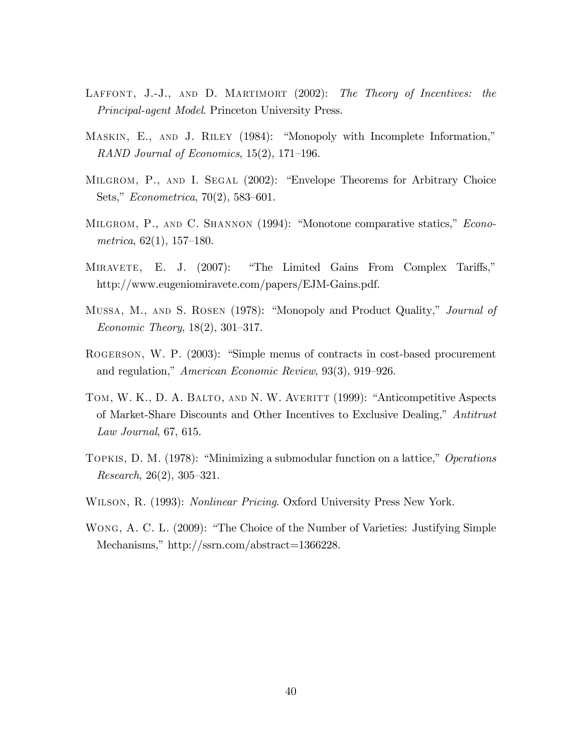Laffont, J.-J., and D. Martimort (2002): *The Theory of Incentives: the Principal-agent Model*. Princeton University Press.

Maskin, E., and J. Riley (1984): "Monopoly with Incomplete Information," *RAND Journal of Economics*, 15(2), 171–196.

Milgrom, P., and I. Segal (2002): "Envelope Theorems for Arbitrary Choice Sets," *Econometrica*, 70(2), 583–601.

Milgrom, P., and C. Shannon (1994): "Monotone comparative statics," *Econometrica*, 62(1), 157–180.

Miravete, E. J. (2007): "The Limited Gains From Complex Tariffs," http://www.eugeniomiravete.com/papers/EJM-Gains.pdf.

Mussa, M., and S. Rosen (1978): "Monopoly and Product Quality," *Journal of Economic Theory*, 18(2), 301–317.

Rogerson, W. P. (2003): "Simple menus of contracts in cost-based procurement and regulation," *American Economic Review*, 93(3), 919–926.

Tom, W. K., D. A. Balto, and N. W. Averitt (1999): "Anticompetitive Aspects of Market-Share Discounts and Other Incentives to Exclusive Dealing," *Antitrust Law Journal*, 67, 615.

Topkis, D. M. (1978): "Minimizing a submodular function on a lattice," *Operations Research*, 26(2), 305–321.

Wilson, R. (1993): *Nonlinear Pricing*. Oxford University Press New York.

Wong, A. C. L. (2009): "The Choice of the Number of Varieties: Justifying Simple Mechanisms," http://ssrn.com/abstract=1366228.